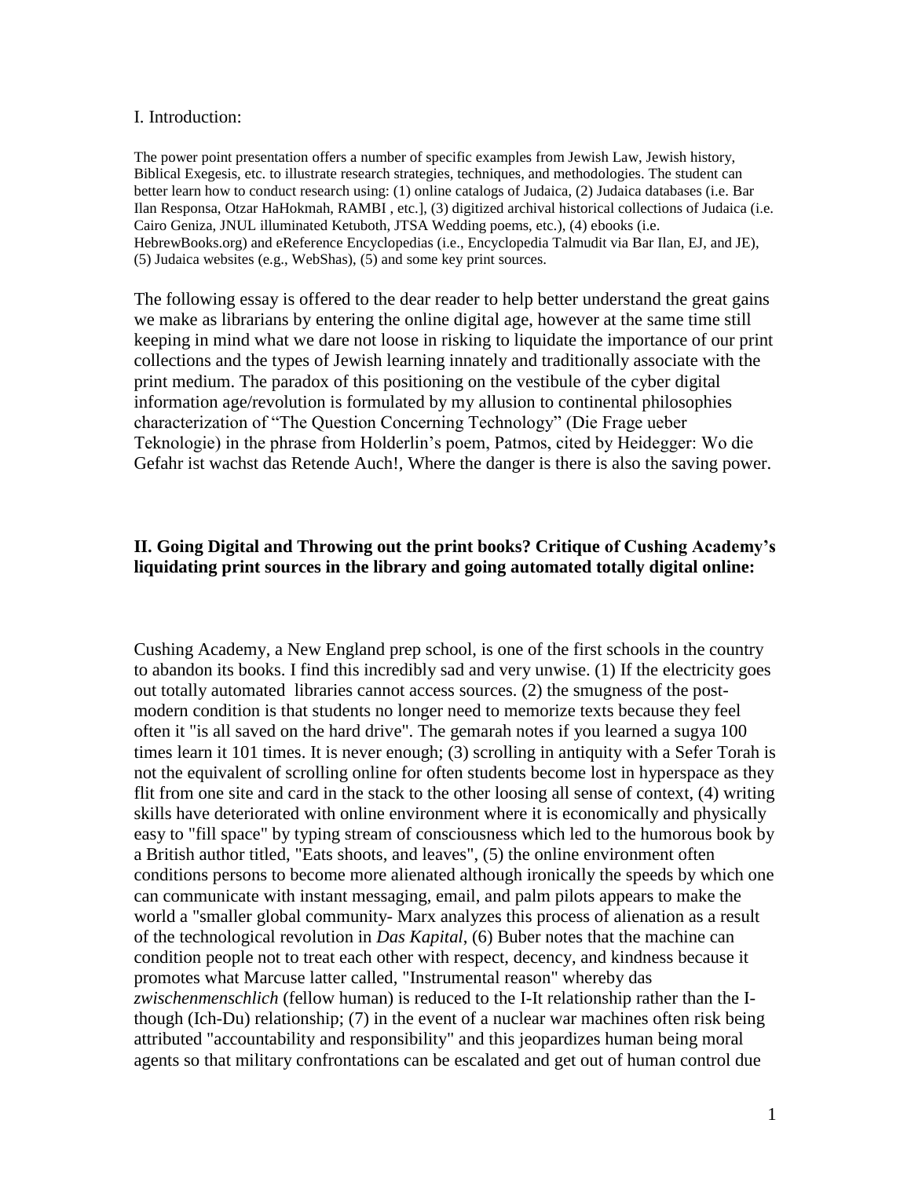I. Introduction:

The power point presentation offers a number of specific examples from Jewish Law, Jewish history, Biblical Exegesis, etc. to illustrate research strategies, techniques, and methodologies. The student can better learn how to conduct research using: (1) online catalogs of Judaica, (2) Judaica databases (i.e. Bar Ilan Responsa, Otzar HaHokmah, RAMBI , etc.], (3) digitized archival historical collections of Judaica (i.e. Cairo Geniza, JNUL illuminated Ketuboth, JTSA Wedding poems, etc.), (4) ebooks (i.e. HebrewBooks.org) and eReference Encyclopedias (i.e., Encyclopedia Talmudit via Bar Ilan, EJ, and JE), (5) Judaica websites (e.g., WebShas), (5) and some key print sources.

The following essay is offered to the dear reader to help better understand the great gains we make as librarians by entering the online digital age, however at the same time still keeping in mind what we dare not loose in risking to liquidate the importance of our print collections and the types of Jewish learning innately and traditionally associate with the print medium. The paradox of this positioning on the vestibule of the cyber digital information age/revolution is formulated by my allusion to continental philosophies characterization of "The Question Concerning Technology" (Die Frage ueber Teknologie) in the phrase from Holderlin's poem, Patmos, cited by Heidegger: Wo die Gefahr ist wachst das Retende Auch!, Where the danger is there is also the saving power.

**II. Going Digital and Throwing out the print books? Critique of Cushing Academy's liquidating print sources in the library and going automated totally digital online:**

Cushing Academy, a New England prep school, is one of the first schools in the country to abandon its books. I find this incredibly sad and very unwise. (1) If the electricity goes out totally automated libraries cannot access sources. (2) the smugness of the post-modern condition is that students no longer need to memorize texts because they feel often it "is all saved on the hard drive". The gemarah notes if you learned a sugya 100 times learn it 101 times. It is never enough; (3) scrolling in antiquity with a Sefer Torah is not the equivalent of scrolling online for often students become lost in hyperspace as they flit from one site and card in the stack to the other loosing all sense of context, (4) writing skills have deteriorated with online environment where it is economically and physically easy to "fill space" by typing stream of consciousness which led to the humorous book by a British author titled, "Eats shoots, and leaves", (5) the online environment often conditions persons to become more alienated although ironically the speeds by which one can communicate with instant messaging, email, and palm pilots appears to make the world a "smaller global community- Marx analyzes this process of alienation as a result of the technological revolution in *Das Kapital*, (6) Buber notes that the machine can condition people not to treat each other with respect, decency, and kindness because it promotes what Marcuse latter called, "Instrumental reason" whereby das *zwischenmenschlich* (fellow human) is reduced to the I-It relationship rather than the I-though (Ich-Du) relationship; (7) in the event of a nuclear war machines often risk being attributed "accountability and responsibility" and this jeopardizes human being moral agents so that military confrontations can be escalated and get out of human control due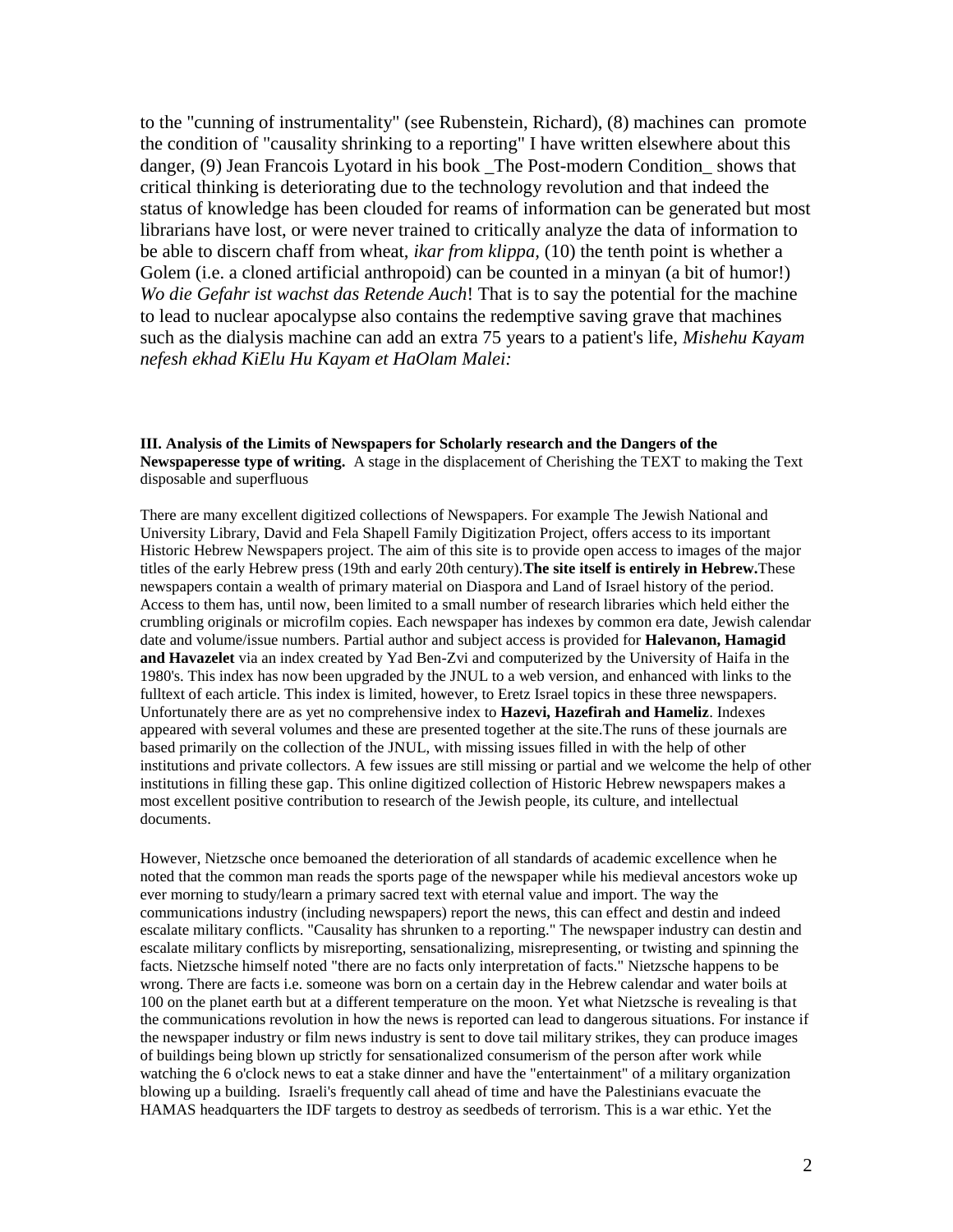to the "cunning of instrumentality" (see Rubenstein, Richard), (8) machines can promote the condition of "causality shrinking to a reporting" I have written elsewhere about this danger, (9) Jean Francois Lyotard in his book _The Post-modern Condition_ shows that critical thinking is deteriorating due to the technology revolution and that indeed the status of knowledge has been clouded for reams of information can be generated but most librarians have lost, or were never trained to critically analyze the data of information to be able to discern chaff from wheat, *ikar from klippa,* (10) the tenth point is whether a Golem (i.e. a cloned artificial anthropoid) can be counted in a minyan (a bit of humor!) *Wo die Gefahr ist wachst das Retende Auch*! That is to say the potential for the machine to lead to nuclear apocalypse also contains the redemptive saving grave that machines such as the dialysis machine can add an extra 75 years to a patient's life, *Mishehu Kayam nefesh ekhad KiElu Hu Kayam et HaOlam Malei:*

**III. Analysis of the Limits of Newspapers for Scholarly research and the Dangers of the Newspaperesse type of writing.** A stage in the displacement of Cherishing the TEXT to making the Text disposable and superfluous

There are many excellent digitized collections of Newspapers. For example The Jewish National and University Library, David and Fela Shapell Family Digitization Project, offers access to its important Historic Hebrew Newspapers project. The aim of this site is to provide open access to images of the major titles of the early Hebrew press (19th and early 20th century).**The site itself is entirely in Hebrew.**These newspapers contain a wealth of primary material on Diaspora and Land of Israel history of the period. Access to them has, until now, been limited to a small number of research libraries which held either the crumbling originals or microfilm copies. Each newspaper has indexes by common era date, Jewish calendar date and volume/issue numbers. Partial author and subject access is provided for **Halevanon, Hamagid and Havazelet** via an index created by Yad Ben-Zvi and computerized by the University of Haifa in the 1980's. This index has now been upgraded by the JNUL to a web version, and enhanced with links to the fulltext of each article. This index is limited, however, to Eretz Israel topics in these three newspapers. Unfortunately there are as yet no comprehensive index to **Hazevi, Hazefirah and Hameliz**. Indexes appeared with several volumes and these are presented together at the site.The runs of these journals are based primarily on the collection of the JNUL, with missing issues filled in with the help of other institutions and private collectors. A few issues are still missing or partial and we welcome the help of other institutions in filling these gap. This online digitized collection of Historic Hebrew newspapers makes a most excellent positive contribution to research of the Jewish people, its culture, and intellectual documents.

However, Nietzsche once bemoaned the deterioration of all standards of academic excellence when he noted that the common man reads the sports page of the newspaper while his medieval ancestors woke up ever morning to study/learn a primary sacred text with eternal value and import. The way the communications industry (including newspapers) report the news, this can effect and destin and indeed escalate military conflicts. "Causality has shrunken to a reporting." The newspaper industry can destin and escalate military conflicts by misreporting, sensationalizing, misrepresenting, or twisting and spinning the facts. Nietzsche himself noted "there are no facts only interpretation of facts." Nietzsche happens to be wrong. There are facts i.e. someone was born on a certain day in the Hebrew calendar and water boils at 100 on the planet earth but at a different temperature on the moon. Yet what Nietzsche is revealing is that the communications revolution in how the news is reported can lead to dangerous situations. For instance if the newspaper industry or film news industry is sent to dove tail military strikes, they can produce images of buildings being blown up strictly for sensationalized consumerism of the person after work while watching the 6 o'clock news to eat a stake dinner and have the "entertainment" of a military organization blowing up a building. Israeli's frequently call ahead of time and have the Palestinians evacuate the HAMAS headquarters the IDF targets to destroy as seedbeds of terrorism. This is a war ethic. Yet the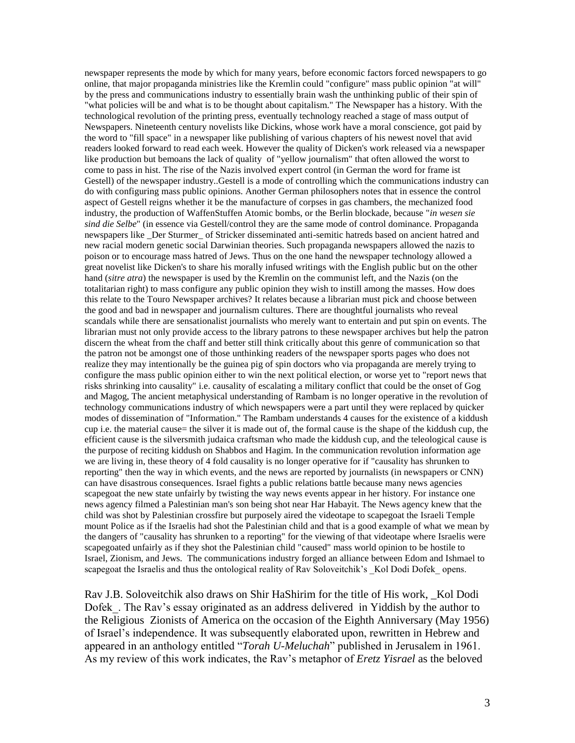newspaper represents the mode by which for many years, before economic factors forced newspapers to go online, that major propaganda ministries like the Kremlin could "configure" mass public opinion "at will" by the press and communications industry to essentially brain wash the unthinking public of their spin of "what policies will be and what is to be thought about capitalism." The Newspaper has a history. With the technological revolution of the printing press, eventually technology reached a stage of mass output of Newspapers. Nineteenth century novelists like Dickins, whose work have a moral conscience, got paid by the word to "fill space" in a newspaper like publishing of various chapters of his newest novel that avid readers looked forward to read each week. However the quality of Dicken's work released via a newspaper like production but bemoans the lack of quality of "yellow journalism" that often allowed the worst to come to pass in hist. The rise of the Nazis involved expert control (in German the word for frame ist Gestell) of the newspaper industry..Gestell is a mode of controlling which the communications industry can do with configuring mass public opinions. Another German philosophers notes that in essence the control aspect of Gestell reigns whether it be the manufacture of corpses in gas chambers, the mechanized food industry, the production of WaffenStuffen Atomic bombs, or the Berlin blockade, because "*in wesen sie sind die Selbe*" (in essence via Gestell/control they are the same mode of control dominance. Propaganda newspapers like _Der Sturmer_ of Stricker disseminated anti-semitic hatreds based on ancient hatred and new racial modern genetic social Darwinian theories. Such propaganda newspapers allowed the nazis to poison or to encourage mass hatred of Jews. Thus on the one hand the newspaper technology allowed a great novelist like Dicken's to share his morally infused writings with the English public but on the other hand (*sitre atra*) the newspaper is used by the Kremlin on the communist left, and the Nazis (on the totalitarian right) to mass configure any public opinion they wish to instill among the masses. How does this relate to the Touro Newspaper archives? It relates because a librarian must pick and choose between the good and bad in newspaper and journalism cultures. There are thoughtful journalists who reveal scandals while there are sensationalist journalists who merely want to entertain and put spin on events. The librarian must not only provide access to the library patrons to these newspaper archives but help the patron discern the wheat from the chaff and better still think critically about this genre of communication so that the patron not be amongst one of those unthinking readers of the newspaper sports pages who does not realize they may intentionally be the guinea pig of spin doctors who via propaganda are merely trying to configure the mass public opinion either to win the next political election, or worse yet to "report news that risks shrinking into causality" i.e. causality of escalating a military conflict that could be the onset of Gog and Magog, The ancient metaphysical understanding of Rambam is no longer operative in the revolution of technology communications industry of which newspapers were a part until they were replaced by quicker modes of dissemination of "Information." The Rambam understands 4 causes for the existence of a kiddush cup i.e. the material cause= the silver it is made out of, the formal cause is the shape of the kiddush cup, the efficient cause is the silversmith judaica craftsman who made the kiddush cup, and the teleological cause is the purpose of reciting kiddush on Shabbos and Hagim. In the communication revolution information age we are living in, these theory of 4 fold causality is no longer operative for if "causality has shrunken to reporting" then the way in which events, and the news are reported by journalists (in newspapers or CNN) can have disastrous consequences. Israel fights a public relations battle because many news agencies scapegoat the new state unfairly by twisting the way news events appear in her history. For instance one news agency filmed a Palestinian man's son being shot near Har Habayit. The News agency knew that the child was shot by Palestinian crossfire but purposely aired the videotape to scapegoat the Israeli Temple mount Police as if the Israelis had shot the Palestinian child and that is a good example of what we mean by the dangers of "causality has shrunken to a reporting" for the viewing of that videotape where Israelis were scapegoated unfairly as if they shot the Palestinian child "caused" mass world opinion to be hostile to Israel, Zionism, and Jews. The communications industry forged an alliance between Edom and Ishmael to scapegoat the Israelis and thus the ontological reality of Rav Soloveitchik's _Kol Dodi Dofek_ opens.

Rav J.B. Soloveitchik also draws on Shir HaShirim for the title of His work, _Kol Dodi Dofek_. The Rav's essay originated as an address delivered in Yiddish by the author to the Religious Zionists of America on the occasion of the Eighth Anniversary (May 1956) of Israel's independence. It was subsequently elaborated upon, rewritten in Hebrew and appeared in an anthology entitled "*Torah U-Meluchah*" published in Jerusalem in 1961. As my review of this work indicates, the Rav's metaphor of *Eretz Yisrael* as the beloved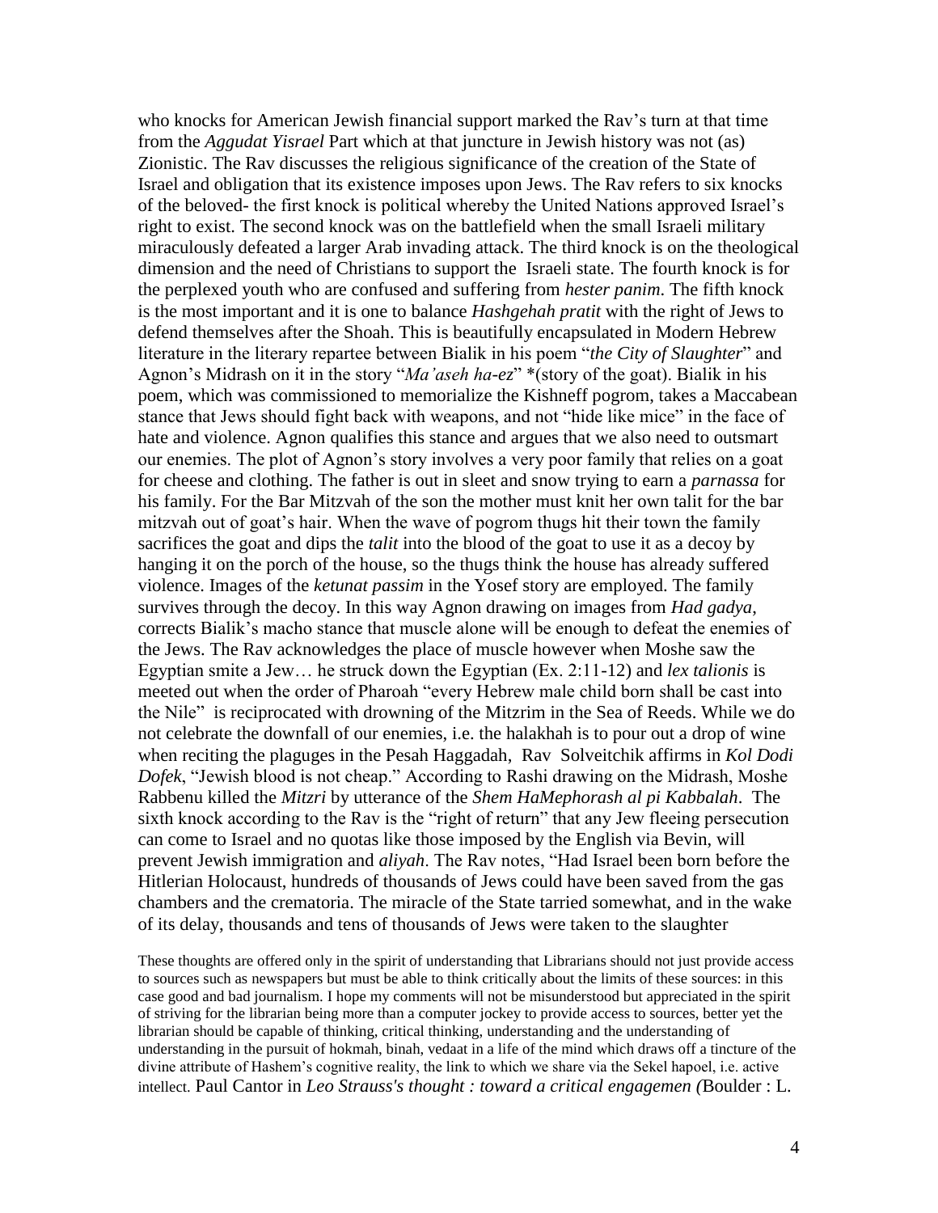who knocks for American Jewish financial support marked the Rav's turn at that time from the *Aggudat Yisrael* Part which at that juncture in Jewish history was not (as) Zionistic. The Rav discusses the religious significance of the creation of the State of Israel and obligation that its existence imposes upon Jews. The Rav refers to six knocks of the beloved- the first knock is political whereby the United Nations approved Israel's right to exist. The second knock was on the battlefield when the small Israeli military miraculously defeated a larger Arab invading attack. The third knock is on the theological dimension and the need of Christians to support the Israeli state. The fourth knock is for the perplexed youth who are confused and suffering from *hester panim*. The fifth knock is the most important and it is one to balance *Hashgehah pratit* with the right of Jews to defend themselves after the Shoah. This is beautifully encapsulated in Modern Hebrew literature in the literary repartee between Bialik in his poem "*the City of Slaughter*" and Agnon's Midrash on it in the story "*Ma'aseh ha-ez*" *(story of the goat). Bialik in his poem, which was commissioned to memorialize the Kishneff pogrom, takes a Maccabean stance that Jews should fight back with weapons, and not "hide like mice" in the face of hate and violence. Agnon qualifies this stance and argues that we also need to outsmart our enemies. The plot of Agnon's story involves a very poor family that relies on a goat for cheese and clothing. The father is out in sleet and snow trying to earn a *parnassa* for his family. For the Bar Mitzvah of the son the mother must knit her own talit for the bar mitzvah out of goat's hair. When the wave of pogrom thugs hit their town the family sacrifices the goat and dips the *talit* into the blood of the goat to use it as a decoy by hanging it on the porch of the house, so the thugs think the house has already suffered violence. Images of the *ketunat passim* in the Yosef story are employed. The family survives through the decoy. In this way Agnon drawing on images from *Had gadya*, corrects Bialik's macho stance that muscle alone will be enough to defeat the enemies of the Jews. The Rav acknowledges the place of muscle however when Moshe saw the Egyptian smite a Jew… he struck down the Egyptian (Ex. 2:11-12) and *lex talionis* is meeted out when the order of Pharoah "every Hebrew male child born shall be cast into the Nile" is reciprocated with drowning of the Mitzrim in the Sea of Reeds. While we do not celebrate the downfall of our enemies, i.e. the halakhah is to pour out a drop of wine when reciting the plaguges in the Pesah Haggadah, Rav Solveitchik affirms in *Kol Dodi Dofek*, "Jewish blood is not cheap." According to Rashi drawing on the Midrash, Moshe Rabbenu killed the *Mitzri* by utterance of the *Shem HaMephorash al pi Kabbalah*. The sixth knock according to the Rav is the "right of return" that any Jew fleeing persecution can come to Israel and no quotas like those imposed by the English via Bevin, will prevent Jewish immigration and *aliyah*. The Rav notes, "Had Israel been born before the Hitlerian Holocaust, hundreds of thousands of Jews could have been saved from the gas chambers and the crematoria. The miracle of the State tarried somewhat, and in the wake of its delay, thousands and tens of thousands of Jews were taken to the slaughter

These thoughts are offered only in the spirit of understanding that Librarians should not just provide access to sources such as newspapers but must be able to think critically about the limits of these sources: in this case good and bad journalism. I hope my comments will not be misunderstood but appreciated in the spirit of striving for the librarian being more than a computer jockey to provide access to sources, better yet the librarian should be capable of thinking, critical thinking, understanding and the understanding of understanding in the pursuit of hokmah, binah, vedaat in a life of the mind which draws off a tincture of the divine attribute of Hashem's cognitive reality, the link to which we share via the Sekel hapoel, i.e. active intellect. Paul Cantor in *Leo Strauss's thought : toward a critical engagemen (*Boulder : L.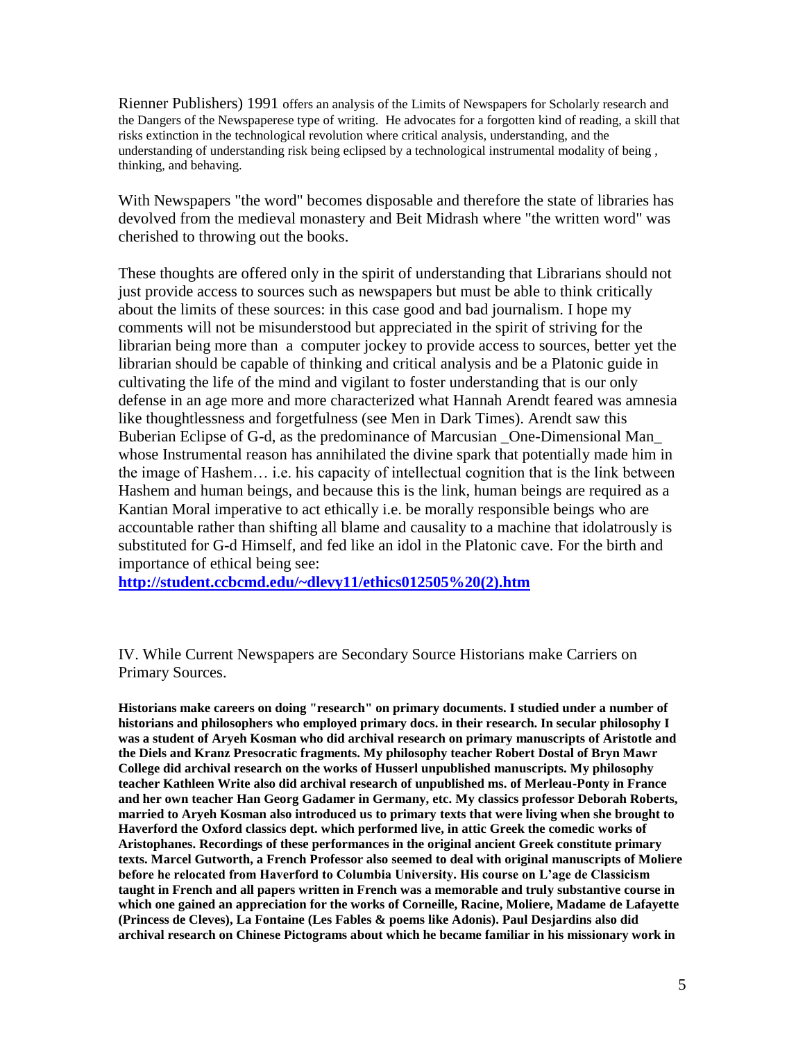Rienner Publishers) 1991 offers an analysis of the Limits of Newspapers for Scholarly research and the Dangers of the Newspaperese type of writing. He advocates for a forgotten kind of reading, a skill that risks extinction in the technological revolution where critical analysis, understanding, and the understanding of understanding risk being eclipsed by a technological instrumental modality of being , thinking, and behaving.

With Newspapers "the word" becomes disposable and therefore the state of libraries has devolved from the medieval monastery and Beit Midrash where "the written word" was cherished to throwing out the books.

These thoughts are offered only in the spirit of understanding that Librarians should not just provide access to sources such as newspapers but must be able to think critically about the limits of these sources: in this case good and bad journalism. I hope my comments will not be misunderstood but appreciated in the spirit of striving for the librarian being more than a computer jockey to provide access to sources, better yet the librarian should be capable of thinking and critical analysis and be a Platonic guide in cultivating the life of the mind and vigilant to foster understanding that is our only defense in an age more and more characterized what Hannah Arendt feared was amnesia like thoughtlessness and forgetfulness (see Men in Dark Times). Arendt saw this Buberian Eclipse of G-d, as the predominance of Marcusian _One-Dimensional Man_ whose Instrumental reason has annihilated the divine spark that potentially made him in the image of Hashem… i.e. his capacity of intellectual cognition that is the link between Hashem and human beings, and because this is the link, human beings are required as a Kantian Moral imperative to act ethically i.e. be morally responsible beings who are accountable rather than shifting all blame and causality to a machine that idolatrously is substituted for G-d Himself, and fed like an idol in the Platonic cave. For the birth and importance of ethical being see:
**[http://student.ccbcmd.edu/~dlevy11/ethics012505%20(2).htm](http://student.ccbcmd.edu/~dlevy11/ethics012505%20(2).htm)**

IV. While Current Newspapers are Secondary Source Historians make Carriers on Primary Sources.

**Historians make careers on doing "research" on primary documents. I studied under a number of historians and philosophers who employed primary docs. in their research. In secular philosophy I was a student of Aryeh Kosman who did archival research on primary manuscripts of Aristotle and the Diels and Kranz Presocratic fragments. My philosophy teacher Robert Dostal of Bryn Mawr College did archival research on the works of Husserl unpublished manuscripts. My philosophy teacher Kathleen Write also did archival research of unpublished ms. of Merleau-Ponty in France and her own teacher Han Georg Gadamer in Germany, etc. My classics professor Deborah Roberts, married to Aryeh Kosman also introduced us to primary texts that were living when she brought to Haverford the Oxford classics dept. which performed live, in attic Greek the comedic works of Aristophanes. Recordings of these performances in the original ancient Greek constitute primary texts. Marcel Gutworth, a French Professor also seemed to deal with original manuscripts of Moliere before he relocated from Haverford to Columbia University. His course on L'age de Classicism taught in French and all papers written in French was a memorable and truly substantive course in which one gained an appreciation for the works of Corneille, Racine, Moliere, Madame de Lafayette (Princess de Cleves), La Fontaine (Les Fables & poems like Adonis). Paul Desjardins also did archival research on Chinese Pictograms about which he became familiar in his missionary work in**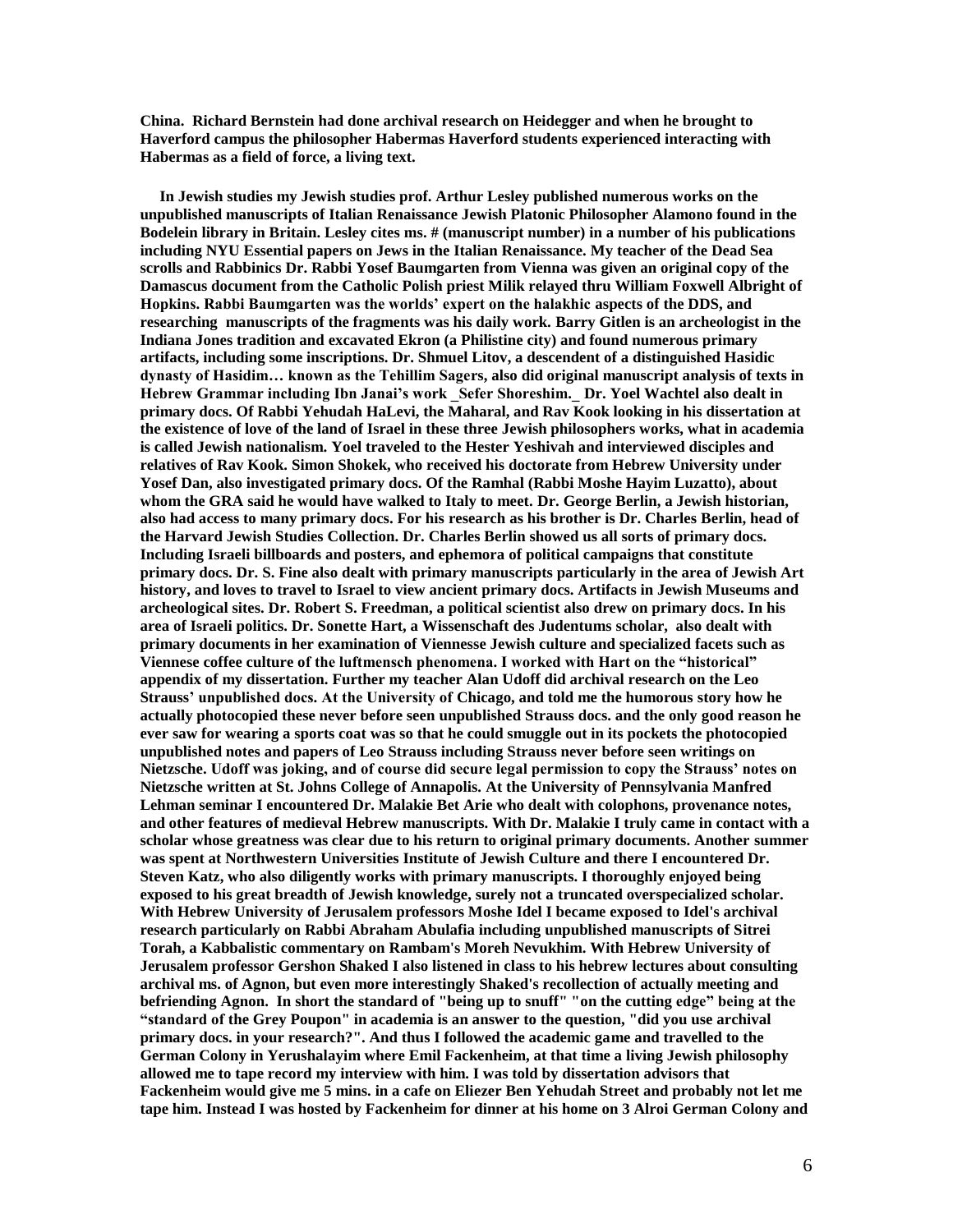**China. Richard Bernstein had done archival research on Heidegger and when he brought to Haverford campus the philosopher Habermas Haverford students experienced interacting with Habermas as a field of force, a living text.**

**In Jewish studies my Jewish studies prof. Arthur Lesley published numerous works on the unpublished manuscripts of Italian Renaissance Jewish Platonic Philosopher Alamono found in the Bodelein library in Britain. Lesley cites ms. # (manuscript number) in a number of his publications including NYU Essential papers on Jews in the Italian Renaissance. My teacher of the Dead Sea scrolls and Rabbinics Dr. Rabbi Yosef Baumgarten from Vienna was given an original copy of the Damascus document from the Catholic Polish priest Milik relayed thru William Foxwell Albright of Hopkins. Rabbi Baumgarten was the worlds' expert on the halakhic aspects of the DDS, and researching manuscripts of the fragments was his daily work. Barry Gitlen is an archeologist in the Indiana Jones tradition and excavated Ekron (a Philistine city) and found numerous primary artifacts, including some inscriptions. Dr. Shmuel Litov, a descendent of a distinguished Hasidic dynasty of Hasidim… known as the Tehillim Sagers, also did original manuscript analysis of texts in Hebrew Grammar including Ibn Janai's work _Sefer Shoreshim._ Dr. Yoel Wachtel also dealt in primary docs. Of Rabbi Yehudah HaLevi, the Maharal, and Rav Kook looking in his dissertation at the existence of love of the land of Israel in these three Jewish philosophers works, what in academia is called Jewish nationalism. Yoel traveled to the Hester Yeshivah and interviewed disciples and relatives of Rav Kook. Simon Shokek, who received his doctorate from Hebrew University under Yosef Dan, also investigated primary docs. Of the Ramhal (Rabbi Moshe Hayim Luzatto), about whom the GRA said he would have walked to Italy to meet. Dr. George Berlin, a Jewish historian, also had access to many primary docs. For his research as his brother is Dr. Charles Berlin, head of the Harvard Jewish Studies Collection. Dr. Charles Berlin showed us all sorts of primary docs. Including Israeli billboards and posters, and ephemora of political campaigns that constitute primary docs. Dr. S. Fine also dealt with primary manuscripts particularly in the area of Jewish Art history, and loves to travel to Israel to view ancient primary docs. Artifacts in Jewish Museums and archeological sites. Dr. Robert S. Freedman, a political scientist also drew on primary docs. In his area of Israeli politics. Dr. Sonette Hart, a Wissenschaft des Judentums scholar, also dealt with primary documents in her examination of Viennesse Jewish culture and specialized facets such as Viennese coffee culture of the luftmensch phenomena. I worked with Hart on the "historical" appendix of my dissertation. Further my teacher Alan Udoff did archival research on the Leo Strauss' unpublished docs. At the University of Chicago, and told me the humorous story how he actually photocopied these never before seen unpublished Strauss docs. and the only good reason he ever saw for wearing a sports coat was so that he could smuggle out in its pockets the photocopied unpublished notes and papers of Leo Strauss including Strauss never before seen writings on Nietzsche. Udoff was joking, and of course did secure legal permission to copy the Strauss' notes on Nietzsche written at St. Johns College of Annapolis. At the University of Pennsylvania Manfred Lehman seminar I encountered Dr. Malakie Bet Arie who dealt with colophons, provenance notes, and other features of medieval Hebrew manuscripts. With Dr. Malakie I truly came in contact with a scholar whose greatness was clear due to his return to original primary documents. Another summer was spent at Northwestern Universities Institute of Jewish Culture and there I encountered Dr. Steven Katz, who also diligently works with primary manuscripts. I thoroughly enjoyed being exposed to his great breadth of Jewish knowledge, surely not a truncated overspecialized scholar. With Hebrew University of Jerusalem professors Moshe Idel I became exposed to Idel's archival research particularly on Rabbi Abraham Abulafia including unpublished manuscripts of Sitrei Torah, a Kabbalistic commentary on Rambam's Moreh Nevukhim. With Hebrew University of Jerusalem professor Gershon Shaked I also listened in class to his hebrew lectures about consulting archival ms. of Agnon, but even more interestingly Shaked's recollection of actually meeting and befriending Agnon. In short the standard of "being up to snuff" "on the cutting edge" being at the "standard of the Grey Poupon" in academia is an answer to the question, "did you use archival primary docs. in your research?". And thus I followed the academic game and travelled to the German Colony in Yerushalayim where Emil Fackenheim, at that time a living Jewish philosophy allowed me to tape record my interview with him. I was told by dissertation advisors that Fackenheim would give me 5 mins. in a cafe on Eliezer Ben Yehudah Street and probably not let me tape him. Instead I was hosted by Fackenheim for dinner at his home on 3 Alroi German Colony and**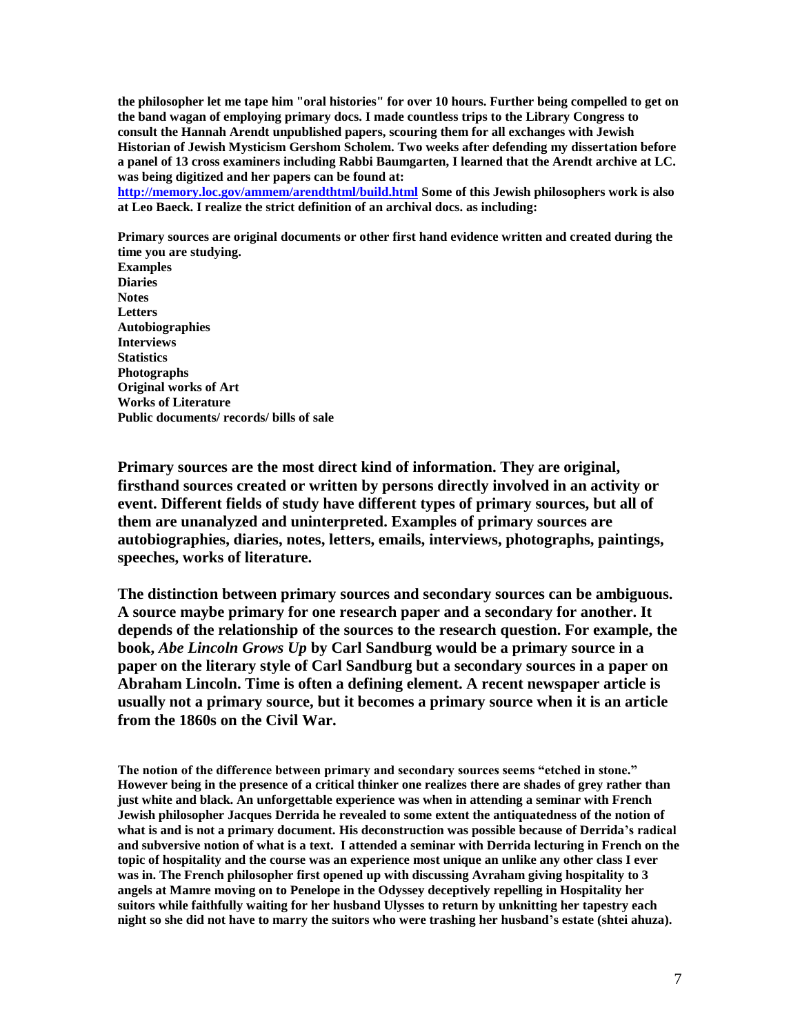**the philosopher let me tape him "oral histories" for over 10 hours. Further being compelled to get on the band wagan of employing primary docs. I made countless trips to the Library Congress to consult the Hannah Arendt unpublished papers, scouring them for all exchanges with Jewish Historian of Jewish Mysticism Gershom Scholem. Two weeks after defending my dissertation before a panel of 13 cross examiners including Rabbi Baumgarten, I learned that the Arendt archive at LC. was being digitized and her papers can be found at:**
**http://memory.loc.gov/ammem/arendthtml/build.html Some of this Jewish philosophers work is also at Leo Baeck. I realize the strict definition of an archival docs. as including:**

**Primary sources are original documents or other first hand evidence written and created during the time you are studying.**
**Examples**
**Diaries**
**Notes**
**Letters**
**Autobiographies**
**Interviews**
**Statistics**
**Photographs**
**Original works of Art**
**Works of Literature**
**Public documents/ records/ bills of sale**

**Primary sources are the most direct kind of information. They are original, firsthand sources created or written by persons directly involved in an activity or event. Different fields of study have different types of primary sources, but all of them are unanalyzed and uninterpreted. Examples of primary sources are autobiographies, diaries, notes, letters, emails, interviews, photographs, paintings, speeches, works of literature.**

**The distinction between primary sources and secondary sources can be ambiguous. A source maybe primary for one research paper and a secondary for another. It depends of the relationship of the sources to the research question. For example, the book, *Abe Lincoln Grows Up* by Carl Sandburg would be a primary source in a paper on the literary style of Carl Sandburg but a secondary sources in a paper on Abraham Lincoln. Time is often a defining element. A recent newspaper article is usually not a primary source, but it becomes a primary source when it is an article from the 1860s on the Civil War.**

**The notion of the difference between primary and secondary sources seems "etched in stone." However being in the presence of a critical thinker one realizes there are shades of grey rather than just white and black. An unforgettable experience was when in attending a seminar with French Jewish philosopher Jacques Derrida he revealed to some extent the antiquatedness of the notion of what is and is not a primary document. His deconstruction was possible because of Derrida's radical and subversive notion of what is a text. I attended a seminar with Derrida lecturing in French on the topic of hospitality and the course was an experience most unique an unlike any other class I ever was in. The French philosopher first opened up with discussing Avraham giving hospitality to 3 angels at Mamre moving on to Penelope in the Odyssey deceptively repelling in Hospitality her suitors while faithfully waiting for her husband Ulysses to return by unknitting her tapestry each night so she did not have to marry the suitors who were trashing her husband's estate (shtei ahuza).**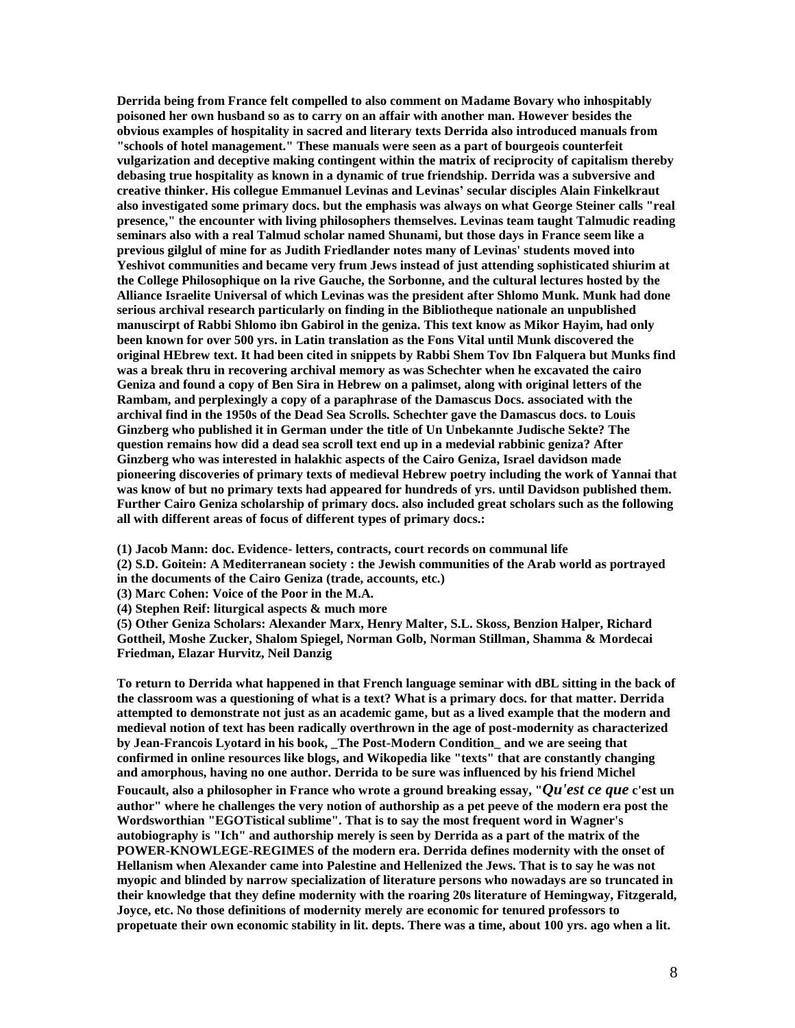**Derrida being from France felt compelled to also comment on Madame Bovary who inhospitably poisoned her own husband so as to carry on an affair with another man. However besides the obvious examples of hospitality in sacred and literary texts Derrida also introduced manuals from "schools of hotel management." These manuals were seen as a part of bourgeois counterfeit vulgarization and deceptive making contingent within the matrix of reciprocity of capitalism thereby debasing true hospitality as known in a dynamic of true friendship. Derrida was a subversive and creative thinker. His collegue Emmanuel Levinas and Levinas' secular disciples Alain Finkelkraut also investigated some primary docs. but the emphasis was always on what George Steiner calls "real presence," the encounter with living philosophers themselves. Levinas team taught Talmudic reading seminars also with a real Talmud scholar named Shunami, but those days in France seem like a previous gilglul of mine for as Judith Friedlander notes many of Levinas' students moved into Yeshivot communities and became very frum Jews instead of just attending sophisticated shiurim at the College Philosophique on la rive Gauche, the Sorbonne, and the cultural lectures hosted by the Alliance Israelite Universal of which Levinas was the president after Shlomo Munk. Munk had done serious archival research particularly on finding in the Bibliotheque nationale an unpublished manuscirpt of Rabbi Shlomo ibn Gabirol in the geniza. This text know as Mikor Hayim, had only been known for over 500 yrs. in Latin translation as the Fons Vital until Munk discovered the original HEbrew text. It had been cited in snippets by Rabbi Shem Tov Ibn Falquera but Munks find was a break thru in recovering archival memory as was Schechter when he excavated the cairo Geniza and found a copy of Ben Sira in Hebrew on a palimset, along with original letters of the Rambam, and perplexingly a copy of a paraphrase of the Damascus Docs. associated with the archival find in the 1950s of the Dead Sea Scrolls. Schechter gave the Damascus docs. to Louis Ginzberg who published it in German under the title of Un Unbekannte Judische Sekte? The question remains how did a dead sea scroll text end up in a medevial rabbinic geniza? After Ginzberg who was interested in halakhic aspects of the Cairo Geniza, Israel davidson made pioneering discoveries of primary texts of medieval Hebrew poetry including the work of Yannai that was know of but no primary texts had appeared for hundreds of yrs. until Davidson published them. Further Cairo Geniza scholarship of primary docs. also included great scholars such as the following all with different areas of focus of different types of primary docs.:**

**(1) Jacob Mann: doc. Evidence- letters, contracts, court records on communal life**
**(2) S.D. Goitein: A Mediterranean society : the Jewish communities of the Arab world as portrayed in the documents of the Cairo Geniza (trade, accounts, etc.)**
**(3) Marc Cohen: Voice of the Poor in the M.A.**
**(4) Stephen Reif: liturgical aspects & much more**
**(5) Other Geniza Scholars: Alexander Marx, Henry Malter, S.L. Skoss, Benzion Halper, Richard Gottheil, Moshe Zucker, Shalom Spiegel, Norman Golb, Norman Stillman, Shamma & Mordecai Friedman, Elazar Hurvitz, Neil Danzig**

**To return to Derrida what happened in that French language seminar with dBL sitting in the back of the classroom was a questioning of what is a text? What is a primary docs. for that matter. Derrida attempted to demonstrate not just as an academic game, but as a lived example that the modern and medieval notion of text has been radically overthrown in the age of post-modernity as characterized by Jean-Francois Lyotard in his book, _The Post-Modern Condition_ and we are seeing that confirmed in online resources like blogs, and Wikopedia like "texts" that are constantly changing and amorphous, having no one author. Derrida to be sure was influenced by his friend Michel Foucault, also a philosopher in France who wrote a ground breaking essay, "*Qu'est ce que* c'est un author" where he challenges the very notion of authorship as a pet peeve of the modern era post the Wordsworthian "EGOTistical sublime". That is to say the most frequent word in Wagner's autobiography is "Ich" and authorship merely is seen by Derrida as a part of the matrix of the POWER-KNOWLEGE-REGIMES of the modern era. Derrida defines modernity with the onset of Hellanism when Alexander came into Palestine and Hellenized the Jews. That is to say he was not myopic and blinded by narrow specialization of literature persons who nowadays are so truncated in their knowledge that they define modernity with the roaring 20s literature of Hemingway, Fitzgerald, Joyce, etc. No those definitions of modernity merely are economic for tenured professors to propetuate their own economic stability in lit. depts. There was a time, about 100 yrs. ago when a lit.**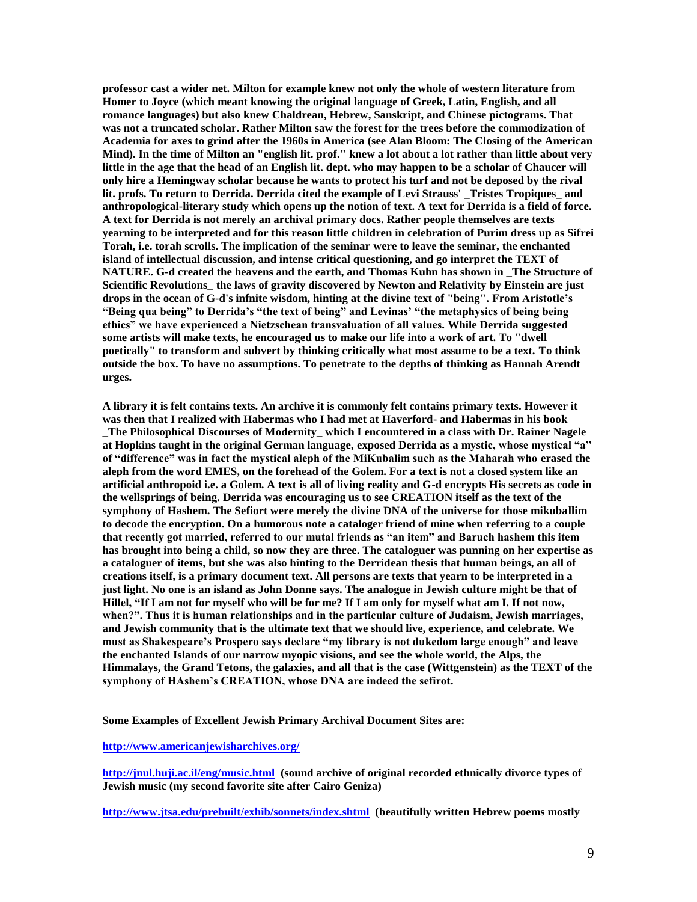**professor cast a wider net. Milton for example knew not only the whole of western literature from Homer to Joyce (which meant knowing the original language of Greek, Latin, English, and all romance languages) but also knew Chaldrean, Hebrew, Sanskript, and Chinese pictograms. That was not a truncated scholar. Rather Milton saw the forest for the trees before the commodization of Academia for axes to grind after the 1960s in America (see Alan Bloom: The Closing of the American Mind). In the time of Milton an "english lit. prof." knew a lot about a lot rather than little about very little in the age that the head of an English lit. dept. who may happen to be a scholar of Chaucer will only hire a Hemingway scholar because he wants to protect his turf and not be deposed by the rival lit. profs. To return to Derrida. Derrida cited the example of Levi Strauss' _Tristes Tropiques_ and anthropological-literary study which opens up the notion of text. A text for Derrida is a field of force. A text for Derrida is not merely an archival primary docs. Rather people themselves are texts yearning to be interpreted and for this reason little children in celebration of Purim dress up as Sifrei Torah, i.e. torah scrolls. The implication of the seminar were to leave the seminar, the enchanted island of intellectual discussion, and intense critical questioning, and go interpret the TEXT of NATURE. G-d created the heavens and the earth, and Thomas Kuhn has shown in _The Structure of Scientific Revolutions_ the laws of gravity discovered by Newton and Relativity by Einstein are just drops in the ocean of G-d's infnite wisdom, hinting at the divine text of "being". From Aristotle's "Being qua being" to Derrida's "the text of being" and Levinas' "the metaphysics of being being ethics" we have experienced a Nietzschean transvaluation of all values. While Derrida suggested some artists will make texts, he encouraged us to make our life into a work of art. To "dwell poetically" to transform and subvert by thinking critically what most assume to be a text. To think outside the box. To have no assumptions. To penetrate to the depths of thinking as Hannah Arendt urges.**

**A library it is felt contains texts. An archive it is commonly felt contains primary texts. However it was then that I realized with Habermas who I had met at Haverford- and Habermas in his book _The Philosophical Discourses of Modernity_ which I encountered in a class with Dr. Rainer Nagele at Hopkins taught in the original German language, exposed Derrida as a mystic, whose mystical "a" of "difference" was in fact the mystical aleph of the MiKubalim such as the Maharah who erased the aleph from the word EMES, on the forehead of the Golem. For a text is not a closed system like an artificial anthropoid i.e. a Golem. A text is all of living reality and G-d encrypts His secrets as code in the wellsprings of being. Derrida was encouraging us to see CREATION itself as the text of the symphony of Hashem. The Sefiort were merely the divine DNA of the universe for those mikuballim to decode the encryption. On a humorous note a cataloger friend of mine when referring to a couple that recently got married, referred to our mutal friends as "an item" and Baruch hashem this item has brought into being a child, so now they are three. The cataloguer was punning on her expertise as a cataloguer of items, but she was also hinting to the Derridean thesis that human beings, an all of creations itself, is a primary document text. All persons are texts that yearn to be interpreted in a just light. No one is an island as John Donne says. The analogue in Jewish culture might be that of Hillel, "If I am not for myself who will be for me? If I am only for myself what am I. If not now, when?". Thus it is human relationships and in the particular culture of Judaism, Jewish marriages, and Jewish community that is the ultimate text that we should live, experience, and celebrate. We must as Shakespeare's Prospero says declare "my library is not dukedom large enough" and leave the enchanted Islands of our narrow myopic visions, and see the whole world, the Alps, the Himmalays, the Grand Tetons, the galaxies, and all that is the case (Wittgenstein) as the TEXT of the symphony of HAshem's CREATION, whose DNA are indeed the sefirot.**

**Some Examples of Excellent Jewish Primary Archival Document Sites are:**

**http://www.americanjewisharchives.org/**

**http://jnul.huji.ac.il/eng/music.html (sound archive of original recorded ethnically divorce types of Jewish music (my second favorite site after Cairo Geniza)**

**http://www.jtsa.edu/prebuilt/exhib/sonnets/index.shtml (beautifully written Hebrew poems mostly**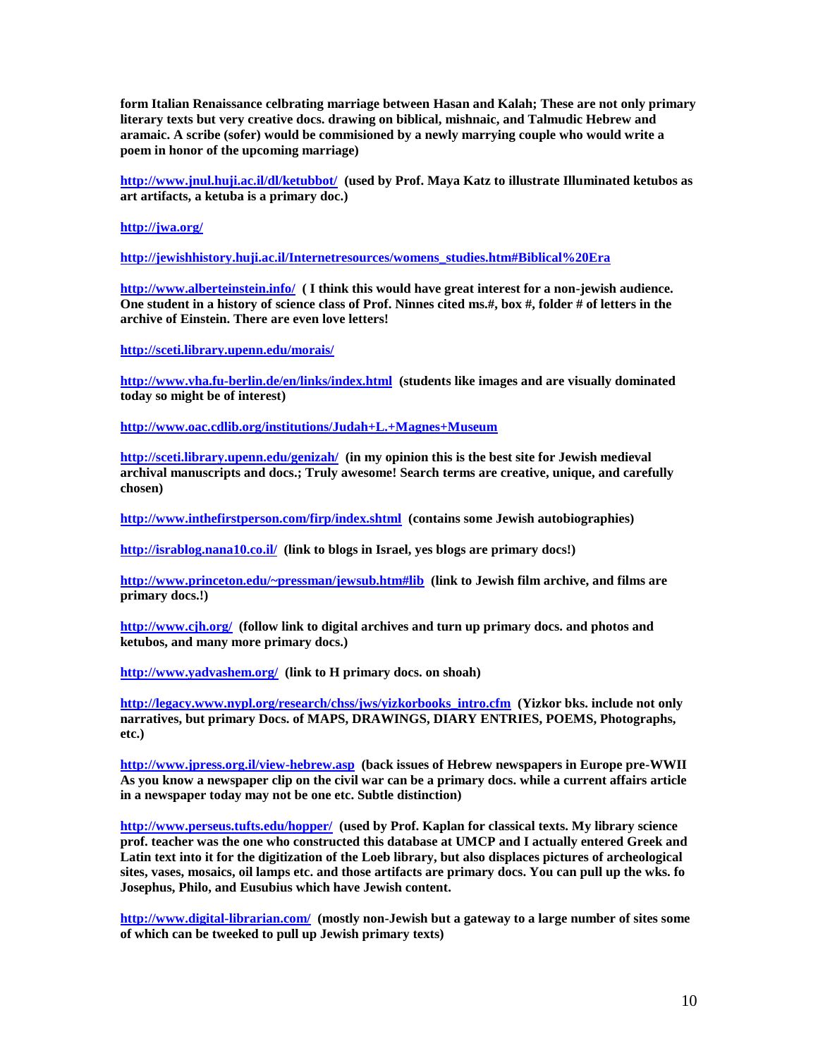**form Italian Renaissance celbrating marriage between Hasan and Kalah; These are not only primary literary texts but very creative docs. drawing on biblical, mishnaic, and Talmudic Hebrew and aramaic. A scribe (sofer) would be commisioned by a newly marrying couple who would write a poem in honor of the upcoming marriage)**

**http://www.jnul.huji.ac.il/dl/ketubbot/ (used by Prof. Maya Katz to illustrate Illuminated ketubos as art artifacts, a ketuba is a primary doc.)**

**http://jwa.org/**

**http://jewishhistory.huji.ac.il/Internetresources/womens_studies.htm#Biblical%20Era**

**http://www.alberteinstein.info/ ( I think this would have great interest for a non-jewish audience. One student in a history of science class of Prof. Ninnes cited ms.#, box #, folder # of letters in the archive of Einstein. There are even love letters!**

**http://sceti.library.upenn.edu/morais/**

**http://www.vha.fu-berlin.de/en/links/index.html (students like images and are visually dominated today so might be of interest)**

**http://www.oac.cdlib.org/institutions/Judah+L.+Magnes+Museum**

**http://sceti.library.upenn.edu/genizah/ (in my opinion this is the best site for Jewish medieval archival manuscripts and docs.; Truly awesome! Search terms are creative, unique, and carefully chosen)**

**http://www.inthefirstperson.com/firp/index.shtml (contains some Jewish autobiographies)**

**http://israblog.nana10.co.il/ (link to blogs in Israel, yes blogs are primary docs!)**

**http://www.princeton.edu/~pressman/jewsub.htm#lib (link to Jewish film archive, and films are primary docs.!)**

**http://www.cjh.org/ (follow link to digital archives and turn up primary docs. and photos and ketubos, and many more primary docs.)**

**http://www.yadvashem.org/ (link to H primary docs. on shoah)**

**http://legacy.www.nypl.org/research/chss/jws/yizkorbooks_intro.cfm (Yizkor bks. include not only narratives, but primary Docs. of MAPS, DRAWINGS, DIARY ENTRIES, POEMS, Photographs, etc.)**

**http://www.jpress.org.il/view-hebrew.asp (back issues of Hebrew newspapers in Europe pre-WWII As you know a newspaper clip on the civil war can be a primary docs. while a current affairs article in a newspaper today may not be one etc. Subtle distinction)**

**http://www.perseus.tufts.edu/hopper/ (used by Prof. Kaplan for classical texts. My library science prof. teacher was the one who constructed this database at UMCP and I actually entered Greek and Latin text into it for the digitization of the Loeb library, but also displaces pictures of archeological sites, vases, mosaics, oil lamps etc. and those artifacts are primary docs. You can pull up the wks. fo Josephus, Philo, and Eusubius which have Jewish content.**

**http://www.digital-librarian.com/ (mostly non-Jewish but a gateway to a large number of sites some of which can be tweeked to pull up Jewish primary texts)**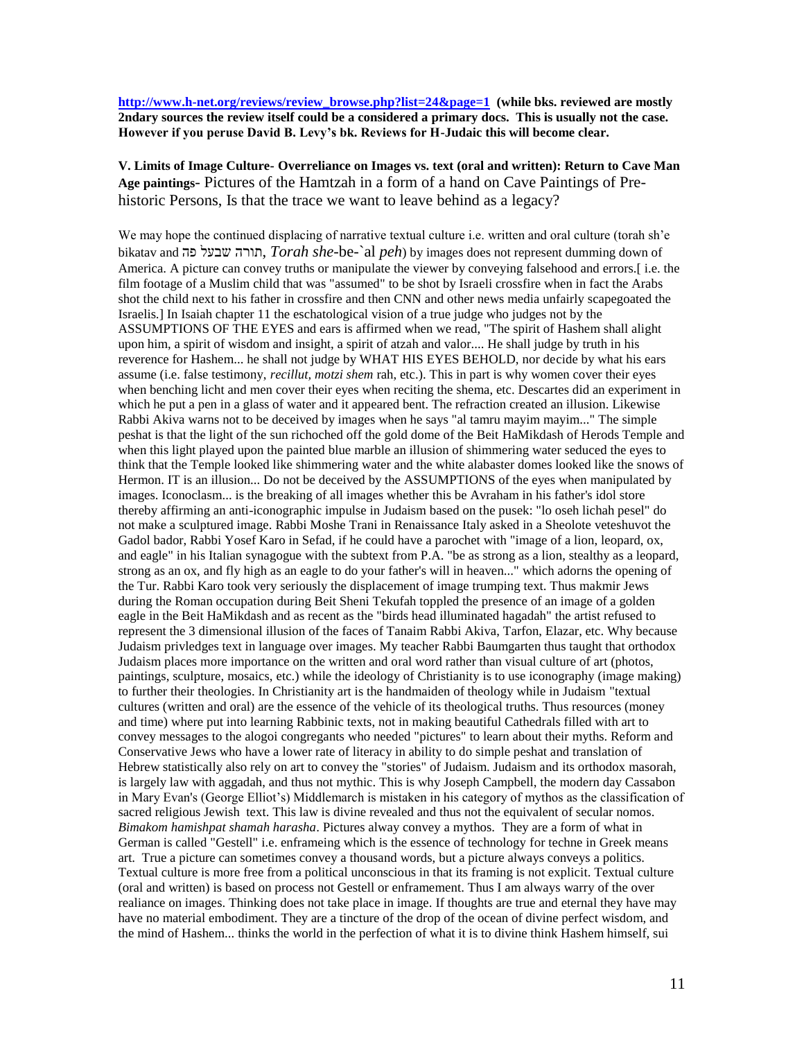**[http://www.h-net.org/reviews/review_browse.php?list=24&page=1](http://www.h-net.org/reviews/review_browse.php?list=24&page=1) (while bks. reviewed are mostly 2ndary sources the review itself could be a considered a primary docs. This is usually not the case. However if you peruse David B. Levy's bk. Reviews for H-Judaic this will become clear.**

**V. Limits of Image Culture- Overreliance on Images vs. text (oral and written): Return to Cave Man Age paintings-** Pictures of the Hamtzah in a form of a hand on Cave Paintings of Pre-historic Persons, Is that the trace we want to leave behind as a legacy?

We may hope the continued displacing of narrative textual culture i.e. written and oral culture (torah sh'e bikatav and תורה שבעל פה, *Torah she*-be-`al *peh*) by images does not represent dumming down of America. A picture can convey truths or manipulate the viewer by conveying falsehood and errors.[ i.e. the film footage of a Muslim child that was "assumed" to be shot by Israeli crossfire when in fact the Arabs shot the child next to his father in crossfire and then CNN and other news media unfairly scapegoated the Israelis.] In Isaiah chapter 11 the eschatological vision of a true judge who judges not by the ASSUMPTIONS OF THE EYES and ears is affirmed when we read, "The spirit of Hashem shall alight upon him, a spirit of wisdom and insight, a spirit of atzah and valor.... He shall judge by truth in his reverence for Hashem... he shall not judge by WHAT HIS EYES BEHOLD, nor decide by what his ears assume (i.e. false testimony, *recillut, motzi shem* rah, etc.). This in part is why women cover their eyes when benching licht and men cover their eyes when reciting the shema, etc. Descartes did an experiment in which he put a pen in a glass of water and it appeared bent. The refraction created an illusion. Likewise Rabbi Akiva warns not to be deceived by images when he says "al tamru mayim mayim..." The simple peshat is that the light of the sun richoched off the gold dome of the Beit HaMikdash of Herods Temple and when this light played upon the painted blue marble an illusion of shimmering water seduced the eyes to think that the Temple looked like shimmering water and the white alabaster domes looked like the snows of Hermon. IT is an illusion... Do not be deceived by the ASSUMPTIONS of the eyes when manipulated by images. Iconoclasm... is the breaking of all images whether this be Avraham in his father's idol store thereby affirming an anti-iconographic impulse in Judaism based on the pusek: "lo oseh lichah pesel" do not make a sculptured image. Rabbi Moshe Trani in Renaissance Italy asked in a Sheolote veteshuvot the Gadol bador, Rabbi Yosef Karo in Sefad, if he could have a parochet with "image of a lion, leopard, ox, and eagle" in his Italian synagogue with the subtext from P.A. "be as strong as a lion, stealthy as a leopard, strong as an ox, and fly high as an eagle to do your father's will in heaven..." which adorns the opening of the Tur. Rabbi Karo took very seriously the displacement of image trumping text. Thus makmir Jews during the Roman occupation during Beit Sheni Tekufah toppled the presence of an image of a golden eagle in the Beit HaMikdash and as recent as the "birds head illuminated hagadah" the artist refused to represent the 3 dimensional illusion of the faces of Tanaim Rabbi Akiva, Tarfon, Elazar, etc. Why because Judaism privledges text in language over images. My teacher Rabbi Baumgarten thus taught that orthodox Judaism places more importance on the written and oral word rather than visual culture of art (photos, paintings, sculpture, mosaics, etc.) while the ideology of Christianity is to use iconography (image making) to further their theologies. In Christianity art is the handmaiden of theology while in Judaism "textual cultures (written and oral) are the essence of the vehicle of its theological truths. Thus resources (money and time) where put into learning Rabbinic texts, not in making beautiful Cathedrals filled with art to convey messages to the alogoi congregants who needed "pictures" to learn about their myths. Reform and Conservative Jews who have a lower rate of literacy in ability to do simple peshat and translation of Hebrew statistically also rely on art to convey the "stories" of Judaism. Judaism and its orthodox masorah, is largely law with aggadah, and thus not mythic. This is why Joseph Campbell, the modern day Cassabon in Mary Evan's (George Elliot's) Middlemarch is mistaken in his category of mythos as the classification of sacred religious Jewish text. This law is divine revealed and thus not the equivalent of secular nomos. *Bimakom hamishpat shamah harasha*. Pictures alway convey a mythos. They are a form of what in German is called "Gestell" i.e. enframeing which is the essence of technology for techne in Greek means art. True a picture can sometimes convey a thousand words, but a picture always conveys a politics. Textual culture is more free from a political unconscious in that its framing is not explicit. Textual culture (oral and written) is based on process not Gestell or enframement. Thus I am always warry of the over realiance on images. Thinking does not take place in image. If thoughts are true and eternal they have may have no material embodiment. They are a tincture of the drop of the ocean of divine perfect wisdom, and the mind of Hashem... thinks the world in the perfection of what it is to divine think Hashem himself, sui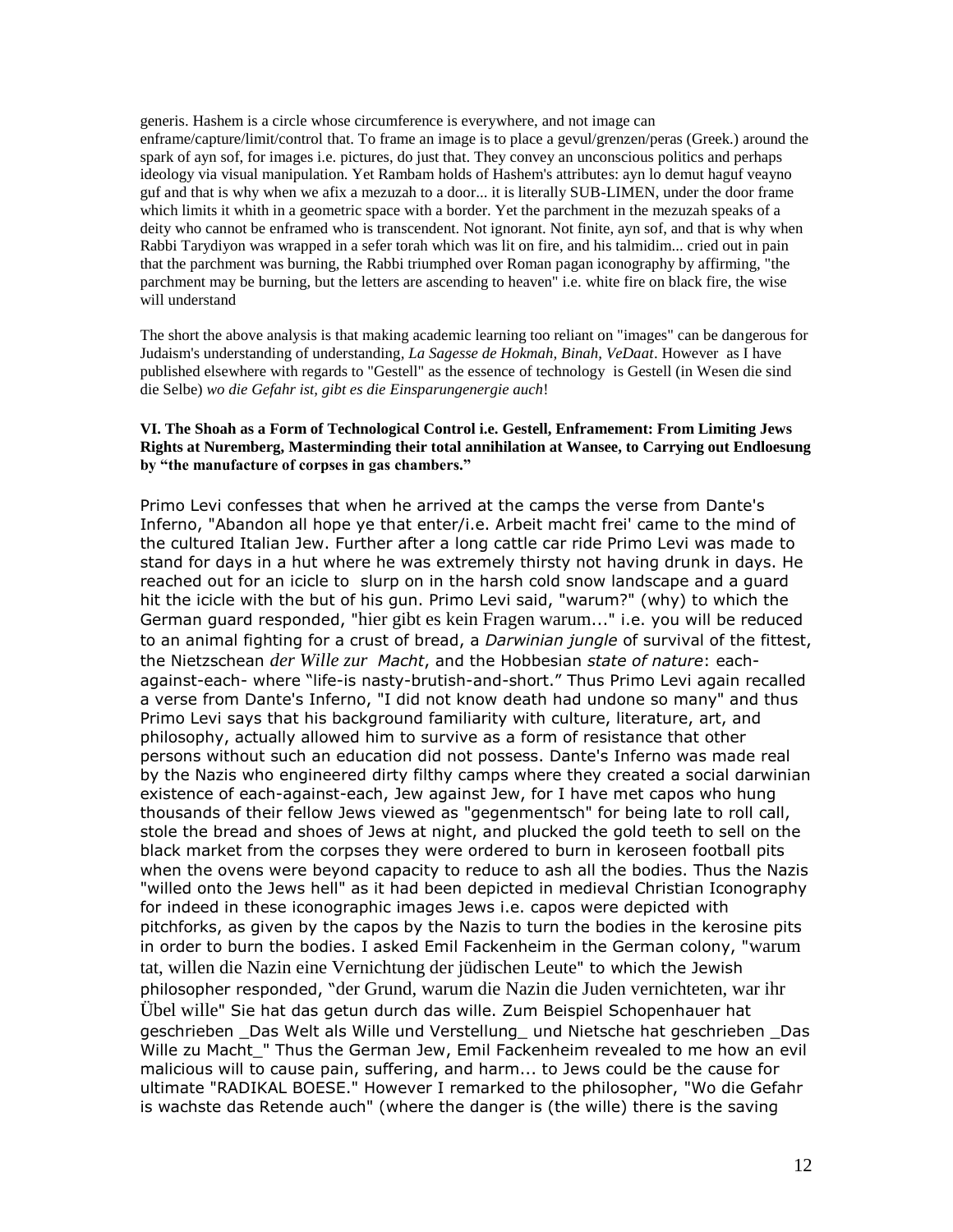generis. Hashem is a circle whose circumference is everywhere, and not image can enframe/capture/limit/control that. To frame an image is to place a gevul/grenzen/peras (Greek.) around the spark of ayn sof, for images i.e. pictures, do just that. They convey an unconscious politics and perhaps ideology via visual manipulation. Yet Rambam holds of Hashem's attributes: ayn lo demut haguf veayno guf and that is why when we afix a mezuzah to a door... it is literally SUB-LIMEN, under the door frame which limits it whith in a geometric space with a border. Yet the parchment in the mezuzah speaks of a deity who cannot be enframed who is transcendent. Not ignorant. Not finite, ayn sof, and that is why when Rabbi Tarydiyon was wrapped in a sefer torah which was lit on fire, and his talmidim... cried out in pain that the parchment was burning, the Rabbi triumphed over Roman pagan iconography by affirming, "the parchment may be burning, but the letters are ascending to heaven" i.e. white fire on black fire, the wise will understand

The short the above analysis is that making academic learning too reliant on "images" can be dangerous for Judaism's understanding of understanding, *La Sagesse de Hokmah, Binah, VeDaat*. However as I have published elsewhere with regards to "Gestell" as the essence of technology is Gestell (in Wesen die sind die Selbe) *wo die Gefahr ist, gibt es die Einsparungenergie auch*!

**VI. The Shoah as a Form of Technological Control i.e. Gestell, Enframement: From Limiting Jews Rights at Nuremberg, Masterminding their total annihilation at Wansee, to Carrying out Endloesung by "the manufacture of corpses in gas chambers."**

Primo Levi confesses that when he arrived at the camps the verse from Dante's Inferno, "Abandon all hope ye that enter/i.e. Arbeit macht frei' came to the mind of the cultured Italian Jew. Further after a long cattle car ride Primo Levi was made to stand for days in a hut where he was extremely thirsty not having drunk in days. He reached out for an icicle to slurp on in the harsh cold snow landscape and a guard hit the icicle with the but of his gun. Primo Levi said, "warum?" (why) to which the German guard responded, "hier gibt es kein Fragen warum..." i.e. you will be reduced to an animal fighting for a crust of bread, a *Darwinian jungle* of survival of the fittest, the Nietzschean *der Wille zur Macht*, and the Hobbesian *state of nature*: each-against-each- where "life-is nasty-brutish-and-short." Thus Primo Levi again recalled a verse from Dante's Inferno, "I did not know death had undone so many" and thus Primo Levi says that his background familiarity with culture, literature, art, and philosophy, actually allowed him to survive as a form of resistance that other persons without such an education did not possess. Dante's Inferno was made real by the Nazis who engineered dirty filthy camps where they created a social darwinian existence of each-against-each, Jew against Jew, for I have met capos who hung thousands of their fellow Jews viewed as "gegenmentsch" for being late to roll call, stole the bread and shoes of Jews at night, and plucked the gold teeth to sell on the black market from the corpses they were ordered to burn in keroseen football pits when the ovens were beyond capacity to reduce to ash all the bodies. Thus the Nazis "willed onto the Jews hell" as it had been depicted in medieval Christian Iconography for indeed in these iconographic images Jews i.e. capos were depicted with pitchforks, as given by the capos by the Nazis to turn the bodies in the kerosine pits in order to burn the bodies. I asked Emil Fackenheim in the German colony, "warum tat, willen die Nazin eine Vernichtung der jüdischen Leute" to which the Jewish philosopher responded, "der Grund, warum die Nazin die Juden vernichteten, war ihr Übel wille" Sie hat das getun durch das wille. Zum Beispiel Schopenhauer hat geschrieben _Das Welt als Wille und Verstellung_ und Nietsche hat geschrieben _Das Wille zu Macht_" Thus the German Jew, Emil Fackenheim revealed to me how an evil malicious will to cause pain, suffering, and harm... to Jews could be the cause for ultimate "RADIKAL BOESE." However I remarked to the philosopher, "Wo die Gefahr is wachste das Retende auch" (where the danger is (the wille) there is the saving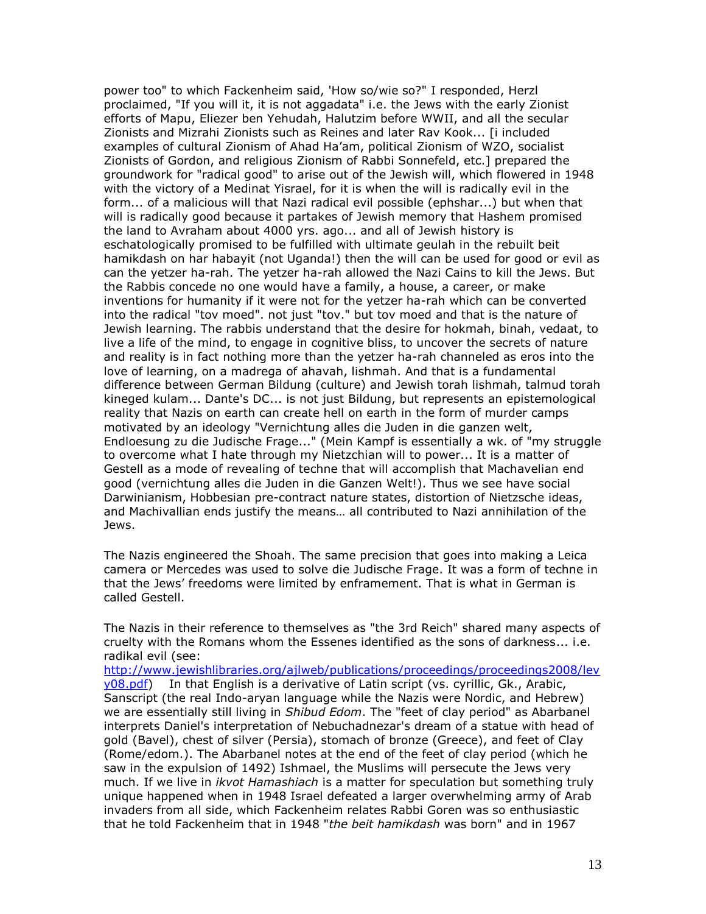power too" to which Fackenheim said, 'How so/wie so?" I responded, Herzl proclaimed, "If you will it, it is not aggadata" i.e. the Jews with the early Zionist efforts of Mapu, Eliezer ben Yehudah, Halutzim before WWII, and all the secular Zionists and Mizrahi Zionists such as Reines and later Rav Kook... [i included examples of cultural Zionism of Ahad Ha'am, political Zionism of WZO, socialist Zionists of Gordon, and religious Zionism of Rabbi Sonnefeld, etc.] prepared the groundwork for "radical good" to arise out of the Jewish will, which flowered in 1948 with the victory of a Medinat Yisrael, for it is when the will is radically evil in the form... of a malicious will that Nazi radical evil possible (ephshar...) but when that will is radically good because it partakes of Jewish memory that Hashem promised the land to Avraham about 4000 yrs. ago... and all of Jewish history is eschatologically promised to be fulfilled with ultimate geulah in the rebuilt beit hamikdash on har habayit (not Uganda!) then the will can be used for good or evil as can the yetzer ha-rah. The yetzer ha-rah allowed the Nazi Cains to kill the Jews. But the Rabbis concede no one would have a family, a house, a career, or make inventions for humanity if it were not for the yetzer ha-rah which can be converted into the radical "tov moed". not just "tov." but tov moed and that is the nature of Jewish learning. The rabbis understand that the desire for hokmah, binah, vedaat, to live a life of the mind, to engage in cognitive bliss, to uncover the secrets of nature and reality is in fact nothing more than the yetzer ha-rah channeled as eros into the love of learning, on a madrega of ahavah, lishmah. And that is a fundamental difference between German Bildung (culture) and Jewish torah lishmah, talmud torah kineged kulam... Dante's DC... is not just Bildung, but represents an epistemological reality that Nazis on earth can create hell on earth in the form of murder camps motivated by an ideology "Vernichtung alles die Juden in die ganzen welt, Endloesung zu die Judische Frage..." (Mein Kampf is essentially a wk. of "my struggle to overcome what I hate through my Nietzchian will to power... It is a matter of Gestell as a mode of revealing of techne that will accomplish that Machavelian end good (vernichtung alles die Juden in die Ganzen Welt!). Thus we see have social Darwinianism, Hobbesian pre-contract nature states, distortion of Nietzsche ideas, and Machivallian ends justify the means… all contributed to Nazi annihilation of the Jews.

The Nazis engineered the Shoah. The same precision that goes into making a Leica camera or Mercedes was used to solve die Judische Frage. It was a form of techne in that the Jews' freedoms were limited by enframement. That is what in German is called Gestell.

The Nazis in their reference to themselves as "the 3rd Reich" shared many aspects of cruelty with the Romans whom the Essenes identified as the sons of darkness... i.e. radikal evil (see: http://www.jewishlibraries.org/ajlweb/publications/proceedings/proceedings2008/levy08.pdf) In that English is a derivative of Latin script (vs. cyrillic, Gk., Arabic, Sanscript (the real Indo-aryan language while the Nazis were Nordic, and Hebrew) we are essentially still living in *Shibud Edom*. The "feet of clay period" as Abarbanel interprets Daniel's interpretation of Nebuchadnezar's dream of a statue with head of gold (Bavel), chest of silver (Persia), stomach of bronze (Greece), and feet of Clay (Rome/edom.). The Abarbanel notes at the end of the feet of clay period (which he saw in the expulsion of 1492) Ishmael, the Muslims will persecute the Jews very much. If we live in *ikvot Hamashiach* is a matter for speculation but something truly unique happened when in 1948 Israel defeated a larger overwhelming army of Arab invaders from all side, which Fackenheim relates Rabbi Goren was so enthusiastic that he told Fackenheim that in 1948 "*the beit hamikdash* was born" and in 1967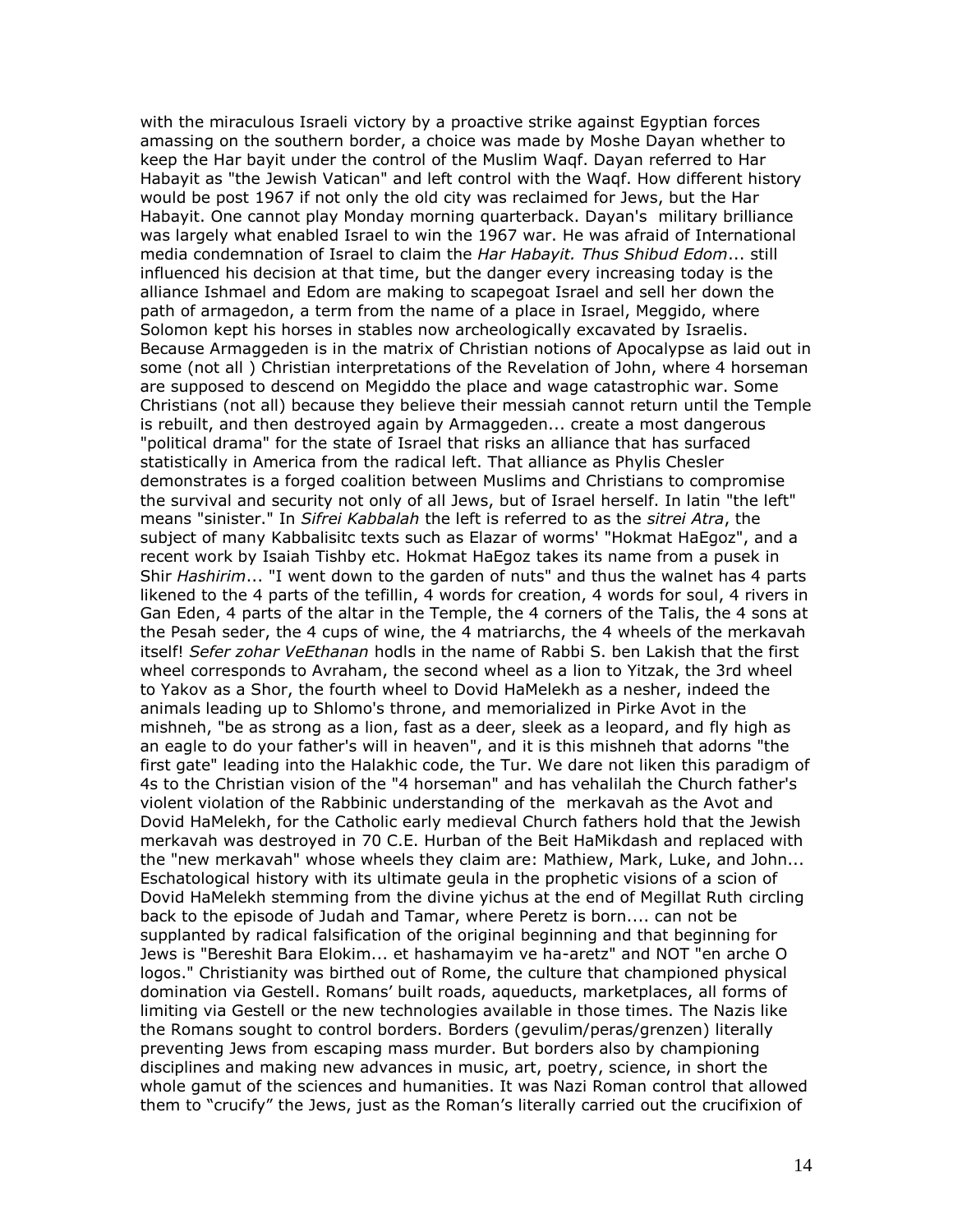with the miraculous Israeli victory by a proactive strike against Egyptian forces amassing on the southern border, a choice was made by Moshe Dayan whether to keep the Har bayit under the control of the Muslim Waqf. Dayan referred to Har Habayit as "the Jewish Vatican" and left control with the Waqf. How different history would be post 1967 if not only the old city was reclaimed for Jews, but the Har Habayit. One cannot play Monday morning quarterback. Dayan's military brilliance was largely what enabled Israel to win the 1967 war. He was afraid of International media condemnation of Israel to claim the *Har Habayit. Thus Shibud Edom*... still influenced his decision at that time, but the danger every increasing today is the alliance Ishmael and Edom are making to scapegoat Israel and sell her down the path of armagedon, a term from the name of a place in Israel, Meggido, where Solomon kept his horses in stables now archeologically excavated by Israelis. Because Armaggeden is in the matrix of Christian notions of Apocalypse as laid out in some (not all ) Christian interpretations of the Revelation of John, where 4 horseman are supposed to descend on Megiddo the place and wage catastrophic war. Some Christians (not all) because they believe their messiah cannot return until the Temple is rebuilt, and then destroyed again by Armaggeden... create a most dangerous "political drama" for the state of Israel that risks an alliance that has surfaced statistically in America from the radical left. That alliance as Phylis Chesler demonstrates is a forged coalition between Muslims and Christians to compromise the survival and security not only of all Jews, but of Israel herself. In latin "the left" means "sinister." In *Sifrei Kabbalah* the left is referred to as the *sitrei Atra*, the subject of many Kabbalisitc texts such as Elazar of worms' "Hokmat HaEgoz", and a recent work by Isaiah Tishby etc. Hokmat HaEgoz takes its name from a pusek in Shir *Hashirim*... "I went down to the garden of nuts" and thus the walnet has 4 parts likened to the 4 parts of the tefillin, 4 words for creation, 4 words for soul, 4 rivers in Gan Eden, 4 parts of the altar in the Temple, the 4 corners of the Talis, the 4 sons at the Pesah seder, the 4 cups of wine, the 4 matriarchs, the 4 wheels of the merkavah itself! *Sefer zohar VeEthanan* hodls in the name of Rabbi S. ben Lakish that the first wheel corresponds to Avraham, the second wheel as a lion to Yitzak, the 3rd wheel to Yakov as a Shor, the fourth wheel to Dovid HaMelekh as a nesher, indeed the animals leading up to Shlomo's throne, and memorialized in Pirke Avot in the mishneh, "be as strong as a lion, fast as a deer, sleek as a leopard, and fly high as an eagle to do your father's will in heaven", and it is this mishneh that adorns "the first gate" leading into the Halakhic code, the Tur. We dare not liken this paradigm of 4s to the Christian vision of the "4 horseman" and has vehalilah the Church father's violent violation of the Rabbinic understanding of the merkavah as the Avot and Dovid HaMelekh, for the Catholic early medieval Church fathers hold that the Jewish merkavah was destroyed in 70 C.E. Hurban of the Beit HaMikdash and replaced with the "new merkavah" whose wheels they claim are: Mathiew, Mark, Luke, and John... Eschatological history with its ultimate geula in the prophetic visions of a scion of Dovid HaMelekh stemming from the divine yichus at the end of Megillat Ruth circling back to the episode of Judah and Tamar, where Peretz is born.... can not be supplanted by radical falsification of the original beginning and that beginning for Jews is "Bereshit Bara Elokim... et hashamayim ve ha-aretz" and NOT "en arche O logos." Christianity was birthed out of Rome, the culture that championed physical domination via Gestell. Romans' built roads, aqueducts, marketplaces, all forms of limiting via Gestell or the new technologies available in those times. The Nazis like the Romans sought to control borders. Borders (gevulim/peras/grenzen) literally preventing Jews from escaping mass murder. But borders also by championing disciplines and making new advances in music, art, poetry, science, in short the whole gamut of the sciences and humanities. It was Nazi Roman control that allowed them to "crucify" the Jews, just as the Roman's literally carried out the crucifixion of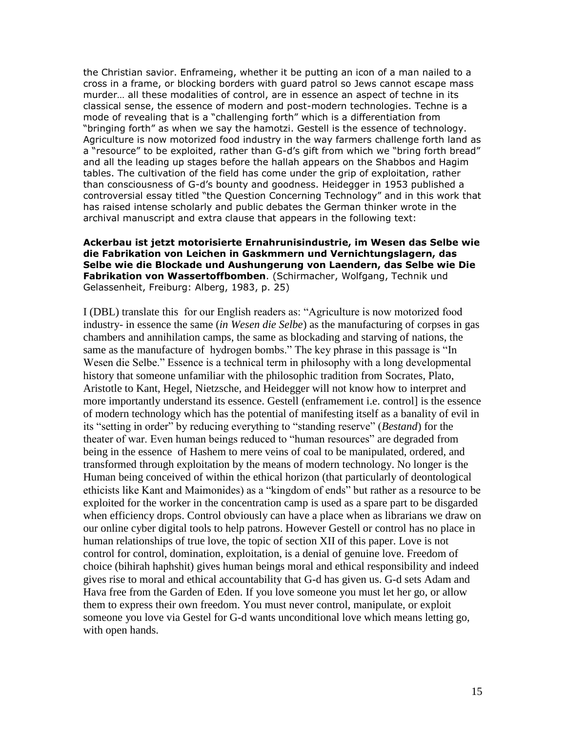the Christian savior. Enframeing, whether it be putting an icon of a man nailed to a cross in a frame, or blocking borders with guard patrol so Jews cannot escape mass murder… all these modalities of control, are in essence an aspect of techne in its classical sense, the essence of modern and post-modern technologies. Techne is a mode of revealing that is a "challenging forth" which is a differentiation from "bringing forth" as when we say the hamotzi. Gestell is the essence of technology. Agriculture is now motorized food industry in the way farmers challenge forth land as a "resource" to be exploited, rather than G-d's gift from which we "bring forth bread" and all the leading up stages before the hallah appears on the Shabbos and Hagim tables. The cultivation of the field has come under the grip of exploitation, rather than consciousness of G-d's bounty and goodness. Heidegger in 1953 published a controversial essay titled "the Question Concerning Technology" and in this work that has raised intense scholarly and public debates the German thinker wrote in the archival manuscript and extra clause that appears in the following text:

**Ackerbau ist jetzt motorisierte Ernahrunisindustrie, im Wesen das Selbe wie die Fabrikation von Leichen in Gaskmmern und Vernichtungslagern, das Selbe wie die Blockade und Aushungerung von Laendern, das Selbe wie Die Fabrikation von Wassertoffbomben**. (Schirmacher, Wolfgang, Technik und Gelassenheit, Freiburg: Alberg, 1983, p. 25)

I (DBL) translate this for our English readers as: "Agriculture is now motorized food industry- in essence the same (*in Wesen die Selbe*) as the manufacturing of corpses in gas chambers and annihilation camps, the same as blockading and starving of nations, the same as the manufacture of hydrogen bombs." The key phrase in this passage is "In Wesen die Selbe." Essence is a technical term in philosophy with a long developmental history that someone unfamiliar with the philosophic tradition from Socrates, Plato, Aristotle to Kant, Hegel, Nietzsche, and Heidegger will not know how to interpret and more importantly understand its essence. Gestell (enframement i.e. control] is the essence of modern technology which has the potential of manifesting itself as a banality of evil in its "setting in order" by reducing everything to "standing reserve" (*Bestand*) for the theater of war. Even human beings reduced to "human resources" are degraded from being in the essence of Hashem to mere veins of coal to be manipulated, ordered, and transformed through exploitation by the means of modern technology. No longer is the Human being conceived of within the ethical horizon (that particularly of deontological ethicists like Kant and Maimonides) as a "kingdom of ends" but rather as a resource to be exploited for the worker in the concentration camp is used as a spare part to be disgarded when efficiency drops. Control obviously can have a place when as librarians we draw on our online cyber digital tools to help patrons. However Gestell or control has no place in human relationships of true love, the topic of section XII of this paper. Love is not control for control, domination, exploitation, is a denial of genuine love. Freedom of choice (bihirah haphshit) gives human beings moral and ethical responsibility and indeed gives rise to moral and ethical accountability that G-d has given us. G-d sets Adam and Hava free from the Garden of Eden. If you love someone you must let her go, or allow them to express their own freedom. You must never control, manipulate, or exploit someone you love via Gestel for G-d wants unconditional love which means letting go, with open hands.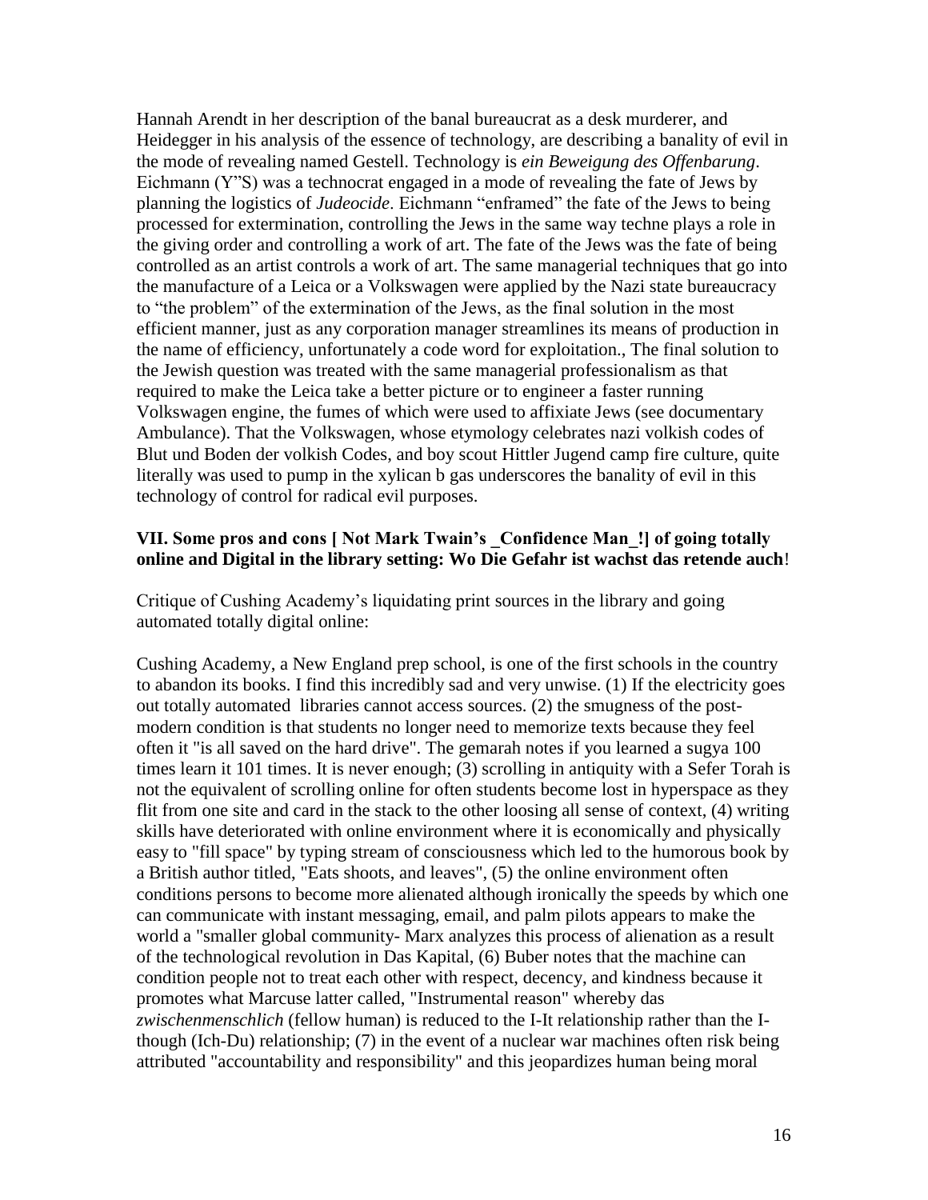Hannah Arendt in her description of the banal bureaucrat as a desk murderer, and Heidegger in his analysis of the essence of technology, are describing a banality of evil in the mode of revealing named Gestell. Technology is *ein Beweigung des Offenbarung*. Eichmann (Y"S) was a technocrat engaged in a mode of revealing the fate of Jews by planning the logistics of *Judeocide*. Eichmann "enframed" the fate of the Jews to being processed for extermination, controlling the Jews in the same way techne plays a role in the giving order and controlling a work of art. The fate of the Jews was the fate of being controlled as an artist controls a work of art. The same managerial techniques that go into the manufacture of a Leica or a Volkswagen were applied by the Nazi state bureaucracy to "the problem" of the extermination of the Jews, as the final solution in the most efficient manner, just as any corporation manager streamlines its means of production in the name of efficiency, unfortunately a code word for exploitation., The final solution to the Jewish question was treated with the same managerial professionalism as that required to make the Leica take a better picture or to engineer a faster running Volkswagen engine, the fumes of which were used to affixiate Jews (see documentary Ambulance). That the Volkswagen, whose etymology celebrates nazi volkish codes of Blut und Boden der volkish Codes, and boy scout Hittler Jugend camp fire culture, quite literally was used to pump in the xylican b gas underscores the banality of evil in this technology of control for radical evil purposes.

### VII. Some pros and cons [ Not Mark Twain's _Confidence Man_!] of going totally online and Digital in the library setting: Wo Die Gefahr ist wachst das retende auch!

Critique of Cushing Academy's liquidating print sources in the library and going automated totally digital online:

Cushing Academy, a New England prep school, is one of the first schools in the country to abandon its books. I find this incredibly sad and very unwise. (1) If the electricity goes out totally automated libraries cannot access sources. (2) the smugness of the post-modern condition is that students no longer need to memorize texts because they feel often it "is all saved on the hard drive". The gemarah notes if you learned a sugya 100 times learn it 101 times. It is never enough; (3) scrolling in antiquity with a Sefer Torah is not the equivalent of scrolling online for often students become lost in hyperspace as they flit from one site and card in the stack to the other loosing all sense of context, (4) writing skills have deteriorated with online environment where it is economically and physically easy to "fill space" by typing stream of consciousness which led to the humorous book by a British author titled, "Eats shoots, and leaves", (5) the online environment often conditions persons to become more alienated although ironically the speeds by which one can communicate with instant messaging, email, and palm pilots appears to make the world a "smaller global community- Marx analyzes this process of alienation as a result of the technological revolution in Das Kapital, (6) Buber notes that the machine can condition people not to treat each other with respect, decency, and kindness because it promotes what Marcuse latter called, "Instrumental reason" whereby das *zwischenmenschlich* (fellow human) is reduced to the I-It relationship rather than the I-though (Ich-Du) relationship; (7) in the event of a nuclear war machines often risk being attributed "accountability and responsibility" and this jeopardizes human being moral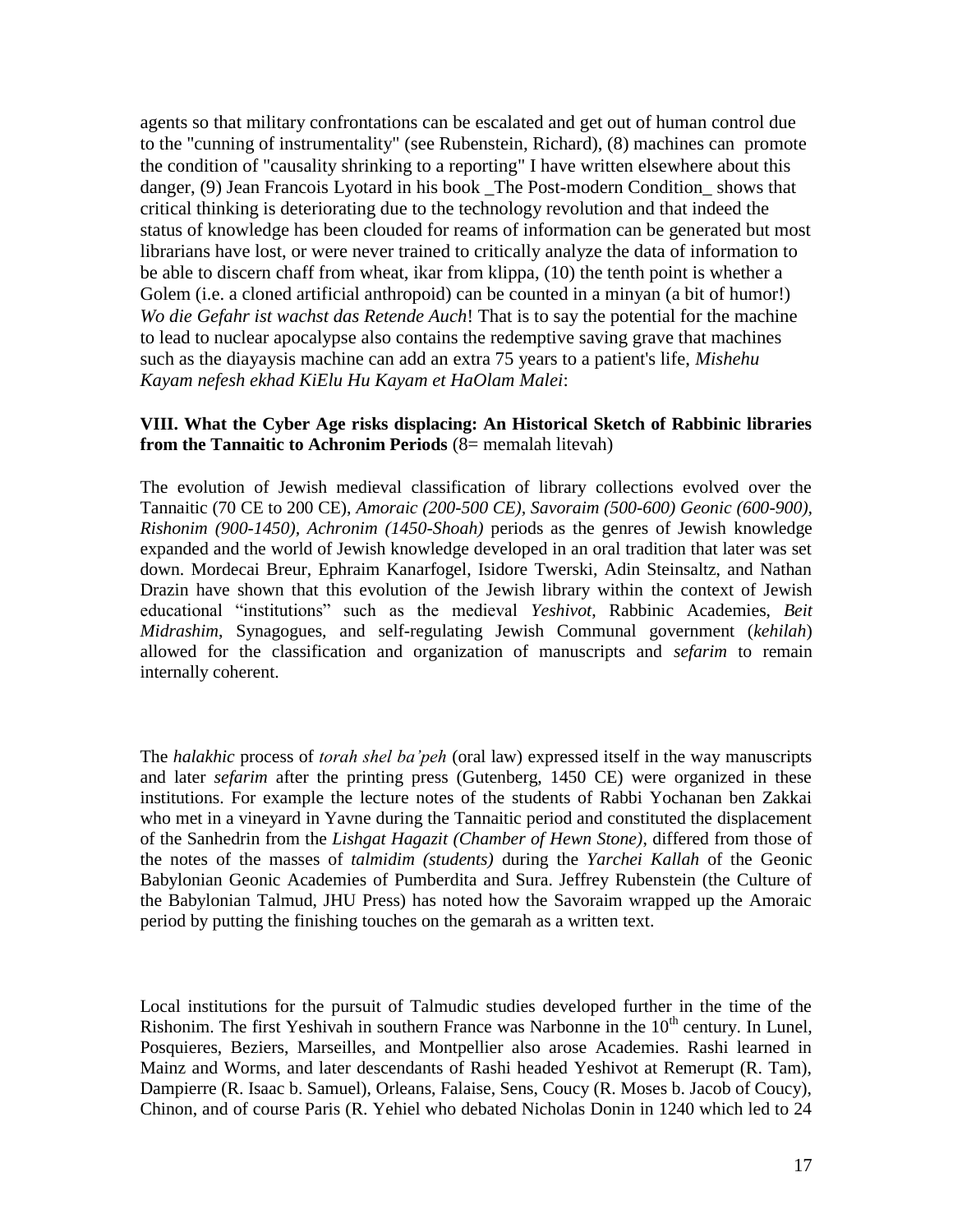agents so that military confrontations can be escalated and get out of human control due to the "cunning of instrumentality" (see Rubenstein, Richard), (8) machines can promote the condition of "causality shrinking to a reporting" I have written elsewhere about this danger, (9) Jean Francois Lyotard in his book _The Post-modern Condition_ shows that critical thinking is deteriorating due to the technology revolution and that indeed the status of knowledge has been clouded for reams of information can be generated but most librarians have lost, or were never trained to critically analyze the data of information to be able to discern chaff from wheat, ikar from klippa, (10) the tenth point is whether a Golem (i.e. a cloned artificial anthropoid) can be counted in a minyan (a bit of humor!) *Wo die Gefahr ist wachst das Retende Auch*! That is to say the potential for the machine to lead to nuclear apocalypse also contains the redemptive saving grave that machines such as the diayaysis machine can add an extra 75 years to a patient's life, *Mishehu Kayam nefesh ekhad KiElu Hu Kayam et HaOlam Malei*:

**VIII. What the Cyber Age risks displacing: An Historical Sketch of Rabbinic libraries from the Tannaitic to Achronim Periods** (8= memalah litevah)

The evolution of Jewish medieval classification of library collections evolved over the Tannaitic (70 CE to 200 CE), *Amoraic (200-500 CE), Savoraim (500-600) Geonic (600-900), Rishonim (900-1450), Achronim (1450-Shoah)* periods as the genres of Jewish knowledge expanded and the world of Jewish knowledge developed in an oral tradition that later was set down. Mordecai Breur, Ephraim Kanarfogel, Isidore Twerski, Adin Steinsaltz, and Nathan Drazin have shown that this evolution of the Jewish library within the context of Jewish educational "institutions" such as the medieval *Yeshivot*, Rabbinic Academies, *Beit Midrashim*, Synagogues, and self-regulating Jewish Communal government (*kehilah*) allowed for the classification and organization of manuscripts and *sefarim* to remain internally coherent.

The *halakhic* process of *torah shel ba'peh* (oral law) expressed itself in the way manuscripts and later *sefarim* after the printing press (Gutenberg, 1450 CE) were organized in these institutions. For example the lecture notes of the students of Rabbi Yochanan ben Zakkai who met in a vineyard in Yavne during the Tannaitic period and constituted the displacement of the Sanhedrin from the *Lishgat Hagazit (Chamber of Hewn Stone)*, differed from those of the notes of the masses of *talmidim (students)* during the *Yarchei Kallah* of the Geonic Babylonian Geonic Academies of Pumberdita and Sura. Jeffrey Rubenstein (the Culture of the Babylonian Talmud, JHU Press) has noted how the Savoraim wrapped up the Amoraic period by putting the finishing touches on the gemarah as a written text.

Local institutions for the pursuit of Talmudic studies developed further in the time of the Rishonim. The first Yeshivah in southern France was Narbonne in the 10th century. In Lunel, Posquieres, Beziers, Marseilles, and Montpellier also arose Academies. Rashi learned in Mainz and Worms, and later descendants of Rashi headed Yeshivot at Remerupt (R. Tam), Dampierre (R. Isaac b. Samuel), Orleans, Falaise, Sens, Coucy (R. Moses b. Jacob of Coucy), Chinon, and of course Paris (R. Yehiel who debated Nicholas Donin in 1240 which led to 24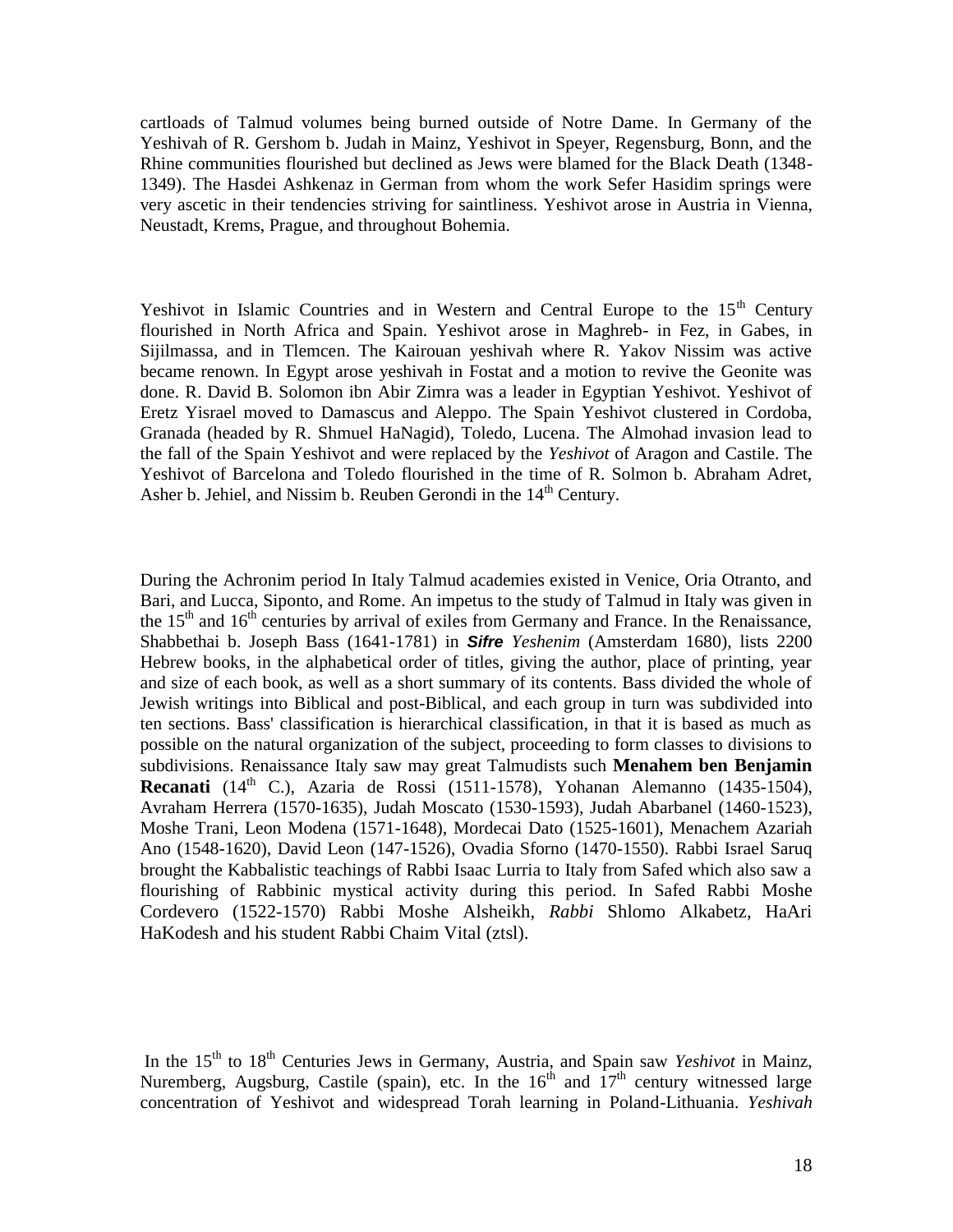cartloads of Talmud volumes being burned outside of Notre Dame. In Germany of the Yeshivah of R. Gershom b. Judah in Mainz, Yeshivot in Speyer, Regensburg, Bonn, and the Rhine communities flourished but declined as Jews were blamed for the Black Death (1348-1349). The Hasdei Ashkenaz in German from whom the work Sefer Hasidim springs were very ascetic in their tendencies striving for saintliness. Yeshivot arose in Austria in Vienna, Neustadt, Krems, Prague, and throughout Bohemia.

Yeshivot in Islamic Countries and in Western and Central Europe to the 15th Century flourished in North Africa and Spain. Yeshivot arose in Maghreb- in Fez, in Gabes, in Sijilmassa, and in Tlemcen. The Kairouan yeshivah where R. Yakov Nissim was active became renown. In Egypt arose yeshivah in Fostat and a motion to revive the Geonite was done. R. David B. Solomon ibn Abir Zimra was a leader in Egyptian Yeshivot. Yeshivot of Eretz Yisrael moved to Damascus and Aleppo. The Spain Yeshivot clustered in Cordoba, Granada (headed by R. Shmuel HaNagid), Toledo, Lucena. The Almohad invasion lead to the fall of the Spain Yeshivot and were replaced by the *Yeshivot* of Aragon and Castile. The Yeshivot of Barcelona and Toledo flourished in the time of R. Solmon b. Abraham Adret, Asher b. Jehiel, and Nissim b. Reuben Gerondi in the 14th Century.

During the Achronim period In Italy Talmud academies existed in Venice, Oria Otranto, and Bari, and Lucca, Siponto, and Rome. An impetus to the study of Talmud in Italy was given in the 15th and 16th centuries by arrival of exiles from Germany and France. In the Renaissance, Shabbethai b. Joseph Bass (1641-1781) in ***Sifre*** *Yeshenim* (Amsterdam 1680), lists 2200 Hebrew books, in the alphabetical order of titles, giving the author, place of printing, year and size of each book, as well as a short summary of its contents. Bass divided the whole of Jewish writings into Biblical and post-Biblical, and each group in turn was subdivided into ten sections. Bass' classification is hierarchical classification, in that it is based as much as possible on the natural organization of the subject, proceeding to form classes to divisions to subdivisions. Renaissance Italy saw may great Talmudists such **Menahem ben Benjamin Recanati** (14th C.), Azaria de Rossi (1511-1578), Yohanan Alemanno (1435-1504), Avraham Herrera (1570-1635), Judah Moscato (1530-1593), Judah Abarbanel (1460-1523), Moshe Trani, Leon Modena (1571-1648), Mordecai Dato (1525-1601), Menachem Azariah Ano (1548-1620), David Leon (147-1526), Ovadia Sforno (1470-1550). Rabbi Israel Saruq brought the Kabbalistic teachings of Rabbi Isaac Lurria to Italy from Safed which also saw a flourishing of Rabbinic mystical activity during this period. In Safed Rabbi Moshe Cordevero (1522-1570) Rabbi Moshe Alsheikh, *Rabbi* Shlomo Alkabetz, HaAri HaKodesh and his student Rabbi Chaim Vital (ztsl).

In the 15th to 18th Centuries Jews in Germany, Austria, and Spain saw *Yeshivot* in Mainz, Nuremberg, Augsburg, Castile (spain), etc. In the 16th and 17th century witnessed large concentration of Yeshivot and widespread Torah learning in Poland-Lithuania. *Yeshivah*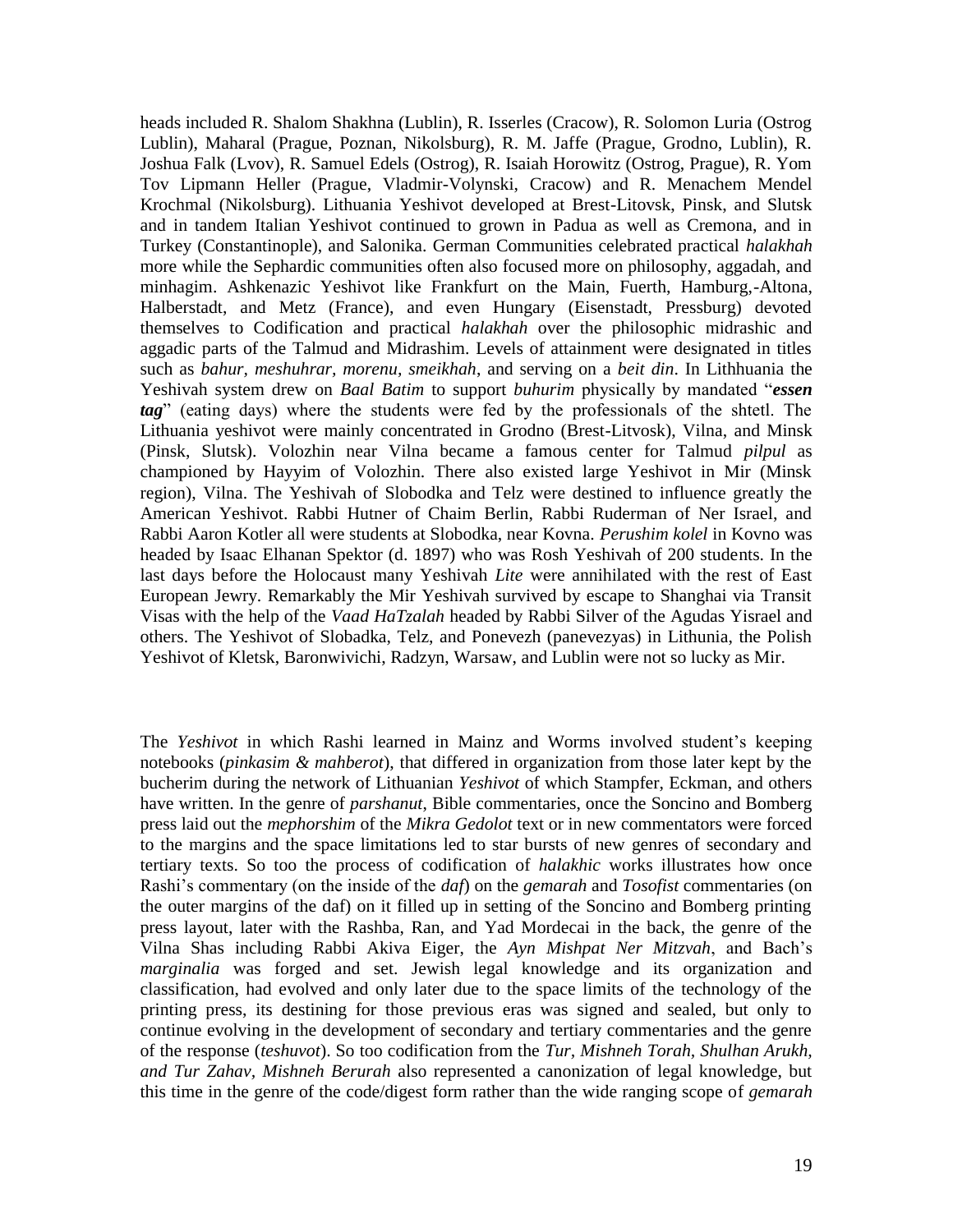heads included R. Shalom Shakhna (Lublin), R. Isserles (Cracow), R. Solomon Luria (Ostrog Lublin), Maharal (Prague, Poznan, Nikolsburg), R. M. Jaffe (Prague, Grodno, Lublin), R. Joshua Falk (Lvov), R. Samuel Edels (Ostrog), R. Isaiah Horowitz (Ostrog, Prague), R. Yom Tov Lipmann Heller (Prague, Vladmir-Volynski, Cracow) and R. Menachem Mendel Krochmal (Nikolsburg). Lithuania Yeshivot developed at Brest-Litovsk, Pinsk, and Slutsk and in tandem Italian Yeshivot continued to grown in Padua as well as Cremona, and in Turkey (Constantinople), and Salonika. German Communities celebrated practical *halakhah* more while the Sephardic communities often also focused more on philosophy, aggadah, and minhagim. Ashkenazic Yeshivot like Frankfurt on the Main, Fuerth, Hamburg,-Altona, Halberstadt, and Metz (France), and even Hungary (Eisenstadt, Pressburg) devoted themselves to Codification and practical *halakhah* over the philosophic midrashic and aggadic parts of the Talmud and Midrashim. Levels of attainment were designated in titles such as *bahur, meshuhrar, morenu, smeikhah*, and serving on a *beit din*. In Lithhuania the Yeshivah system drew on *Baal Batim* to support *buhurim* physically by mandated "***essen tag***" (eating days) where the students were fed by the professionals of the shtetl. The Lithuania yeshivot were mainly concentrated in Grodno (Brest-Litvosk), Vilna, and Minsk (Pinsk, Slutsk). Volozhin near Vilna became a famous center for Talmud *pilpul* as championed by Hayyim of Volozhin. There also existed large Yeshivot in Mir (Minsk region), Vilna. The Yeshivah of Slobodka and Telz were destined to influence greatly the American Yeshivot. Rabbi Hutner of Chaim Berlin, Rabbi Ruderman of Ner Israel, and Rabbi Aaron Kotler all were students at Slobodka, near Kovna. *Perushim kolel* in Kovno was headed by Isaac Elhanan Spektor (d. 1897) who was Rosh Yeshivah of 200 students. In the last days before the Holocaust many Yeshivah *Lite* were annihilated with the rest of East European Jewry. Remarkably the Mir Yeshivah survived by escape to Shanghai via Transit Visas with the help of the *Vaad HaTzalah* headed by Rabbi Silver of the Agudas Yisrael and others. The Yeshivot of Slobadka, Telz, and Ponevezh (panevezyas) in Lithunia, the Polish Yeshivot of Kletsk, Baronwivichi, Radzyn, Warsaw, and Lublin were not so lucky as Mir.

The *Yeshivot* in which Rashi learned in Mainz and Worms involved student's keeping notebooks (*pinkasim & mahberot*), that differed in organization from those later kept by the bucherim during the network of Lithuanian *Yeshivot* of which Stampfer, Eckman, and others have written. In the genre of *parshanut*, Bible commentaries, once the Soncino and Bomberg press laid out the *mephorshim* of the *Mikra Gedolot* text or in new commentators were forced to the margins and the space limitations led to star bursts of new genres of secondary and tertiary texts. So too the process of codification of *halakhic* works illustrates how once Rashi's commentary (on the inside of the *daf*) on the *gemarah* and *Tosofist* commentaries (on the outer margins of the daf) on it filled up in setting of the Soncino and Bomberg printing press layout, later with the Rashba, Ran, and Yad Mordecai in the back, the genre of the Vilna Shas including Rabbi Akiva Eiger, the *Ayn Mishpat Ner Mitzvah*, and Bach's *marginalia* was forged and set. Jewish legal knowledge and its organization and classification, had evolved and only later due to the space limits of the technology of the printing press, its destining for those previous eras was signed and sealed, but only to continue evolving in the development of secondary and tertiary commentaries and the genre of the response (*teshuvot*). So too codification from the *Tur, Mishneh Torah, Shulhan Arukh, and Tur Zahav, Mishneh Berurah* also represented a canonization of legal knowledge, but this time in the genre of the code/digest form rather than the wide ranging scope of *gemarah*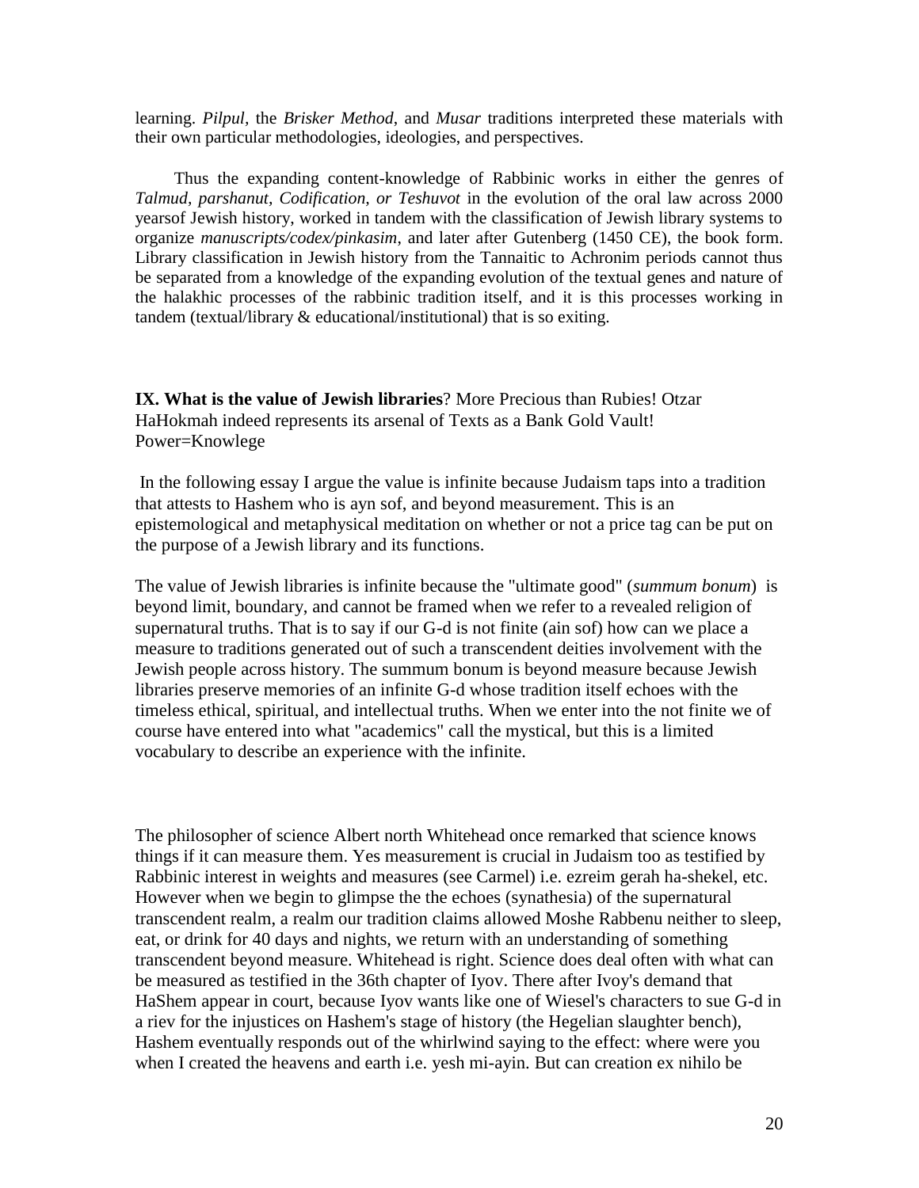learning. *Pilpul*, the *Brisker Method*, and *Musar* traditions interpreted these materials with their own particular methodologies, ideologies, and perspectives.

Thus the expanding content-knowledge of Rabbinic works in either the genres of *Talmud, parshanut, Codification, or Teshuvot* in the evolution of the oral law across 2000 yearsof Jewish history, worked in tandem with the classification of Jewish library systems to organize *manuscripts/codex/pinkasim*, and later after Gutenberg (1450 CE), the book form. Library classification in Jewish history from the Tannaitic to Achronim periods cannot thus be separated from a knowledge of the expanding evolution of the textual genes and nature of the halakhic processes of the rabbinic tradition itself, and it is this processes working in tandem (textual/library & educational/institutional) that is so exiting.

**IX. What is the value of Jewish libraries**? More Precious than Rubies! Otzar HaHokmah indeed represents its arsenal of Texts as a Bank Gold Vault! Power=Knowlege

In the following essay I argue the value is infinite because Judaism taps into a tradition that attests to Hashem who is ayn sof, and beyond measurement. This is an epistemological and metaphysical meditation on whether or not a price tag can be put on the purpose of a Jewish library and its functions.

The value of Jewish libraries is infinite because the "ultimate good" (*summum bonum*) is beyond limit, boundary, and cannot be framed when we refer to a revealed religion of supernatural truths. That is to say if our G-d is not finite (ain sof) how can we place a measure to traditions generated out of such a transcendent deities involvement with the Jewish people across history. The summum bonum is beyond measure because Jewish libraries preserve memories of an infinite G-d whose tradition itself echoes with the timeless ethical, spiritual, and intellectual truths. When we enter into the not finite we of course have entered into what "academics" call the mystical, but this is a limited vocabulary to describe an experience with the infinite.

The philosopher of science Albert north Whitehead once remarked that science knows things if it can measure them. Yes measurement is crucial in Judaism too as testified by Rabbinic interest in weights and measures (see Carmel) i.e. ezreim gerah ha-shekel, etc. However when we begin to glimpse the the echoes (synathesia) of the supernatural transcendent realm, a realm our tradition claims allowed Moshe Rabbenu neither to sleep, eat, or drink for 40 days and nights, we return with an understanding of something transcendent beyond measure. Whitehead is right. Science does deal often with what can be measured as testified in the 36th chapter of Iyov. There after Ivoy's demand that HaShem appear in court, because Iyov wants like one of Wiesel's characters to sue G-d in a riev for the injustices on Hashem's stage of history (the Hegelian slaughter bench), Hashem eventually responds out of the whirlwind saying to the effect: where were you when I created the heavens and earth i.e. yesh mi-ayin. But can creation ex nihilo be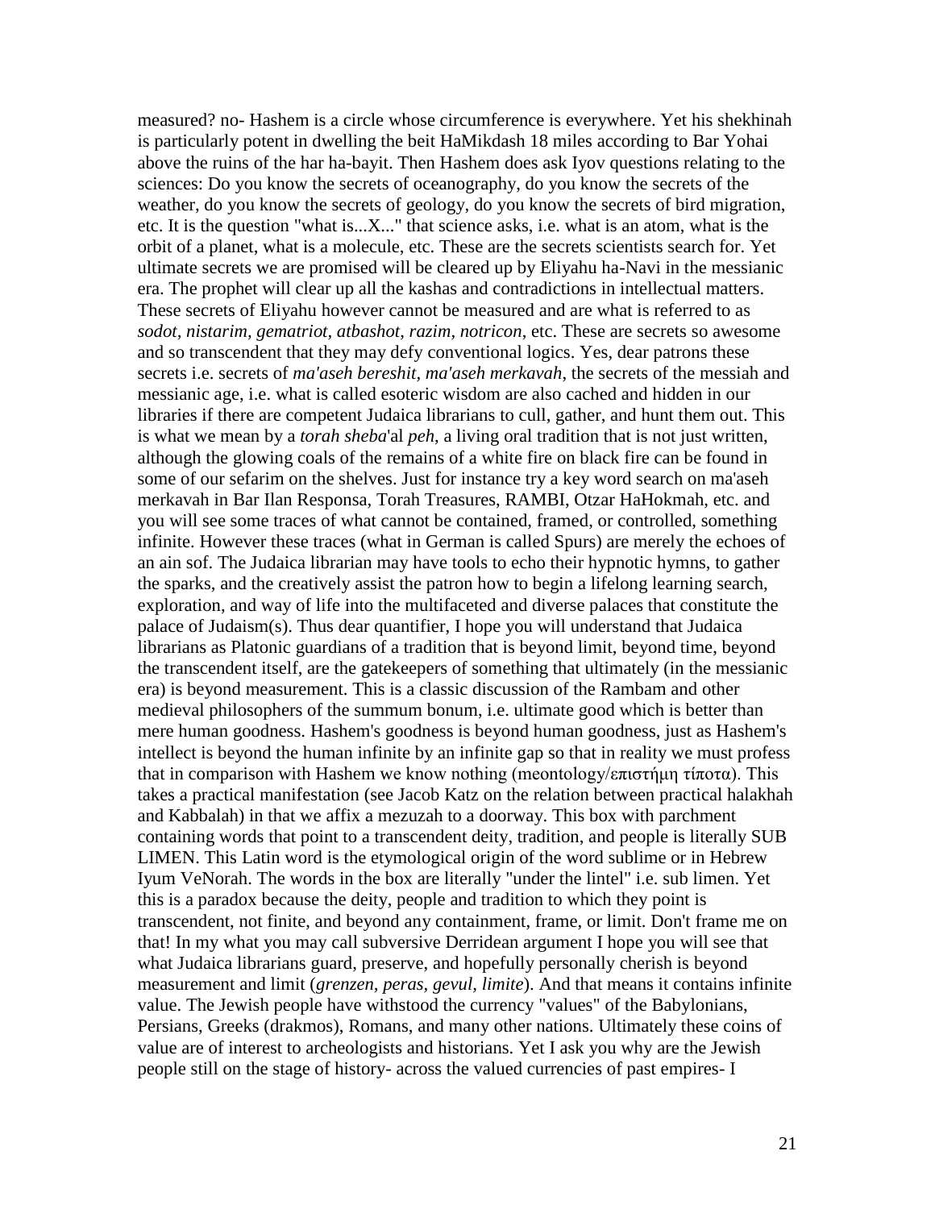measured? no- Hashem is a circle whose circumference is everywhere. Yet his shekhinah is particularly potent in dwelling the beit HaMikdash 18 miles according to Bar Yohai above the ruins of the har ha-bayit. Then Hashem does ask Iyov questions relating to the sciences: Do you know the secrets of oceanography, do you know the secrets of the weather, do you know the secrets of geology, do you know the secrets of bird migration, etc. It is the question "what is...X..." that science asks, i.e. what is an atom, what is the orbit of a planet, what is a molecule, etc. These are the secrets scientists search for. Yet ultimate secrets we are promised will be cleared up by Eliyahu ha-Navi in the messianic era. The prophet will clear up all the kashas and contradictions in intellectual matters. These secrets of Eliyahu however cannot be measured and are what is referred to as *sodot, nistarim, gematriot, atbashot, razim, notricon*, etc. These are secrets so awesome and so transcendent that they may defy conventional logics. Yes, dear patrons these secrets i.e. secrets of *ma'aseh bereshit, ma'aseh merkavah*, the secrets of the messiah and messianic age, i.e. what is called esoteric wisdom are also cached and hidden in our libraries if there are competent Judaica librarians to cull, gather, and hunt them out. This is what we mean by a *torah sheba*'al *peh*, a living oral tradition that is not just written, although the glowing coals of the remains of a white fire on black fire can be found in some of our sefarim on the shelves. Just for instance try a key word search on ma'aseh merkavah in Bar Ilan Responsa, Torah Treasures, RAMBI, Otzar HaHokmah, etc. and you will see some traces of what cannot be contained, framed, or controlled, something infinite. However these traces (what in German is called Spurs) are merely the echoes of an ain sof. The Judaica librarian may have tools to echo their hypnotic hymns, to gather the sparks, and the creatively assist the patron how to begin a lifelong learning search, exploration, and way of life into the multifaceted and diverse palaces that constitute the palace of Judaism(s). Thus dear quantifier, I hope you will understand that Judaica librarians as Platonic guardians of a tradition that is beyond limit, beyond time, beyond the transcendent itself, are the gatekeepers of something that ultimately (in the messianic era) is beyond measurement. This is a classic discussion of the Rambam and other medieval philosophers of the summum bonum, i.e. ultimate good which is better than mere human goodness. Hashem's goodness is beyond human goodness, just as Hashem's intellect is beyond the human infinite by an infinite gap so that in reality we must profess that in comparison with Hashem we know nothing (meontology/επιστήμη τίποτα). This takes a practical manifestation (see Jacob Katz on the relation between practical halakhah and Kabbalah) in that we affix a mezuzah to a doorway. This box with parchment containing words that point to a transcendent deity, tradition, and people is literally SUB LIMEN. This Latin word is the etymological origin of the word sublime or in Hebrew Iyum VeNorah. The words in the box are literally "under the lintel" i.e. sub limen. Yet this is a paradox because the deity, people and tradition to which they point is transcendent, not finite, and beyond any containment, frame, or limit. Don't frame me on that! In my what you may call subversive Derridean argument I hope you will see that what Judaica librarians guard, preserve, and hopefully personally cherish is beyond measurement and limit (*grenzen, peras, gevul, limite*). And that means it contains infinite value. The Jewish people have withstood the currency "values" of the Babylonians, Persians, Greeks (drakmos), Romans, and many other nations. Ultimately these coins of value are of interest to archeologists and historians. Yet I ask you why are the Jewish people still on the stage of history- across the valued currencies of past empires- I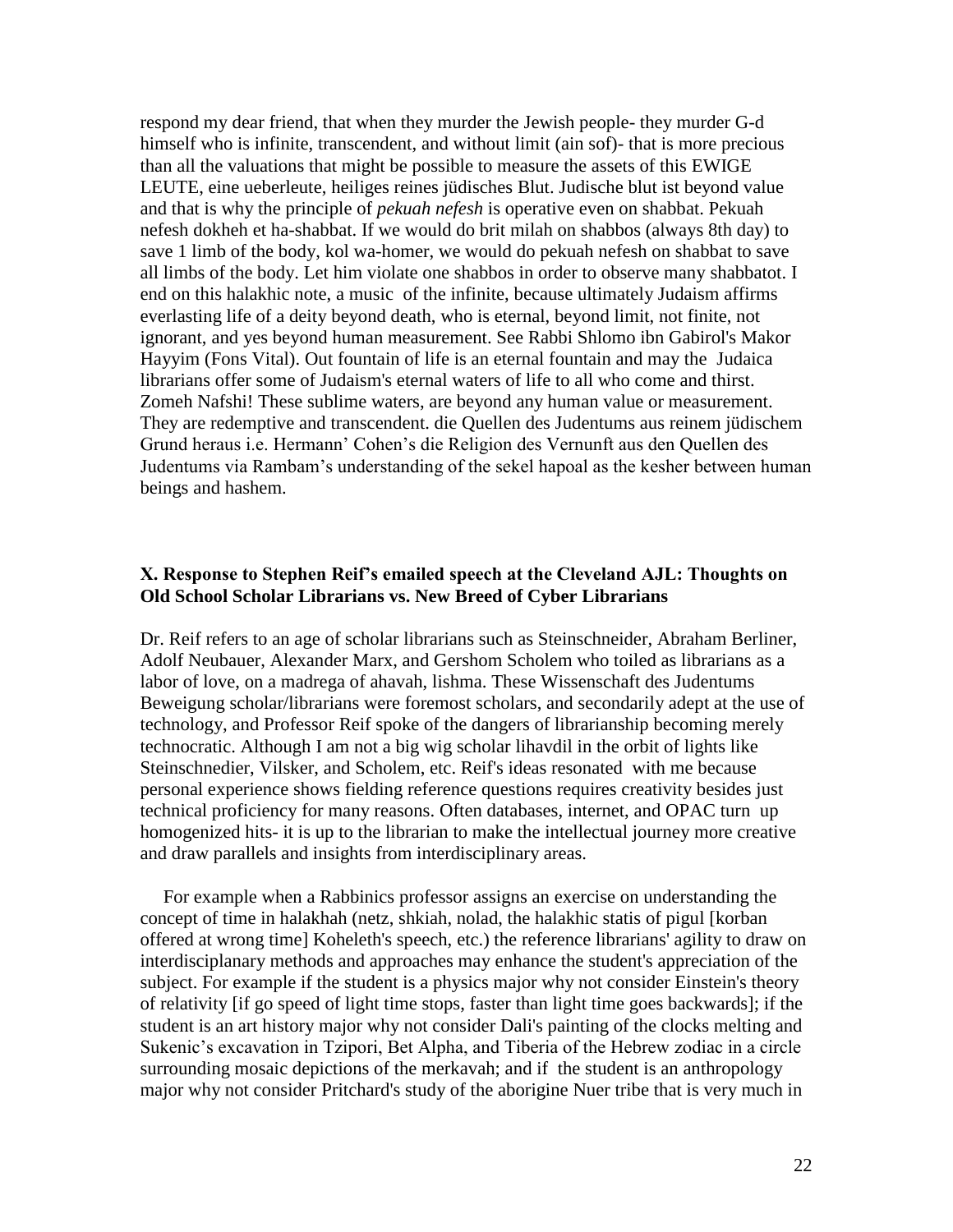respond my dear friend, that when they murder the Jewish people- they murder G-d himself who is infinite, transcendent, and without limit (ain sof)- that is more precious than all the valuations that might be possible to measure the assets of this EWIGE LEUTE, eine ueberleute, heiliges reines jüdisches Blut. Judische blut ist beyond value and that is why the principle of *pekuah nefesh* is operative even on shabbat. Pekuah nefesh dokheh et ha-shabbat. If we would do brit milah on shabbos (always 8th day) to save 1 limb of the body, kol wa-homer, we would do pekuah nefesh on shabbat to save all limbs of the body. Let him violate one shabbos in order to observe many shabbatot. I end on this halakhic note, a music of the infinite, because ultimately Judaism affirms everlasting life of a deity beyond death, who is eternal, beyond limit, not finite, not ignorant, and yes beyond human measurement. See Rabbi Shlomo ibn Gabirol's Makor Hayyim (Fons Vital). Out fountain of life is an eternal fountain and may the Judaica librarians offer some of Judaism's eternal waters of life to all who come and thirst. Zomeh Nafshi! These sublime waters, are beyond any human value or measurement. They are redemptive and transcendent. die Quellen des Judentums aus reinem jüdischem Grund heraus i.e. Hermann' Cohen's die Religion des Vernunft aus den Quellen des Judentums via Rambam's understanding of the sekel hapoal as the kesher between human beings and hashem.

### X. Response to Stephen Reif's emailed speech at the Cleveland AJL: Thoughts on Old School Scholar Librarians vs. New Breed of Cyber Librarians

Dr. Reif refers to an age of scholar librarians such as Steinschneider, Abraham Berliner, Adolf Neubauer, Alexander Marx, and Gershom Scholem who toiled as librarians as a labor of love, on a madrega of ahavah, lishma. These Wissenschaft des Judentums Beweigung scholar/librarians were foremost scholars, and secondarily adept at the use of technology, and Professor Reif spoke of the dangers of librarianship becoming merely technocratic. Although I am not a big wig scholar lihavdil in the orbit of lights like Steinschnedier, Vilsker, and Scholem, etc. Reif's ideas resonated with me because personal experience shows fielding reference questions requires creativity besides just technical proficiency for many reasons. Often databases, internet, and OPAC turn up homogenized hits- it is up to the librarian to make the intellectual journey more creative and draw parallels and insights from interdisciplinary areas.

For example when a Rabbinics professor assigns an exercise on understanding the concept of time in halakhah (netz, shkiah, nolad, the halakhic statis of pigul [korban offered at wrong time] Koheleth's speech, etc.) the reference librarians' agility to draw on interdisciplanary methods and approaches may enhance the student's appreciation of the subject. For example if the student is a physics major why not consider Einstein's theory of relativity [if go speed of light time stops, faster than light time goes backwards]; if the student is an art history major why not consider Dali's painting of the clocks melting and Sukenic's excavation in Tzipori, Bet Alpha, and Tiberia of the Hebrew zodiac in a circle surrounding mosaic depictions of the merkavah; and if the student is an anthropology major why not consider Pritchard's study of the aborigine Nuer tribe that is very much in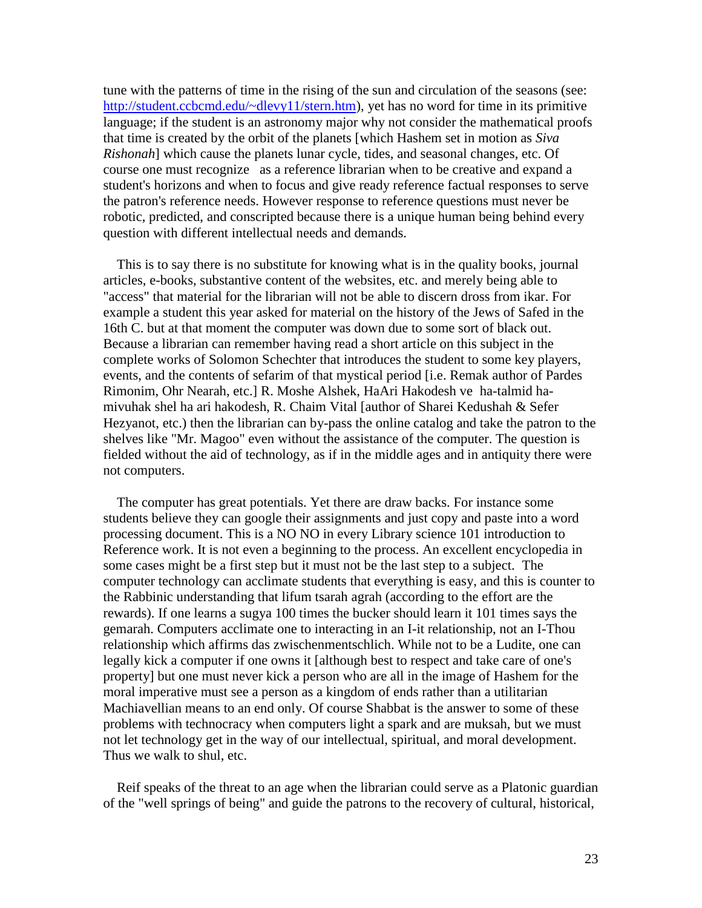tune with the patterns of time in the rising of the sun and circulation of the seasons (see: http://student.ccbcmd.edu/~dlevy11/stern.htm), yet has no word for time in its primitive language; if the student is an astronomy major why not consider the mathematical proofs that time is created by the orbit of the planets [which Hashem set in motion as *Siva Rishonah*] which cause the planets lunar cycle, tides, and seasonal changes, etc. Of course one must recognize as a reference librarian when to be creative and expand a student's horizons and when to focus and give ready reference factual responses to serve the patron's reference needs. However response to reference questions must never be robotic, predicted, and conscripted because there is a unique human being behind every question with different intellectual needs and demands.

This is to say there is no substitute for knowing what is in the quality books, journal articles, e-books, substantive content of the websites, etc. and merely being able to "access" that material for the librarian will not be able to discern dross from ikar. For example a student this year asked for material on the history of the Jews of Safed in the 16th C. but at that moment the computer was down due to some sort of black out. Because a librarian can remember having read a short article on this subject in the complete works of Solomon Schechter that introduces the student to some key players, events, and the contents of sefarim of that mystical period [i.e. Remak author of Pardes Rimonim, Ohr Nearah, etc.] R. Moshe Alshek, HaAri Hakodesh ve ha-talmid ha-mivuhak shel ha ari hakodesh, R. Chaim Vital [author of Sharei Kedushah & Sefer Hezyanot, etc.) then the librarian can by-pass the online catalog and take the patron to the shelves like "Mr. Magoo" even without the assistance of the computer. The question is fielded without the aid of technology, as if in the middle ages and in antiquity there were not computers.

The computer has great potentials. Yet there are draw backs. For instance some students believe they can google their assignments and just copy and paste into a word processing document. This is a NO NO in every Library science 101 introduction to Reference work. It is not even a beginning to the process. An excellent encyclopedia in some cases might be a first step but it must not be the last step to a subject. The computer technology can acclimate students that everything is easy, and this is counter to the Rabbinic understanding that lifum tsarah agrah (according to the effort are the rewards). If one learns a sugya 100 times the bucker should learn it 101 times says the gemarah. Computers acclimate one to interacting in an I-it relationship, not an I-Thou relationship which affirms das zwischenmentschlich. While not to be a Ludite, one can legally kick a computer if one owns it [although best to respect and take care of one's property] but one must never kick a person who are all in the image of Hashem for the moral imperative must see a person as a kingdom of ends rather than a utilitarian Machiavellian means to an end only. Of course Shabbat is the answer to some of these problems with technocracy when computers light a spark and are muksah, but we must not let technology get in the way of our intellectual, spiritual, and moral development. Thus we walk to shul, etc.

Reif speaks of the threat to an age when the librarian could serve as a Platonic guardian of the "well springs of being" and guide the patrons to the recovery of cultural, historical,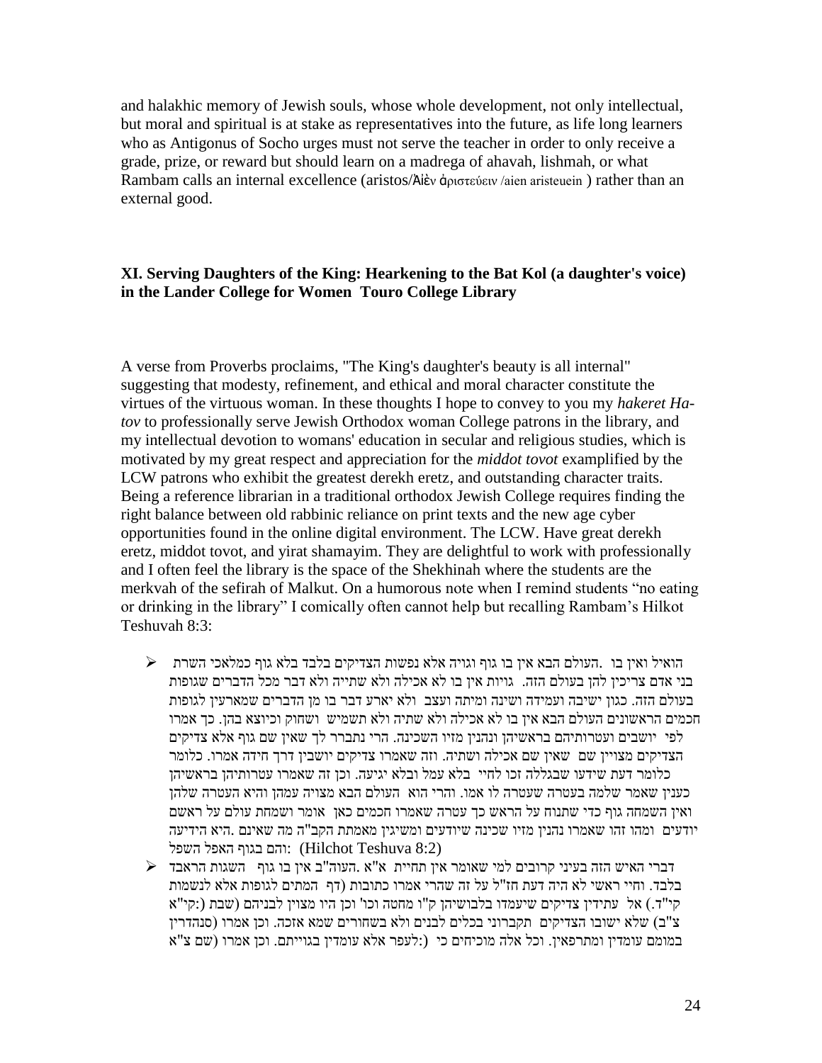and halakhic memory of Jewish souls, whose whole development, not only intellectual, but moral and spiritual is at stake as representatives into the future, as life long learners who as Antigonus of Socho urges must not serve the teacher in order to only receive a grade, prize, or reward but should learn on a madrega of ahavah, lishmah, or what Rambam calls an internal excellence (aristos/Αἰὲν ἀριστεύειν /aien aristeuein ) rather than an external good.

### XI. Serving Daughters of the King: Hearkening to the Bat Kol (a daughter's voice) in the Lander College for Women Touro College Library

A verse from Proverbs proclaims, "The King's daughter's beauty is all internal" suggesting that modesty, refinement, and ethical and moral character constitute the virtues of the virtuous woman. In these thoughts I hope to convey to you my *hakeret Ha-tov* to professionally serve Jewish Orthodox woman College patrons in the library, and my intellectual devotion to womans' education in secular and religious studies, which is motivated by my great respect and appreciation for the *middot tovot* examplified by the LCW patrons who exhibit the greatest derekh eretz, and outstanding character traits. Being a reference librarian in a traditional orthodox Jewish College requires finding the right balance between old rabbinic reliance on print texts and the new age cyber opportunities found in the online digital environment. The LCW. Have great derekh eretz, middot tovot, and yirat shamayim. They are delightful to work with professionally and I often feel the library is the space of the Shekhinah where the students are the merkvah of the sefirah of Malkut. On a humorous note when I remind students "no eating or drinking in the library" I comically often cannot help but recalling Rambam's Hilkot Teshuvah 8:3:

- הואיל ואין בו .העולם הבא אין בו גוף וגויה אלא נפשות הצדיקים בלבד בלא גוף כמלאכי השרת בני אדם צריכין להן בעולם הזה. גויות אין בו לא אכילה ולא שתיה ולא דבר מכל הדברים שגופות בעולם הזה. כגון ישיבה ועמידה ושינה ומיתה ועצב ולא יארע דבר בו מן הדברים שמארעין לגופות חכמים הראשונים העולם הבא אין בו לא אכילה ולא שתיה ולא תשמיש ושחוק וכיוצא בהן. כך אמרו לפי יושבים ועטרותיהם בראשיהן ונהנין מזיו השכינה. הרי נתברר לך שאין שם גוף אלא צדיקים הצדיקים מצויין שם שאין שם אכילה ושתיה. וזה שאמרו צדיקים יושבין דרך חידה אמרו. כלומר כלומר דעת שידעו שבגללה זכו לחיי בלא עמל ובלא יגיעה. וכן זה שאמרו עטרותיהן בראשיהן כענין שאמר שלמה בעטרה שעטרה לו אמו. והרי הוא העולם הבא מצויה עמהן והיא העטרה שלהן ואין השמחה גוף כדי שתנוח על הראש כך עטרה שאמרו חכמים כאן אומר ושמחת עולם על ראשם יודעים ומהו זהו שאמרו נהנין מזיו שכינה שיודעים ומשיגין מאמתת הקב"ה מה שאינם .היא הידיעה והם בגוף האפל השפל: (Hilchot Teshuva 8:2)
- דברי האיש הזה בעיני קרובים למי שאומר אין תחיית א"א .העוה"ב אין בו גוף השגות הראבד בלבד. וחיי ראשי לא היה דעת חז"ל על זה שהרי אמרו כתובות (דף המתים לגופות אלא לנשמות קי"ד.) אל עתידין צדיקים שיעמדו בלבושיהן ק"ו מחטה וכו' וכן היו מצוין לבניהם (שבת (:קי"א צ"ב) שלא ישובו הצדיקים תקברוני בכלים לבנים ולא בשחורים שמא אזכה. וכן אמרו (סנהדרין במומם עומדין ומתרפאין. וכל אלה מוכיחים כי (:לעפר אלא עומדין בגוייתם. וכן אמרו (שם צ"א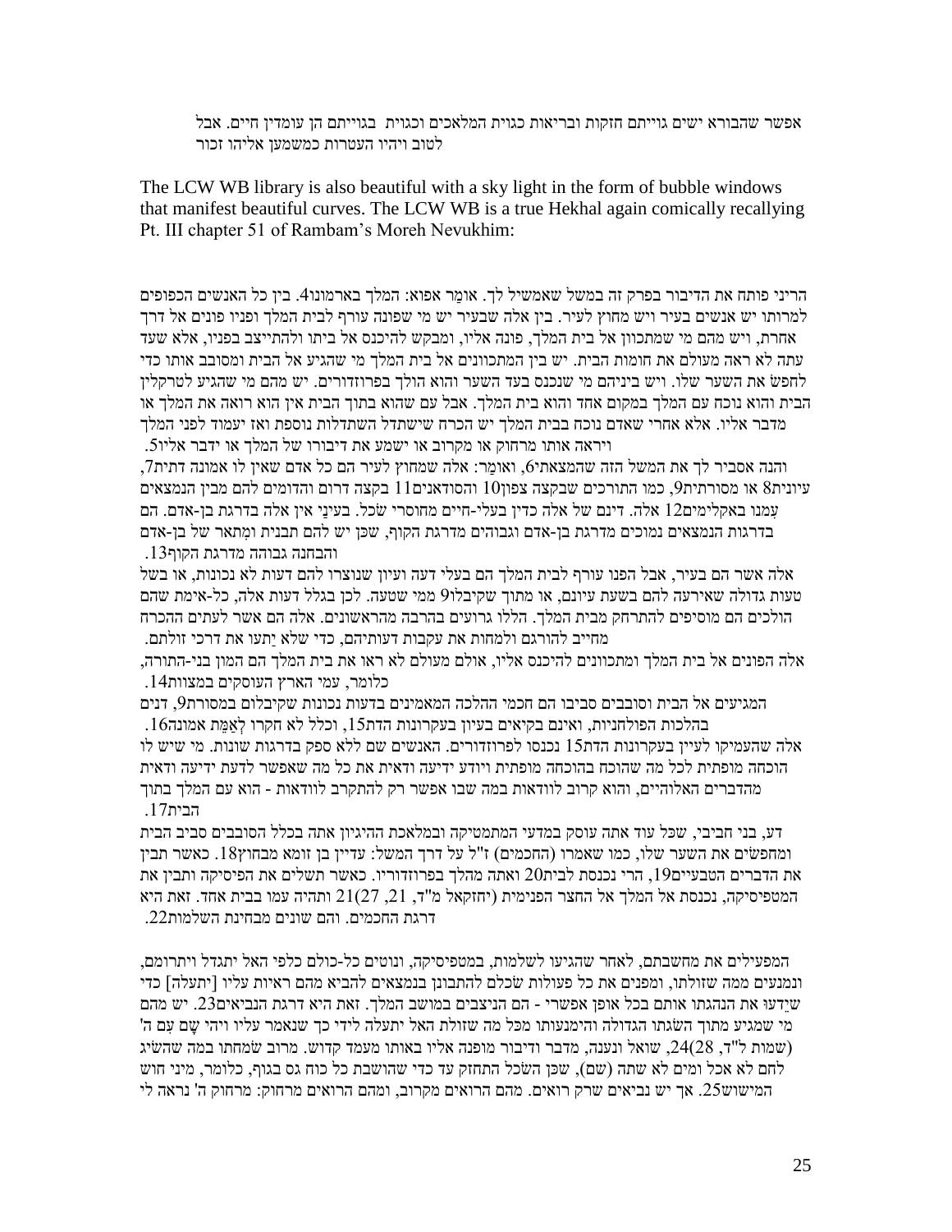אפשר שהבורא ישים גוייתם חזקות ובריאות כגוית המלאכים וכגוית בגוייתם הן עומדין חיים. אבל לטוב ויהיו העטרות כמשמען אליהו זכור

The LCW WB library is also beautiful with a sky light in the form of bubble windows that manifest beautiful curves. The LCW WB is a true Hekhal again comically recalling Pt. III chapter 51 of Rambam's Moreh Nevukhim:

הריני פותח את הדיבור בפרק זה במשל שאמשיל לך. אומַר אפוא: המלך בארמונו4. בין כל האנשים הכפופים למרותו יש אנשים בעיר ויש מחוץ לעיר. בין אלה שבעיר יש מי שפונה עורף לבית המלך ופניו פונים אל דרך אחרת, ויש מהם מי שמתכוון אל בית המלך, פונה אליו, ומבקש להיכנס אל ביתו ולהתייצב בפניו, אלא שעד עתה לא ראה מעולם את חומות הבית. יש בין המתכוונים אל בית המלך מי שהגיע אל הבית ומסובב אותו כדי לחפשׂ את השער שלו. ויש ביניהם מי שנכנס בעד השער והוא הולך בפרוזדורים. יש מהם מי שהגיע לטרקלין הבית והוא נוכח עם המלך במקום אחד והוא בית המלך. אבל עם שהוא בתוך הבית אין הוא רואה את המלך או מדבר אליו. אלא אחרי שאדם נוכח בבית המלך יש הכרח שישתדל השתדלות נוספת ואז יעמוד לפני המלך ויראה אותו מרחוק או מקרוב או ישמע את דיבורו של המלך או ידבר אליו5.

והנה אסביר לך את המשל הזה שהמצאתי6, ואומַר: אלה שמחוץ לעיר הם כל אדם שאין לו אמונה דתית7, עיונית8 או מסורתית9, כמו התורכים שבקצה צפון10 והסודאנים11 בקצה דרום והדומים להם מבין הנמצאים עִמנו באקלימים12 אלה. דינם של אלה כדין בעלי-חיים מחוסרי שׂכל. בעינַי אין אלה בדרגת בן-אדם. הם בדרגות הנמצאים נמוכים מדרגת בן-אדם וגבוהים מדרגת הקוף, שכן יש להם תבנית ומְתאר של בן-אדם והבחנה גבוהה מדרגת הקוף13.

אלה אשר הם בעיר, אבל הפנו עורף לבית המלך הם בעלי דעה ועיון שנוצרו להם דעות לא נכונות, או בשל טעות גדולה שאירעה להם בשעת עיונם, או מתוך שקיבלו9 ממי שטעה. לכן בגלל דעות אלה, כל-אימת שהם הולכים הם מוסיפים להתרחק מבית המלך. הללו גרועים בהרבה מהראשונים. אלה הם אשר לעתים ההכרח מחייב להורגם ולמחות את עקבות דעותיהם, כדי שלא יַתעו את דרכי זולתם.

אלה הפונים אל בית המלך ומתכוונים להיכנס אליו, אולם מעולם לא ראו את בית המלך הם המון בני-התורה, כלומר, עמי הארץ העוסקים במצוות14.

המגיעים אל הבית וסובבים סביבו הם חכמי ההלכה המאמינים בדעות נכונות שקיבלום במסורת9, דנים בהלכות הפולחניות, ואינם בקיאים בעיון בעקרונות הדת15, וכלל לא חקרו לְאֲמִת אמונה16.

אלה שהעמיקו לעיין בעקרונות הדת15 נכנסו לפרוזדורים. האנשים שם ללא ספק בדרגות שונות. מי שיש לו הוכחה מופתית לכל מה שהוכח בהוכחה מופתית ויודע ידיעה ודאית את כל מה שאפשר לדעת ידיעה ודאית מהדברים האלוהיים, והוא קרוב לוודאות במה שבו אפשר רק להתקרב לוודאות - הוא עם המלך בתוך הבית17.

דע, בני חביבי, שכל עוד אתה עוסק במדעי המתמטיקה ובמלאכת ההיגיון אתה בכלל הסובבים סביב הבית ומחפשׂים את השער שלו, כמו שאמרו (החכמים) ז"ל על דרך המשל: עדיין בן זומא מבחוץ18. כאשר תבין את הדברים הטבעיים19, הרי נכנסת לבית20 ואתה מהלך בפרוזדוריו. כאשר תשלים את הפיסיקה ותבין את המטפיסיקה, נכנסת אל המלך אל החצר הפנימית (יחזקאל מ"ד, 21, 27)21 ותהיה עמו בבית אחד. זאת היא דרגת החכמים. והם שונים מבחינת השלמות22.

המפעילים את מחשבתם, לאחר שהגיעו לשלמות, במטפיסיקה, ונוטים כל-כולם כלפי האל יתגדל ויתרומם, ונמנעים ממה שזולתו, ומפנים את כל פעולות שׂכלם להתבונן בנמצאים להביא מהם ראיות עליו [יתעלה] כדי שיֵדעוּ את הנהגתו אותם בכל אופן אפשרי - הם הניצבים במושב המלך. זאת היא דרגת הנביאים23. יש מהם מי שמגיע מתוך השׂגתו הגדולה והימנעותו מכל מה שזולת האל יתעלה לידי כך שנאמר עליו ויהי שָׁם עִם ה' (שמות ל"ד, 28)24, שואל ונענה, מדבר ודיבור מופנה אליו באותו מעמד קדוש. מרוב שׂמחתו במה שהשׂיג לחם לא אכל ומים לא שתה (שם), שכן השׂכל התחזק עד כדי שהושבת כל כוח בגוף, כלומר, מיני חוש המישוש25. אך יש נביאים שרק רואים. מהם הרואים מקרוב, ומהם הרואים מרחוק: מרחוק ה' נראה לי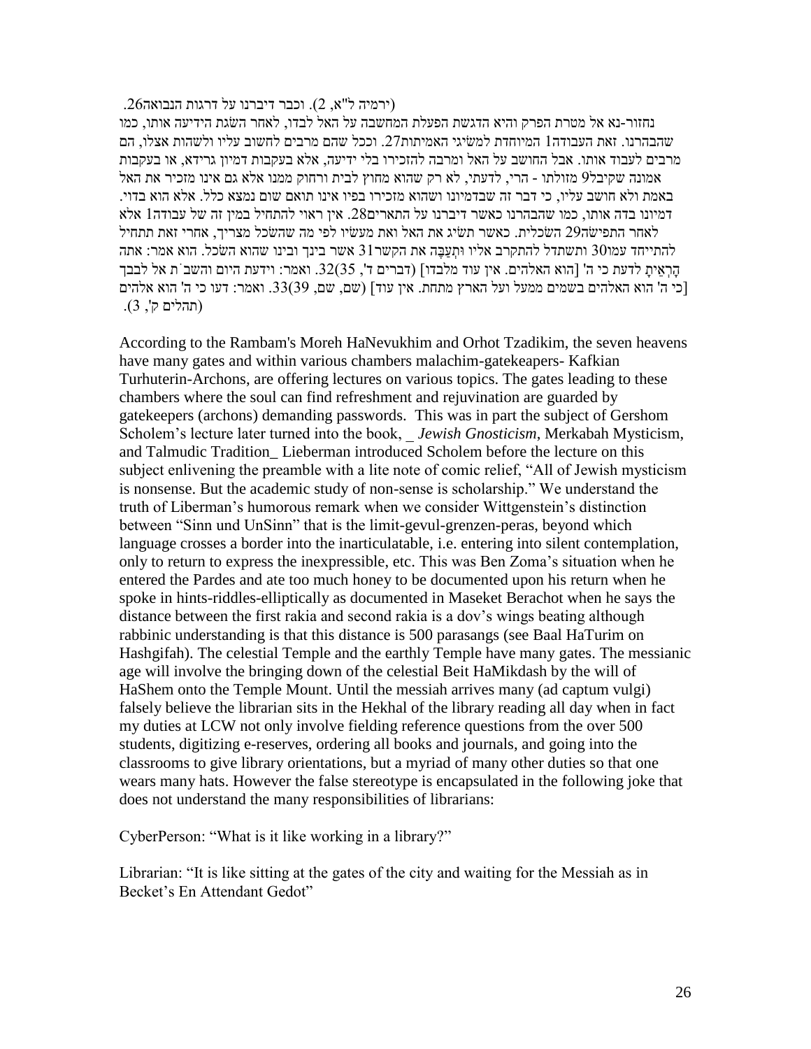(ירמיה ל"א, 2). וכבר דיברנו על דרגות הנבואה26.

נחזור-נא אל מטרת הפרק והיא הדגשת הפעלת המחשבה על האל לבדו, לאחר השׂגת הידיעה אותו, כמו שהבהרנו. זאת העבודה1 המיוחדת למשׂיגי האמיתות27. וככל שהם מרבים לחשוב עליו ולשהות אצלו, הם מרבים לעבוד אותו. אבל החושב על האל ומרבה להזכירו בלי ידיעה, אלא בעקבות דמיון גרידא, או בעקבות אמונה שקיבל9 מזולתו - הרי, לדעתי, לא רק שהוא מחוץ לבית ורחוק ממנו אלא גם אינו מזכיר את האל באמת ולא חושב עליו, כי דבר זה שבדמיונו ושהוא מזכירו בפיו אינו תואם שום נמצא כלל. אלא הוא בדוי. דמיונו בדה אותו, כמו שהבהרנו כאשר דיברנו על התארים28. אין ראוי להתחיל במין זה של עבודה1 אלא לאחר התפישׂה29 השׂכלית. כאשר תשׂיג את האל ואת מעשׂיו לפי מה שהשׂכל מצריך, אחרי זאת תתחיל להתייחד עמו30 ותשתדל להתקרב אליו וּתְעַבֶּה את הקשר31 אשר בינך ובינו שהוא השׂכל. הוא אמר: אתה הָרְאֵיתָ לדעת כי ה' [הוא האלהים. אין עוד מלבדו] (דברים ד', 32(35. ואמר: וידעת היום והשב ֹת אל לבבך [כי ה' הוא האלהים בשמים ממעל ועל הארץ מתחת. אין עוד] (שם, שם, 39(33. ואמר: דעו כי ה' הוא אלהים (תהלים ק', 3).

According to the Rambam's Moreh HaNevukhim and Orhot Tzadikim, the seven heavens have many gates and within various chambers malachim-gatekeepers- Kafkian Turhuterin-Archons, are offering lectures on various topics. The gates leading to these chambers where the soul can find refreshment and rejuvination are guarded by gatekeepers (archons) demanding passwords. This was in part the subject of Gershom Scholem's lecture later turned into the book, _ *Jewish Gnosticism*, Merkabah Mysticism, and Talmudic Tradition_ Lieberman introduced Scholem before the lecture on this subject enlivening the preamble with a lite note of comic relief, "All of Jewish mysticism is nonsense. But the academic study of non-sense is scholarship." We understand the truth of Liberman's humorous remark when we consider Wittgenstein's distinction between "Sinn und UnSinn" that is the limit-gevul-grenzen-peras, beyond which language crosses a border into the inarticulatable, i.e. entering into silent contemplation, only to return to express the inexpressible, etc. This was Ben Zoma's situation when he entered the Pardes and ate too much honey to be documented upon his return when he spoke in hints-riddles-elliptically as documented in Maseket Berachot when he says the distance between the first rakia and second rakia is a dov's wings beating although rabbinic understanding is that this distance is 500 parasangs (see Baal HaTurim on Hashgifah). The celestial Temple and the earthly Temple have many gates. The messianic age will involve the bringing down of the celestial Beit HaMikdash by the will of HaShem onto the Temple Mount. Until the messiah arrives many (ad captum vulgi) falsely believe the librarian sits in the Hekhal of the library reading all day when in fact my duties at LCW not only involve fielding reference questions from the over 500 students, digitizing e-reserves, ordering all books and journals, and going into the classrooms to give library orientations, but a myriad of many other duties so that one wears many hats. However the false stereotype is encapsulated in the following joke that does not understand the many responsibilities of librarians:

CyberPerson: "What is it like working in a library?"

Librarian: "It is like sitting at the gates of the city and waiting for the Messiah as in Becket's En Attendant Gedot"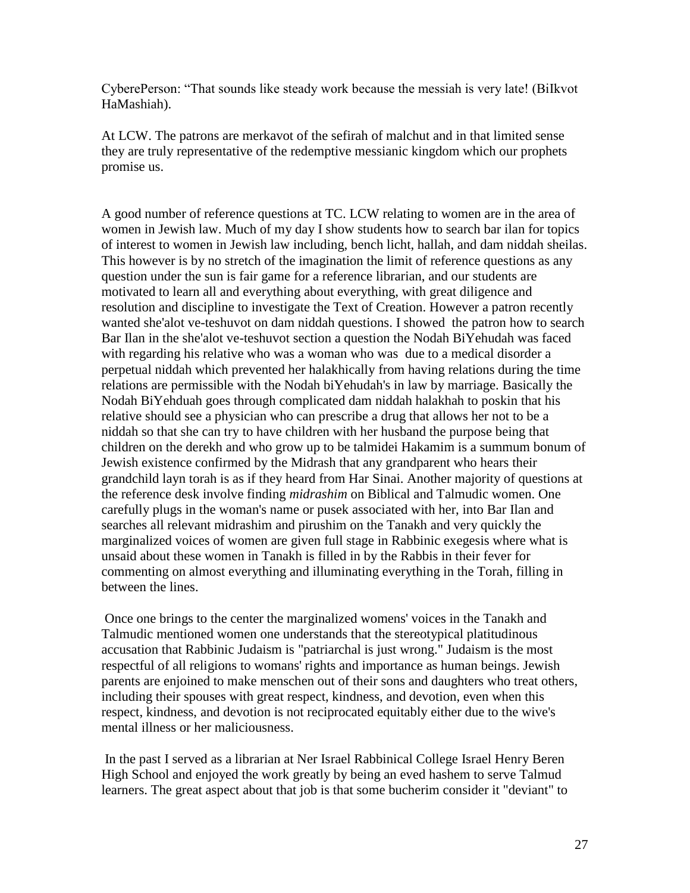CyberePerson: "That sounds like steady work because the messiah is very late! (BiIkvot HaMashiah).

At LCW. The patrons are merkavot of the sefirah of malchut and in that limited sense they are truly representative of the redemptive messianic kingdom which our prophets promise us.

A good number of reference questions at TC. LCW relating to women are in the area of women in Jewish law. Much of my day I show students how to search bar ilan for topics of interest to women in Jewish law including, bench licht, hallah, and dam niddah sheilas. This however is by no stretch of the imagination the limit of reference questions as any question under the sun is fair game for a reference librarian, and our students are motivated to learn all and everything about everything, with great diligence and resolution and discipline to investigate the Text of Creation. However a patron recently wanted she'alot ve-teshuvot on dam niddah questions. I showed the patron how to search Bar Ilan in the she'alot ve-teshuvot section a question the Nodah BiYehudah was faced with regarding his relative who was a woman who was due to a medical disorder a perpetual niddah which prevented her halakhically from having relations during the time relations are permissible with the Nodah biYehudah's in law by marriage. Basically the Nodah BiYehduah goes through complicated dam niddah halakhah to poskin that his relative should see a physician who can prescribe a drug that allows her not to be a niddah so that she can try to have children with her husband the purpose being that children on the derekh and who grow up to be talmidei Hakamim is a summum bonum of Jewish existence confirmed by the Midrash that any grandparent who hears their grandchild layn torah is as if they heard from Har Sinai. Another majority of questions at the reference desk involve finding *midrashim* on Biblical and Talmudic women. One carefully plugs in the woman's name or pusek associated with her, into Bar Ilan and searches all relevant midrashim and pirushim on the Tanakh and very quickly the marginalized voices of women are given full stage in Rabbinic exegesis where what is unsaid about these women in Tanakh is filled in by the Rabbis in their fever for commenting on almost everything and illuminating everything in the Torah, filling in between the lines.

Once one brings to the center the marginalized womens' voices in the Tanakh and Talmudic mentioned women one understands that the stereotypical platitudinous accusation that Rabbinic Judaism is "patriarchal is just wrong." Judaism is the most respectful of all religions to womans' rights and importance as human beings. Jewish parents are enjoined to make menschen out of their sons and daughters who treat others, including their spouses with great respect, kindness, and devotion, even when this respect, kindness, and devotion is not reciprocated equitably either due to the wive's mental illness or her maliciousness.

In the past I served as a librarian at Ner Israel Rabbinical College Israel Henry Beren High School and enjoyed the work greatly by being an eved hashem to serve Talmud learners. The great aspect about that job is that some bucherim consider it "deviant" to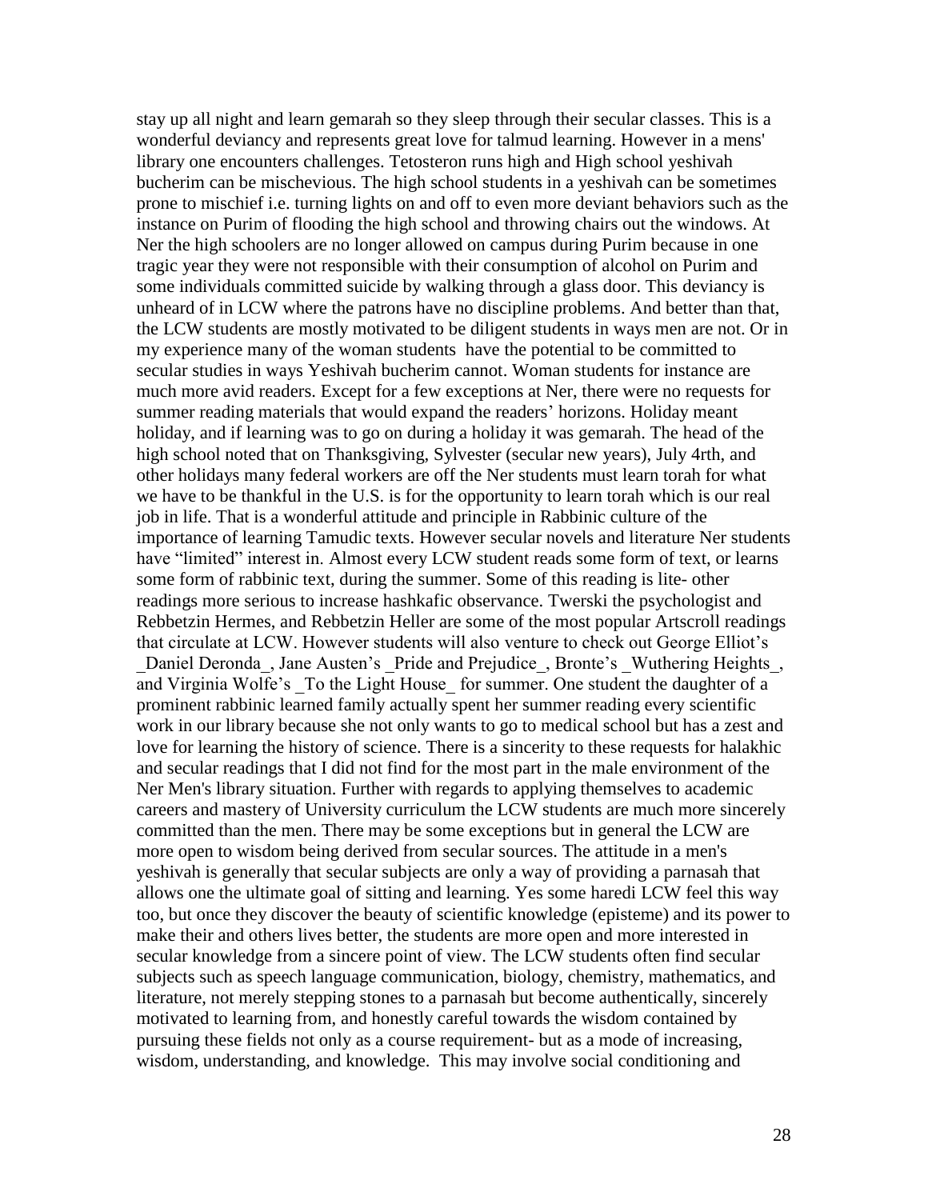stay up all night and learn gemarah so they sleep through their secular classes. This is a wonderful deviancy and represents great love for talmud learning. However in a mens' library one encounters challenges. Tetosteron runs high and High school yeshivah bucherim can be mischevious. The high school students in a yeshivah can be sometimes prone to mischief i.e. turning lights on and off to even more deviant behaviors such as the instance on Purim of flooding the high school and throwing chairs out the windows. At Ner the high schoolers are no longer allowed on campus during Purim because in one tragic year they were not responsible with their consumption of alcohol on Purim and some individuals committed suicide by walking through a glass door. This deviancy is unheard of in LCW where the patrons have no discipline problems. And better than that, the LCW students are mostly motivated to be diligent students in ways men are not. Or in my experience many of the woman students have the potential to be committed to secular studies in ways Yeshivah bucherim cannot. Woman students for instance are much more avid readers. Except for a few exceptions at Ner, there were no requests for summer reading materials that would expand the readers' horizons. Holiday meant holiday, and if learning was to go on during a holiday it was gemarah. The head of the high school noted that on Thanksgiving, Sylvester (secular new years), July 4rth, and other holidays many federal workers are off the Ner students must learn torah for what we have to be thankful in the U.S. is for the opportunity to learn torah which is our real job in life. That is a wonderful attitude and principle in Rabbinic culture of the importance of learning Tamudic texts. However secular novels and literature Ner students have "limited" interest in. Almost every LCW student reads some form of text, or learns some form of rabbinic text, during the summer. Some of this reading is lite- other readings more serious to increase hashkafic observance. Twerski the psychologist and Rebbetzin Hermes, and Rebbetzin Heller are some of the most popular Artscroll readings that circulate at LCW. However students will also venture to check out George Elliot's _Daniel Deronda_, Jane Austen's _Pride and Prejudice_, Bronte's _Wuthering Heights_, and Virginia Wolfe's _To the Light House_ for summer. One student the daughter of a prominent rabbinic learned family actually spent her summer reading every scientific work in our library because she not only wants to go to medical school but has a zest and love for learning the history of science. There is a sincerity to these requests for halakhic and secular readings that I did not find for the most part in the male environment of the Ner Men's library situation. Further with regards to applying themselves to academic careers and mastery of University curriculum the LCW students are much more sincerely committed than the men. There may be some exceptions but in general the LCW are more open to wisdom being derived from secular sources. The attitude in a men's yeshivah is generally that secular subjects are only a way of providing a parnasah that allows one the ultimate goal of sitting and learning. Yes some haredi LCW feel this way too, but once they discover the beauty of scientific knowledge (episteme) and its power to make their and others lives better, the students are more open and more interested in secular knowledge from a sincere point of view. The LCW students often find secular subjects such as speech language communication, biology, chemistry, mathematics, and literature, not merely stepping stones to a parnasah but become authentically, sincerely motivated to learning from, and honestly careful towards the wisdom contained by pursuing these fields not only as a course requirement- but as a mode of increasing, wisdom, understanding, and knowledge. This may involve social conditioning and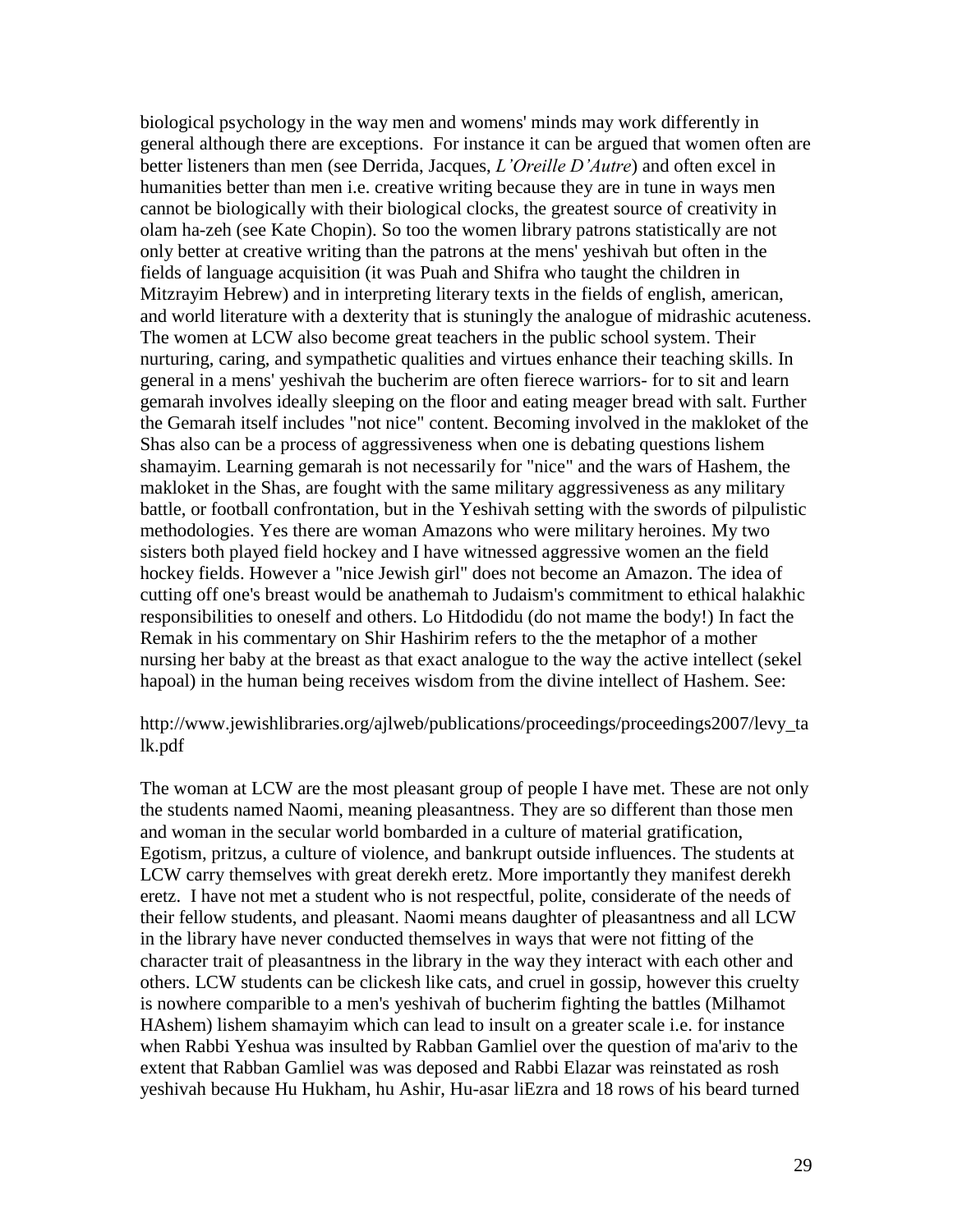biological psychology in the way men and womens' minds may work differently in general although there are exceptions. For instance it can be argued that women often are better listeners than men (see Derrida, Jacques, *L'Oreille D'Autre*) and often excel in humanities better than men i.e. creative writing because they are in tune in ways men cannot be biologically with their biological clocks, the greatest source of creativity in olam ha-zeh (see Kate Chopin). So too the women library patrons statistically are not only better at creative writing than the patrons at the mens' yeshivah but often in the fields of language acquisition (it was Puah and Shifra who taught the children in Mitzrayim Hebrew) and in interpreting literary texts in the fields of english, american, and world literature with a dexterity that is stuningly the analogue of midrashic acuteness. The women at LCW also become great teachers in the public school system. Their nurturing, caring, and sympathetic qualities and virtues enhance their teaching skills. In general in a mens' yeshivah the bucherim are often fierece warriors- for to sit and learn gemarah involves ideally sleeping on the floor and eating meager bread with salt. Further the Gemarah itself includes "not nice" content. Becoming involved in the makloket of the Shas also can be a process of aggressiveness when one is debating questions lishem shamayim. Learning gemarah is not necessarily for "nice" and the wars of Hashem, the makloket in the Shas, are fought with the same military aggressiveness as any military battle, or football confrontation, but in the Yeshivah setting with the swords of pilpulistic methodologies. Yes there are woman Amazons who were military heroines. My two sisters both played field hockey and I have witnessed aggressive women an the field hockey fields. However a "nice Jewish girl" does not become an Amazon. The idea of cutting off one's breast would be anathemah to Judaism's commitment to ethical halakhic responsibilities to oneself and others. Lo Hitdodidu (do not mame the body!) In fact the Remak in his commentary on Shir Hashirim refers to the the metaphor of a mother nursing her baby at the breast as that exact analogue to the way the active intellect (sekel hapoal) in the human being receives wisdom from the divine intellect of Hashem. See:

http://www.jewishlibraries.org/ajlweb/publications/proceedings/proceedings2007/levy_talk.pdf

The woman at LCW are the most pleasant group of people I have met. These are not only the students named Naomi, meaning pleasantness. They are so different than those men and woman in the secular world bombarded in a culture of material gratification, Egotism, pritzus, a culture of violence, and bankrupt outside influences. The students at LCW carry themselves with great derekh eretz. More importantly they manifest derekh eretz. I have not met a student who is not respectful, polite, considerate of the needs of their fellow students, and pleasant. Naomi means daughter of pleasantness and all LCW in the library have never conducted themselves in ways that were not fitting of the character trait of pleasantness in the library in the way they interact with each other and others. LCW students can be clickesh like cats, and cruel in gossip, however this cruelty is nowhere comparible to a men's yeshivah of bucherim fighting the battles (Milhamot HAshem) lishem shamayim which can lead to insult on a greater scale i.e. for instance when Rabbi Yeshua was insulted by Rabban Gamliel over the question of ma'ariv to the extent that Rabban Gamliel was was deposed and Rabbi Elazar was reinstated as rosh yeshivah because Hu Hukham, hu Ashir, Hu-asar liEzra and 18 rows of his beard turned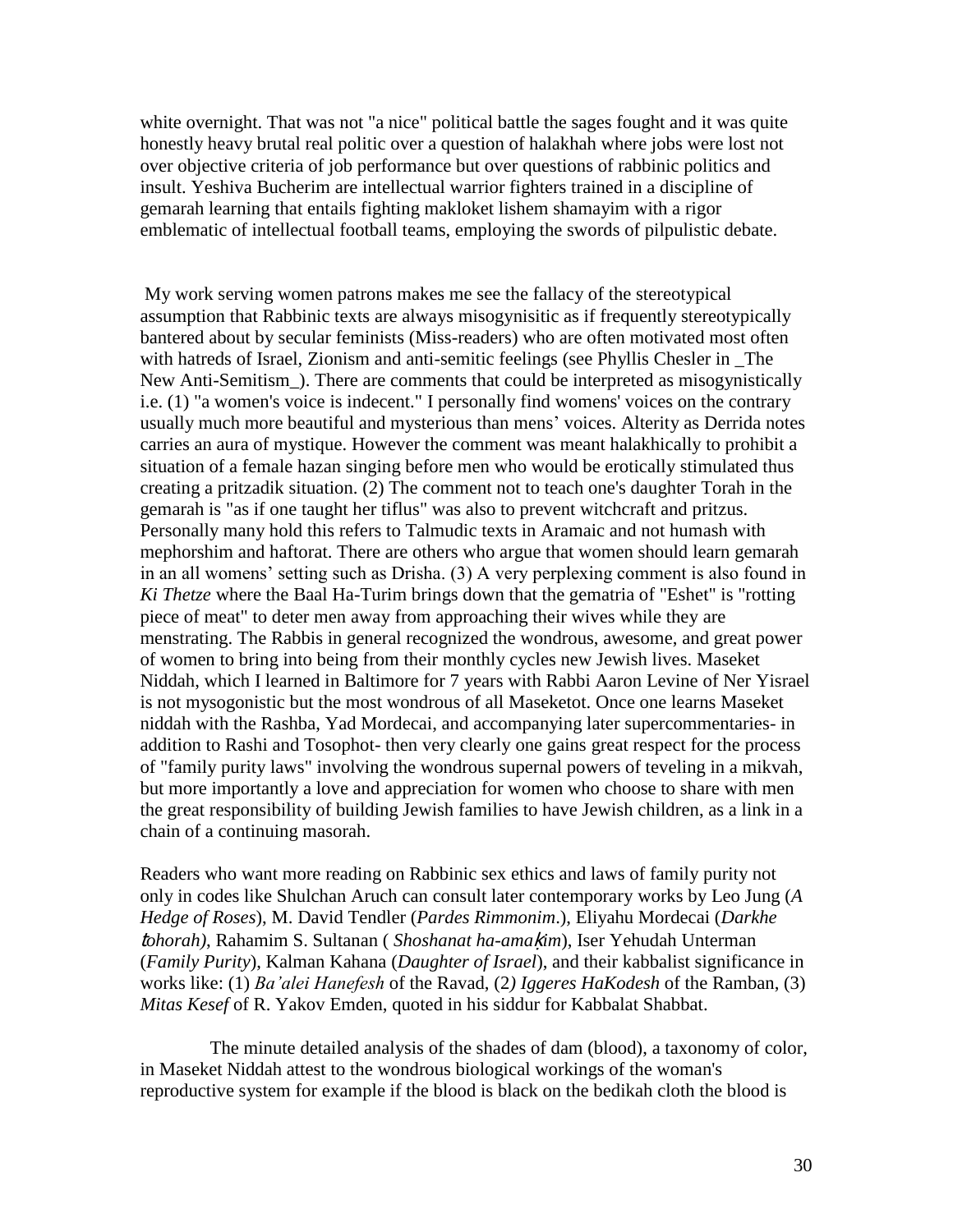white overnight. That was not "a nice" political battle the sages fought and it was quite honestly heavy brutal real politic over a question of halakhah where jobs were lost not over objective criteria of job performance but over questions of rabbinic politics and insult. Yeshiva Bucherim are intellectual warrior fighters trained in a discipline of gemarah learning that entails fighting makloket lishem shamayim with a rigor emblematic of intellectual football teams, employing the swords of pilpulistic debate.

My work serving women patrons makes me see the fallacy of the stereotypical assumption that Rabbinic texts are always misogynisitic as if frequently stereotypically bantered about by secular feminists (Miss-readers) who are often motivated most often with hatreds of Israel, Zionism and anti-semitic feelings (see Phyllis Chesler in _The New Anti-Semitism_). There are comments that could be interpreted as misogynistically i.e. (1) "a women's voice is indecent." I personally find womens' voices on the contrary usually much more beautiful and mysterious than mens' voices. Alterity as Derrida notes carries an aura of mystique. However the comment was meant halakhically to prohibit a situation of a female hazan singing before men who would be erotically stimulated thus creating a pritzadik situation. (2) The comment not to teach one's daughter Torah in the gemarah is "as if one taught her tiflus" was also to prevent witchcraft and pritzus. Personally many hold this refers to Talmudic texts in Aramaic and not humash with mephorshim and haftorat. There are others who argue that women should learn gemarah in an all womens' setting such as Drisha. (3) A very perplexing comment is also found in *Ki Thetze* where the Baal Ha-Turim brings down that the gematria of "Eshet" is "rotting piece of meat" to deter men away from approaching their wives while they are menstrating. The Rabbis in general recognized the wondrous, awesome, and great power of women to bring into being from their monthly cycles new Jewish lives. Maseket Niddah, which I learned in Baltimore for 7 years with Rabbi Aaron Levine of Ner Yisrael is not mysogonistic but the most wondrous of all Maseketot. Once one learns Maseket niddah with the Rashba, Yad Mordecai, and accompanying later supercommentaries- in addition to Rashi and Tosophot- then very clearly one gains great respect for the process of "family purity laws" involving the wondrous supernal powers of teveling in a mikvah, but more importantly a love and appreciation for women who choose to share with men the great responsibility of building Jewish families to have Jewish children, as a link in a chain of a continuing masorah.

Readers who want more reading on Rabbinic sex ethics and laws of family purity not only in codes like Shulchan Aruch can consult later contemporary works by Leo Jung (*A Hedge of Roses*), M. David Tendler (*Pardes Rimmonim*.), Eliyahu Mordecai (*Darkhe ṭohorah)*, Rahamim S. Sultanan ( *Shoshanat ha-amaḳim*), Iser Yehudah Unterman (*Family Purity*), Kalman Kahana (*Daughter of Israel*), and their kabbalist significance in works like: (1) *Ba'alei Hanefesh* of the Ravad, (2*) Iggeres HaKodesh* of the Ramban, (3) *Mitas Kesef* of R. Yakov Emden, quoted in his siddur for Kabbalat Shabbat.

The minute detailed analysis of the shades of dam (blood), a taxonomy of color, in Maseket Niddah attest to the wondrous biological workings of the woman's reproductive system for example if the blood is black on the bedikah cloth the blood is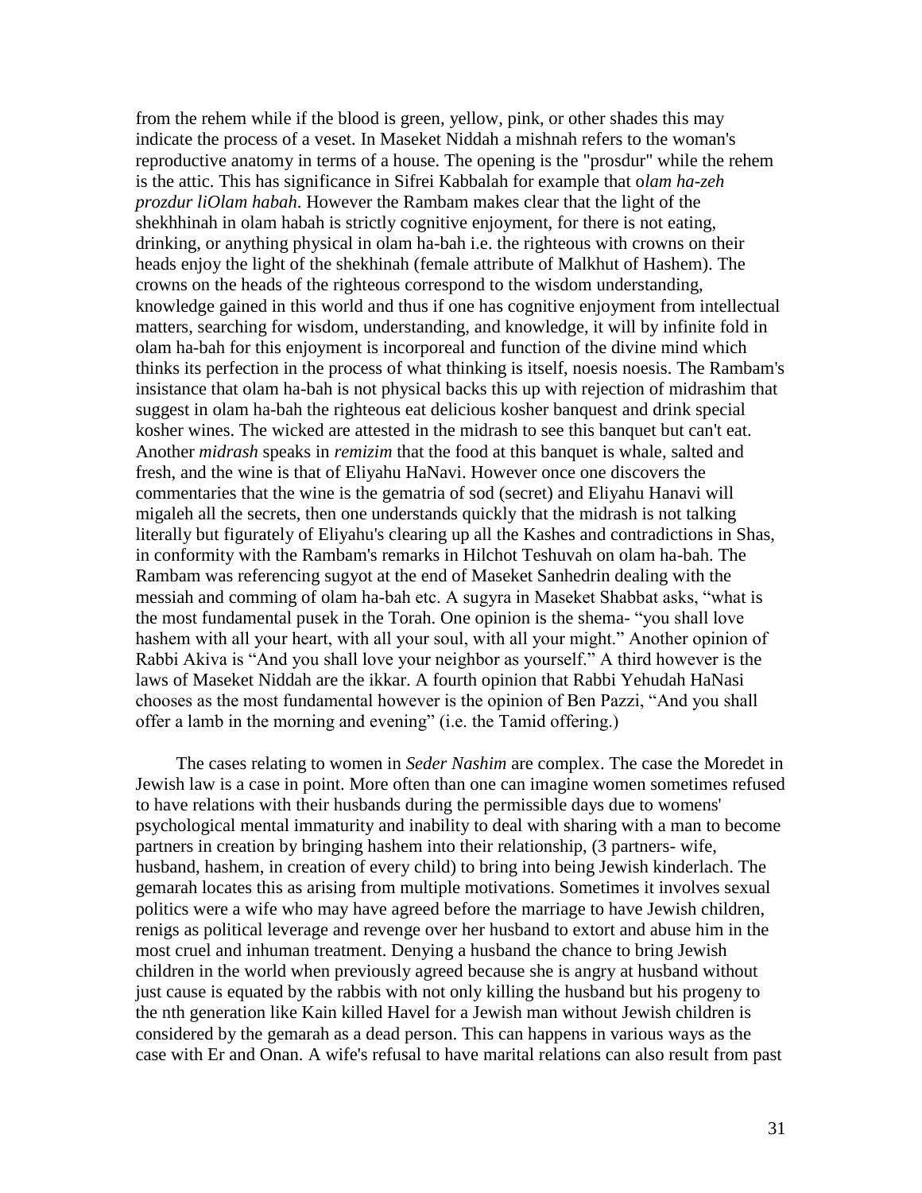from the rehem while if the blood is green, yellow, pink, or other shades this may indicate the process of a veset. In Maseket Niddah a mishnah refers to the woman's reproductive anatomy in terms of a house. The opening is the "prosdur" while the rehem is the attic. This has significance in Sifrei Kabbalah for example that o*lam ha-zeh prozdur liOlam habah*. However the Rambam makes clear that the light of the shekhhinah in olam habah is strictly cognitive enjoyment, for there is not eating, drinking, or anything physical in olam ha-bah i.e. the righteous with crowns on their heads enjoy the light of the shekhinah (female attribute of Malkhut of Hashem). The crowns on the heads of the righteous correspond to the wisdom understanding, knowledge gained in this world and thus if one has cognitive enjoyment from intellectual matters, searching for wisdom, understanding, and knowledge, it will by infinite fold in olam ha-bah for this enjoyment is incorporeal and function of the divine mind which thinks its perfection in the process of what thinking is itself, noesis noesis. The Rambam's insistance that olam ha-bah is not physical backs this up with rejection of midrashim that suggest in olam ha-bah the righteous eat delicious kosher banquest and drink special kosher wines. The wicked are attested in the midrash to see this banquet but can't eat. Another *midrash* speaks in *remizim* that the food at this banquet is whale, salted and fresh, and the wine is that of Eliyahu HaNavi. However once one discovers the commentaries that the wine is the gematria of sod (secret) and Eliyahu Hanavi will migaleh all the secrets, then one understands quickly that the midrash is not talking literally but figurately of Eliyahu's clearing up all the Kashes and contradictions in Shas, in conformity with the Rambam's remarks in Hilchot Teshuvah on olam ha-bah. The Rambam was referencing sugyot at the end of Maseket Sanhedrin dealing with the messiah and comming of olam ha-bah etc. A sugyra in Maseket Shabbat asks, "what is the most fundamental pusek in the Torah. One opinion is the shema- "you shall love hashem with all your heart, with all your soul, with all your might." Another opinion of Rabbi Akiva is "And you shall love your neighbor as yourself." A third however is the laws of Maseket Niddah are the ikkar. A fourth opinion that Rabbi Yehudah HaNasi chooses as the most fundamental however is the opinion of Ben Pazzi, "And you shall offer a lamb in the morning and evening" (i.e. the Tamid offering.)

The cases relating to women in *Seder Nashim* are complex. The case the Moredet in Jewish law is a case in point. More often than one can imagine women sometimes refused to have relations with their husbands during the permissible days due to womens' psychological mental immaturity and inability to deal with sharing with a man to become partners in creation by bringing hashem into their relationship, (3 partners- wife, husband, hashem, in creation of every child) to bring into being Jewish kinderlach. The gemarah locates this as arising from multiple motivations. Sometimes it involves sexual politics were a wife who may have agreed before the marriage to have Jewish children, renigs as political leverage and revenge over her husband to extort and abuse him in the most cruel and inhuman treatment. Denying a husband the chance to bring Jewish children in the world when previously agreed because she is angry at husband without just cause is equated by the rabbis with not only killing the husband but his progeny to the nth generation like Kain killed Havel for a Jewish man without Jewish children is considered by the gemarah as a dead person. This can happens in various ways as the case with Er and Onan. A wife's refusal to have marital relations can also result from past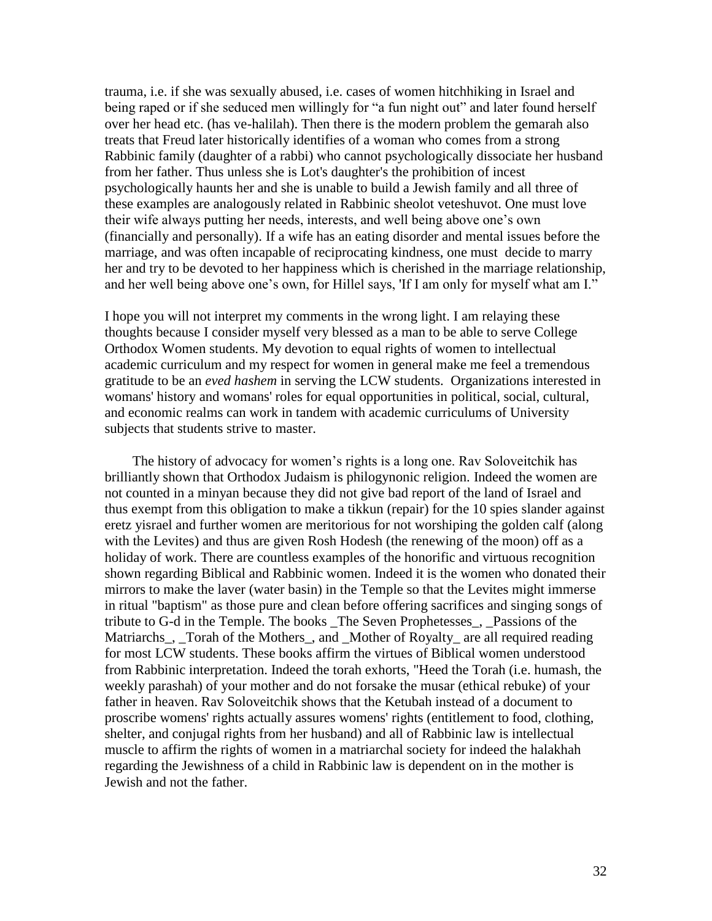trauma, i.e. if she was sexually abused, i.e. cases of women hitchhiking in Israel and being raped or if she seduced men willingly for "a fun night out" and later found herself over her head etc. (has ve-halilah). Then there is the modern problem the gemarah also treats that Freud later historically identifies of a woman who comes from a strong Rabbinic family (daughter of a rabbi) who cannot psychologically dissociate her husband from her father. Thus unless she is Lot's daughter's the prohibition of incest psychologically haunts her and she is unable to build a Jewish family and all three of these examples are analogously related in Rabbinic sheolot veteshuvot. One must love their wife always putting her needs, interests, and well being above one's own (financially and personally). If a wife has an eating disorder and mental issues before the marriage, and was often incapable of reciprocating kindness, one must decide to marry her and try to be devoted to her happiness which is cherished in the marriage relationship, and her well being above one's own, for Hillel says, 'If I am only for myself what am I."

I hope you will not interpret my comments in the wrong light. I am relaying these thoughts because I consider myself very blessed as a man to be able to serve College Orthodox Women students. My devotion to equal rights of women to intellectual academic curriculum and my respect for women in general make me feel a tremendous gratitude to be an *eved hashem* in serving the LCW students. Organizations interested in womans' history and womans' roles for equal opportunities in political, social, cultural, and economic realms can work in tandem with academic curriculums of University subjects that students strive to master.

The history of advocacy for women's rights is a long one. Rav Soloveitchik has brilliantly shown that Orthodox Judaism is philogynonic religion. Indeed the women are not counted in a minyan because they did not give bad report of the land of Israel and thus exempt from this obligation to make a tikkun (repair) for the 10 spies slander against eretz yisrael and further women are meritorious for not worshiping the golden calf (along with the Levites) and thus are given Rosh Hodesh (the renewing of the moon) off as a holiday of work. There are countless examples of the honorific and virtuous recognition shown regarding Biblical and Rabbinic women. Indeed it is the women who donated their mirrors to make the laver (water basin) in the Temple so that the Levites might immerse in ritual "baptism" as those pure and clean before offering sacrifices and singing songs of tribute to G-d in the Temple. The books _The Seven Prophetesses_, _Passions of the Matriarchs_, _Torah of the Mothers_, and _Mother of Royalty_ are all required reading for most LCW students. These books affirm the virtues of Biblical women understood from Rabbinic interpretation. Indeed the torah exhorts, "Heed the Torah (i.e. humash, the weekly parashah) of your mother and do not forsake the musar (ethical rebuke) of your father in heaven. Rav Soloveitchik shows that the Ketubah instead of a document to proscribe womens' rights actually assures womens' rights (entitlement to food, clothing, shelter, and conjugal rights from her husband) and all of Rabbinic law is intellectual muscle to affirm the rights of women in a matriarchal society for indeed the halakhah regarding the Jewishness of a child in Rabbinic law is dependent on in the mother is Jewish and not the father.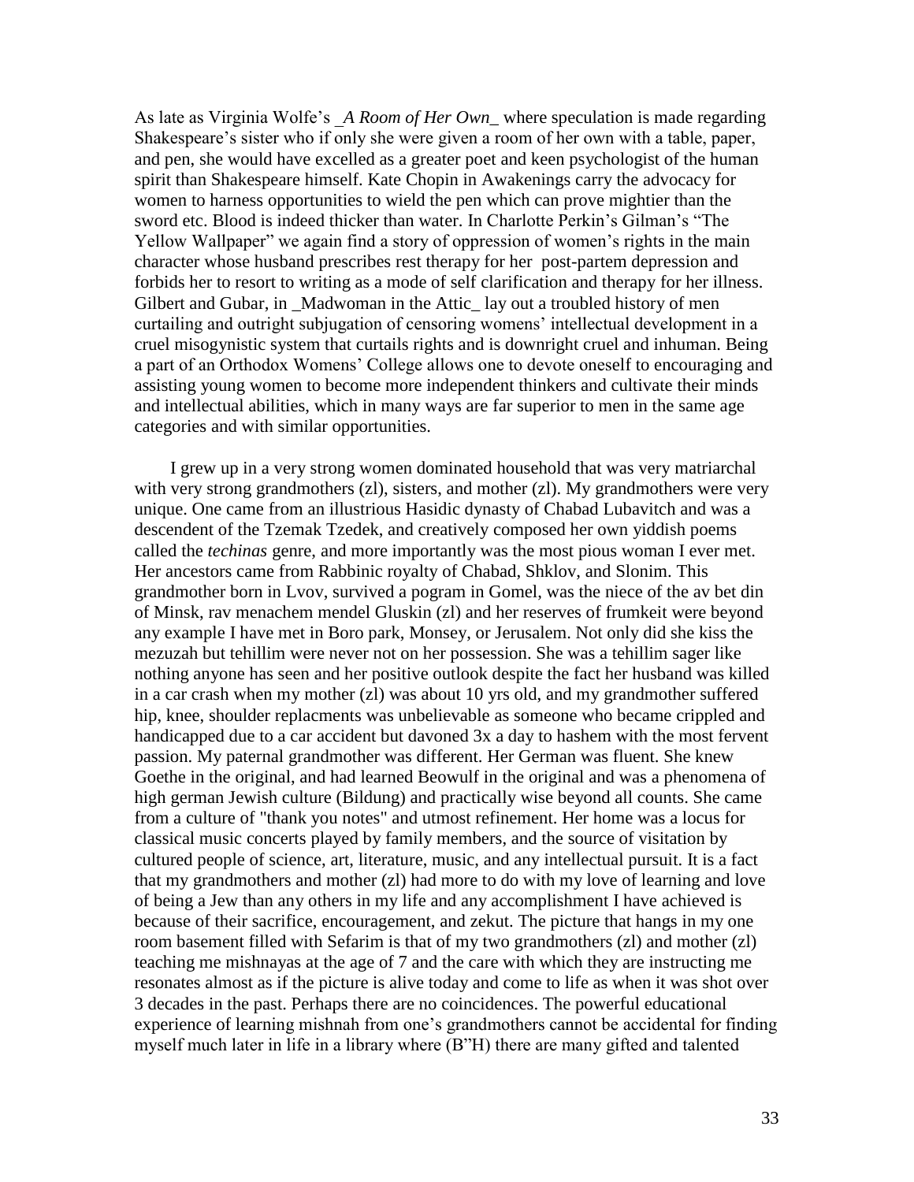As late as Virginia Wolfe's _A Room of Her Own_ where speculation is made regarding Shakespeare's sister who if only she were given a room of her own with a table, paper, and pen, she would have excelled as a greater poet and keen psychologist of the human spirit than Shakespeare himself. Kate Chopin in Awakenings carry the advocacy for women to harness opportunities to wield the pen which can prove mightier than the sword etc. Blood is indeed thicker than water. In Charlotte Perkin's Gilman's "The Yellow Wallpaper" we again find a story of oppression of women's rights in the main character whose husband prescribes rest therapy for her post-partem depression and forbids her to resort to writing as a mode of self clarification and therapy for her illness. Gilbert and Gubar, in _Madwoman in the Attic_ lay out a troubled history of men curtailing and outright subjugation of censoring womens' intellectual development in a cruel misogynistic system that curtails rights and is downright cruel and inhuman. Being a part of an Orthodox Womens' College allows one to devote oneself to encouraging and assisting young women to become more independent thinkers and cultivate their minds and intellectual abilities, which in many ways are far superior to men in the same age categories and with similar opportunities.

I grew up in a very strong women dominated household that was very matriarchal with very strong grandmothers (zl), sisters, and mother (zl). My grandmothers were very unique. One came from an illustrious Hasidic dynasty of Chabad Lubavitch and was a descendent of the Tzemak Tzedek, and creatively composed her own yiddish poems called the *techinas* genre, and more importantly was the most pious woman I ever met. Her ancestors came from Rabbinic royalty of Chabad, Shklov, and Slonim. This grandmother born in Lvov, survived a pogram in Gomel, was the niece of the av bet din of Minsk, rav menachem mendel Gluskin (zl) and her reserves of frumkeit were beyond any example I have met in Boro park, Monsey, or Jerusalem. Not only did she kiss the mezuzah but tehillim were never not on her possession. She was a tehillim sager like nothing anyone has seen and her positive outlook despite the fact her husband was killed in a car crash when my mother (zl) was about 10 yrs old, and my grandmother suffered hip, knee, shoulder replacments was unbelievable as someone who became crippled and handicapped due to a car accident but davoned 3x a day to hashem with the most fervent passion. My paternal grandmother was different. Her German was fluent. She knew Goethe in the original, and had learned Beowulf in the original and was a phenomena of high german Jewish culture (Bildung) and practically wise beyond all counts. She came from a culture of "thank you notes" and utmost refinement. Her home was a locus for classical music concerts played by family members, and the source of visitation by cultured people of science, art, literature, music, and any intellectual pursuit. It is a fact that my grandmothers and mother (zl) had more to do with my love of learning and love of being a Jew than any others in my life and any accomplishment I have achieved is because of their sacrifice, encouragement, and zekut. The picture that hangs in my one room basement filled with Sefarim is that of my two grandmothers (zl) and mother (zl) teaching me mishnayas at the age of 7 and the care with which they are instructing me resonates almost as if the picture is alive today and come to life as when it was shot over 3 decades in the past. Perhaps there are no coincidences. The powerful educational experience of learning mishnah from one's grandmothers cannot be accidental for finding myself much later in life in a library where (B"H) there are many gifted and talented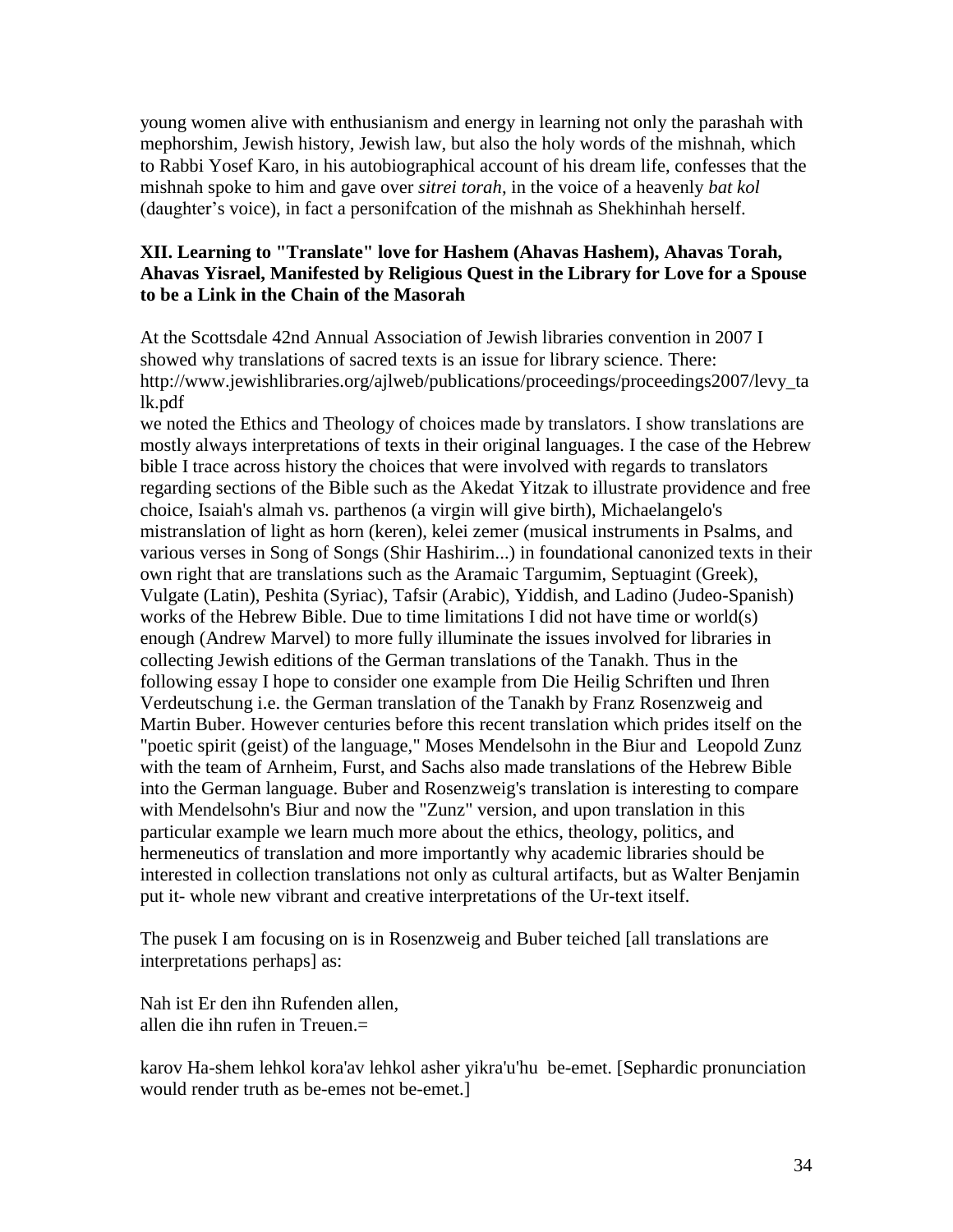young women alive with enthusianism and energy in learning not only the parashah with mephorshim, Jewish history, Jewish law, but also the holy words of the mishnah, which to Rabbi Yosef Karo, in his autobiographical account of his dream life, confesses that the mishnah spoke to him and gave over *sitrei torah*, in the voice of a heavenly *bat kol* (daughter's voice), in fact a personifcation of the mishnah as Shekhinhah herself.

### XII. Learning to "Translate" love for Hashem (Ahavas Hashem), Ahavas Torah, Ahavas Yisrael, Manifested by Religious Quest in the Library for Love for a Spouse to be a Link in the Chain of the Masorah

At the Scottsdale 42nd Annual Association of Jewish libraries convention in 2007 I showed why translations of sacred texts is an issue for library science. There: http://www.jewishlibraries.org/ajlweb/publications/proceedings/proceedings2007/levy_talk.pdf
we noted the Ethics and Theology of choices made by translators. I show translations are mostly always interpretations of texts in their original languages. I the case of the Hebrew bible I trace across history the choices that were involved with regards to translators regarding sections of the Bible such as the Akedat Yitzak to illustrate providence and free choice, Isaiah's almah vs. parthenos (a virgin will give birth), Michaelangelo's mistranslation of light as horn (keren), kelei zemer (musical instruments in Psalms, and various verses in Song of Songs (Shir Hashirim...) in foundational canonized texts in their own right that are translations such as the Aramaic Targumim, Septuagint (Greek), Vulgate (Latin), Peshita (Syriac), Tafsir (Arabic), Yiddish, and Ladino (Judeo-Spanish) works of the Hebrew Bible. Due to time limitations I did not have time or world(s) enough (Andrew Marvel) to more fully illuminate the issues involved for libraries in collecting Jewish editions of the German translations of the Tanakh. Thus in the following essay I hope to consider one example from Die Heilig Schriften und Ihren Verdeutschung i.e. the German translation of the Tanakh by Franz Rosenzweig and Martin Buber. However centuries before this recent translation which prides itself on the "poetic spirit (geist) of the language," Moses Mendelsohn in the Biur and Leopold Zunz with the team of Arnheim, Furst, and Sachs also made translations of the Hebrew Bible into the German language. Buber and Rosenzweig's translation is interesting to compare with Mendelsohn's Biur and now the "Zunz" version, and upon translation in this particular example we learn much more about the ethics, theology, politics, and hermeneutics of translation and more importantly why academic libraries should be interested in collection translations not only as cultural artifacts, but as Walter Benjamin put it- whole new vibrant and creative interpretations of the Ur-text itself.

The pusek I am focusing on is in Rosenzweig and Buber teiched [all translations are interpretations perhaps] as:

Nah ist Er den ihn Rufenden allen,
allen die ihn rufen in Treuen.=

karov Ha-shem lehkol kora'av lehkol asher yikra'u'hu be-emet. [Sephardic pronunciation would render truth as be-emes not be-emet.]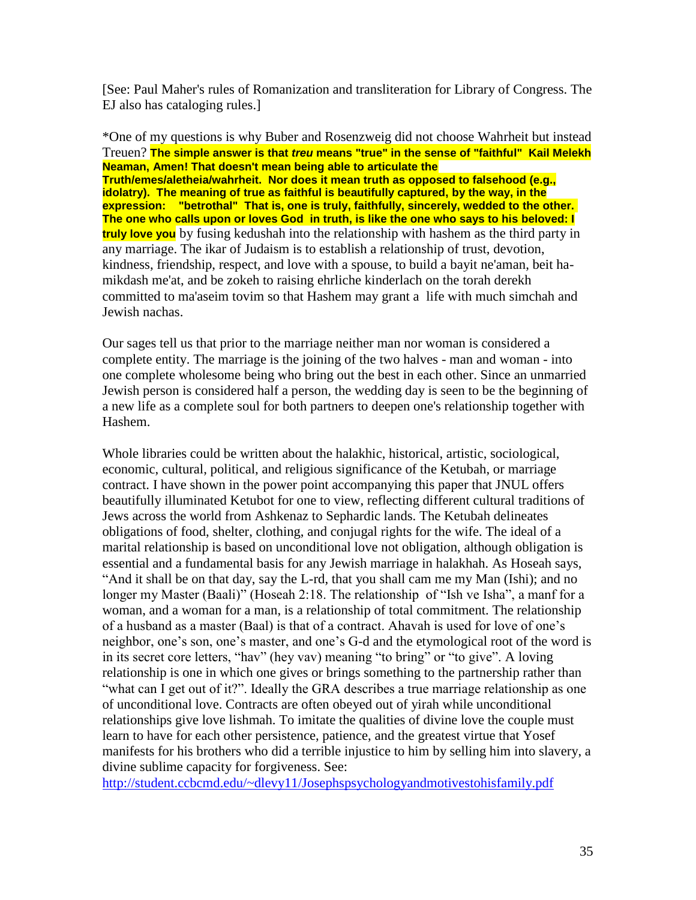[See: Paul Maher's rules of Romanization and transliteration for Library of Congress. The EJ also has cataloging rules.]

*One of my questions is why Buber and Rosenzweig did not choose Wahrheit but instead Treuen? **The simple answer is that *treu* means "true" in the sense of "faithful" Kail Melekh Neaman, Amen! That doesn't mean being able to articulate the Truth/emes/aletheia/wahrheit. Nor does it mean truth as opposed to falsehood (e.g., idolatry). The meaning of true as faithful is beautifully captured, by the way, in the expression: "betrothal" That is, one is truly, faithfully, sincerely, wedded to the other. The one who calls upon or loves God in truth, is like the one who says to his beloved: I truly love you** by fusing kedushah into the relationship with hashem as the third party in any marriage. The ikar of Judaism is to establish a relationship of trust, devotion, kindness, friendship, respect, and love with a spouse, to build a bayit ne'aman, beit ha-mikdash me'at, and be zokeh to raising ehrliche kinderlach on the torah derekh committed to ma'aseim tovim so that Hashem may grant a life with much simchah and Jewish nachas.

Our sages tell us that prior to the marriage neither man nor woman is considered a complete entity. The marriage is the joining of the two halves - man and woman - into one complete wholesome being who bring out the best in each other. Since an unmarried Jewish person is considered half a person, the wedding day is seen to be the beginning of a new life as a complete soul for both partners to deepen one's relationship together with Hashem.

Whole libraries could be written about the halakhic, historical, artistic, sociological, economic, cultural, political, and religious significance of the Ketubah, or marriage contract. I have shown in the power point accompanying this paper that JNUL offers beautifully illuminated Ketubot for one to view, reflecting different cultural traditions of Jews across the world from Ashkenaz to Sephardic lands. The Ketubah delineates obligations of food, shelter, clothing, and conjugal rights for the wife. The ideal of a marital relationship is based on unconditional love not obligation, although obligation is essential and a fundamental basis for any Jewish marriage in halakhah. As Hoseah says, "And it shall be on that day, say the L-rd, that you shall cam me my Man (Ishi); and no longer my Master (Baali)" (Hoseah 2:18. The relationship of "Ish ve Isha", a manf for a woman, and a woman for a man, is a relationship of total commitment. The relationship of a husband as a master (Baal) is that of a contract. Ahavah is used for love of one's neighbor, one's son, one's master, and one's G-d and the etymological root of the word is in its secret core letters, "hav" (hey vav) meaning "to bring" or "to give". A loving relationship is one in which one gives or brings something to the partnership rather than "what can I get out of it?". Ideally the GRA describes a true marriage relationship as one of unconditional love. Contracts are often obeyed out of yirah while unconditional relationships give love lishmah. To imitate the qualities of divine love the couple must learn to have for each other persistence, patience, and the greatest virtue that Yosef manifests for his brothers who did a terrible injustice to him by selling him into slavery, a divine sublime capacity for forgiveness. See:
http://student.ccbcmd.edu/~dlevy11/Josephspsychologyandmotivestohisfamily.pdf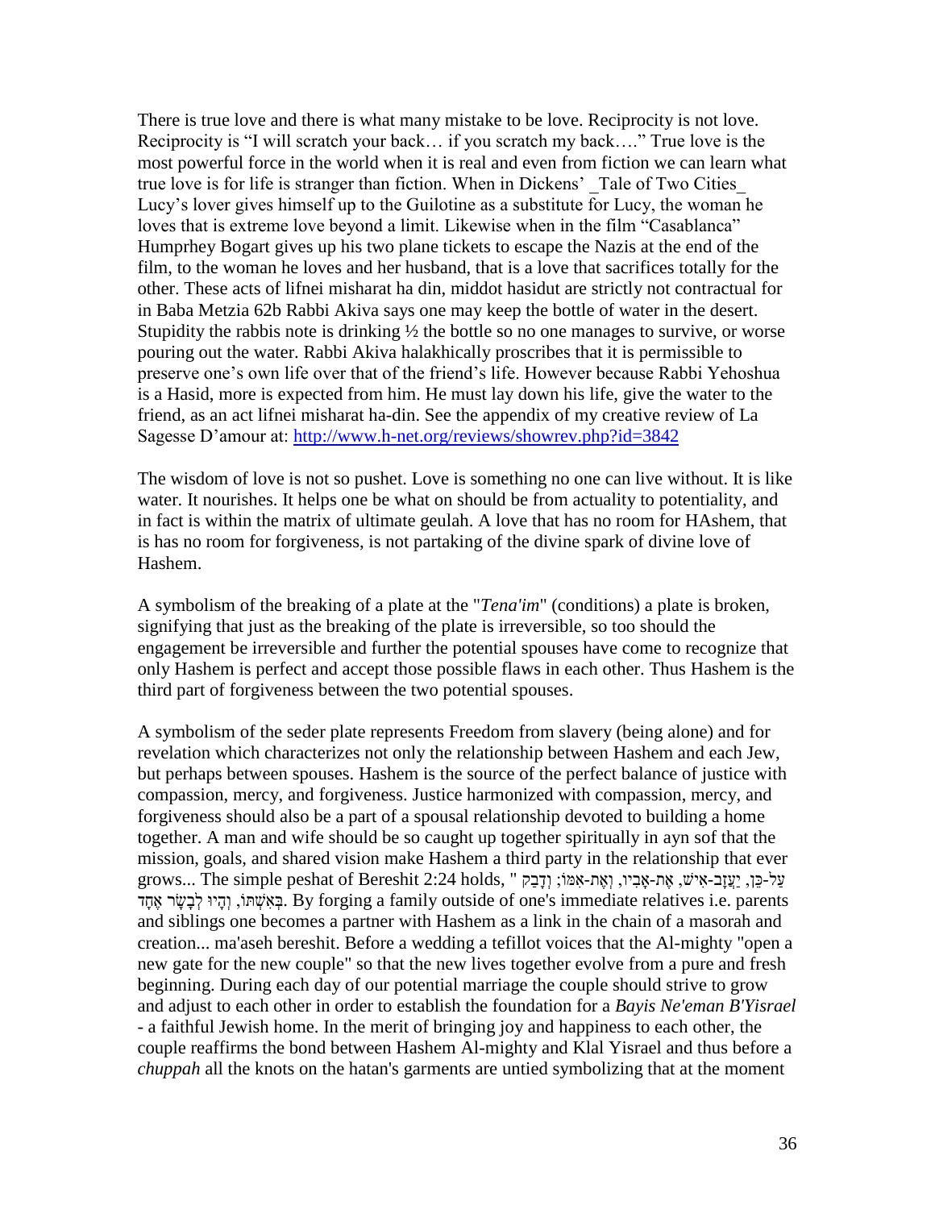There is true love and there is what many mistake to be love. Reciprocity is not love. Reciprocity is "I will scratch your back… if you scratch my back…." True love is the most powerful force in the world when it is real and even from fiction we can learn what true love is for life is stranger than fiction. When in Dickens' _Tale of Two Cities_ Lucy's lover gives himself up to the Guilotine as a substitute for Lucy, the woman he loves that is extreme love beyond a limit. Likewise when in the film "Casablanca" Humprhey Bogart gives up his two plane tickets to escape the Nazis at the end of the film, to the woman he loves and her husband, that is a love that sacrifices totally for the other. These acts of lifnei misharat ha din, middot hasidut are strictly not contractual for in Baba Metzia 62b Rabbi Akiva says one may keep the bottle of water in the desert. Stupidity the rabbis note is drinking ½ the bottle so no one manages to survive, or worse pouring out the water. Rabbi Akiva halakhically proscribes that it is permissible to preserve one's own life over that of the friend's life. However because Rabbi Yehoshua is a Hasid, more is expected from him. He must lay down his life, give the water to the friend, as an act lifnei misharat ha-din. See the appendix of my creative review of La Sagesse D'amour at: http://www.h-net.org/reviews/showrev.php?id=3842

The wisdom of love is not so pushet. Love is something no one can live without. It is like water. It nourishes. It helps one be what on should be from actuality to potentiality, and in fact is within the matrix of ultimate geulah. A love that has no room for HAshem, that is has no room for forgiveness, is not partaking of the divine spark of divine love of Hashem.

A symbolism of the breaking of a plate at the "*Tena'im*" (conditions) a plate is broken, signifying that just as the breaking of the plate is irreversible, so too should the engagement be irreversible and further the potential spouses have come to recognize that only Hashem is perfect and accept those possible flaws in each other. Thus Hashem is the third part of forgiveness between the two potential spouses.

A symbolism of the seder plate represents Freedom from slavery (being alone) and for revelation which characterizes not only the relationship between Hashem and each Jew, but perhaps between spouses. Hashem is the source of the perfect balance of justice with compassion, mercy, and forgiveness. Justice harmonized with compassion, mercy, and forgiveness should also be a part of a spousal relationship devoted to building a home together. A man and wife should be so caught up together spiritually in ayn sof that the mission, goals, and shared vision make Hashem a third party in the relationship that ever grows... The simple peshat of Bereshit 2:24 holds, " עַל-כֵּן, יַעֲזָב-אִישׁ, אֶת-אָבִיו, וְאֶת-אִמּוֹ; וְדָבַק בְּאִשְׁתּוֹ, וְהָיוּ לְבָשָׂר אֶחָד. By forging a family outside of one's immediate relatives i.e. parents and siblings one becomes a partner with Hashem as a link in the chain of a masorah and creation... ma'aseh bereshit. Before a wedding a tefillot voices that the Al-mighty "open a new gate for the new couple" so that the new lives together evolve from a pure and fresh beginning. During each day of our potential marriage the couple should strive to grow and adjust to each other in order to establish the foundation for a *Bayis Ne'eman B'Yisrael* - a faithful Jewish home. In the merit of bringing joy and happiness to each other, the couple reaffirms the bond between Hashem Al-mighty and Klal Yisrael and thus before a *chuppah* all the knots on the hatan's garments are untied symbolizing that at the moment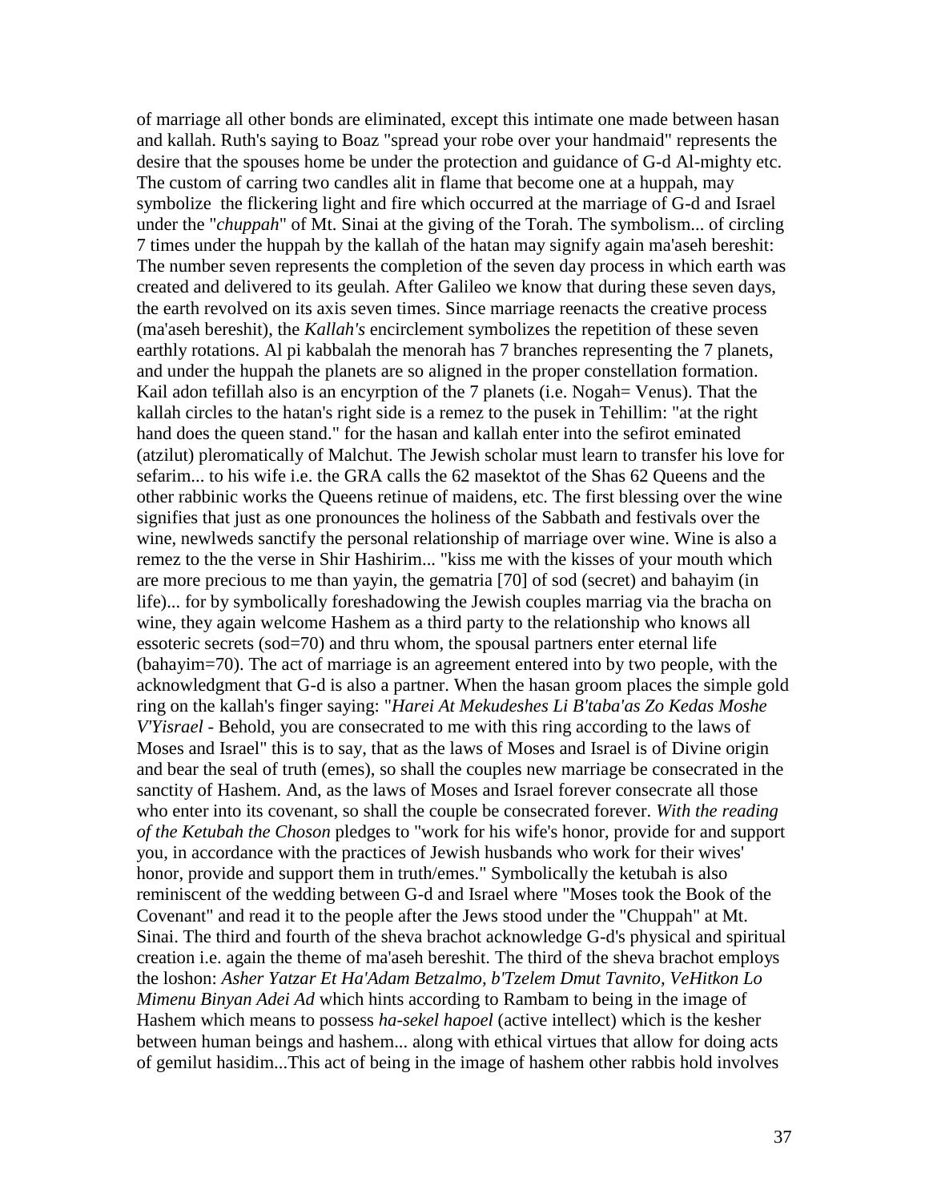of marriage all other bonds are eliminated, except this intimate one made between hasan and kallah. Ruth's saying to Boaz "spread your robe over your handmaid" represents the desire that the spouses home be under the protection and guidance of G-d Al-mighty etc. The custom of carring two candles alit in flame that become one at a huppah, may symbolize the flickering light and fire which occurred at the marriage of G-d and Israel under the "*chuppah*" of Mt. Sinai at the giving of the Torah. The symbolism... of circling 7 times under the huppah by the kallah of the hatan may signify again ma'aseh bereshit: The number seven represents the completion of the seven day process in which earth was created and delivered to its geulah. After Galileo we know that during these seven days, the earth revolved on its axis seven times. Since marriage reenacts the creative process (ma'aseh bereshit), the *Kallah's* encirclement symbolizes the repetition of these seven earthly rotations. Al pi kabbalah the menorah has 7 branches representing the 7 planets, and under the huppah the planets are so aligned in the proper constellation formation. Kail adon tefillah also is an encyrption of the 7 planets (i.e. Nogah= Venus). That the kallah circles to the hatan's right side is a remez to the pusek in Tehillim: "at the right hand does the queen stand." for the hasan and kallah enter into the sefirot eminated (atzilut) pleromatically of Malchut. The Jewish scholar must learn to transfer his love for sefarim... to his wife i.e. the GRA calls the 62 masektot of the Shas 62 Queens and the other rabbinic works the Queens retinue of maidens, etc. The first blessing over the wine signifies that just as one pronounces the holiness of the Sabbath and festivals over the wine, newlweds sanctify the personal relationship of marriage over wine. Wine is also a remez to the the verse in Shir Hashirim... "kiss me with the kisses of your mouth which are more precious to me than yayin, the gematria [70] of sod (secret) and bahayim (in life)... for by symbolically foreshadowing the Jewish couples marriag via the bracha on wine, they again welcome Hashem as a third party to the relationship who knows all essoteric secrets (sod=70) and thru whom, the spousal partners enter eternal life (bahayim=70). The act of marriage is an agreement entered into by two people, with the acknowledgment that G-d is also a partner. When the hasan groom places the simple gold ring on the kallah's finger saying: "*Harei At Mekudeshes Li B'taba'as Zo Kedas Moshe V'Yisrael* - Behold, you are consecrated to me with this ring according to the laws of Moses and Israel" this is to say, that as the laws of Moses and Israel is of Divine origin and bear the seal of truth (emes), so shall the couples new marriage be consecrated in the sanctity of Hashem. And, as the laws of Moses and Israel forever consecrate all those who enter into its covenant, so shall the couple be consecrated forever. *With the reading of the Ketubah the Choson* pledges to "work for his wife's honor, provide for and support you, in accordance with the practices of Jewish husbands who work for their wives' honor, provide and support them in truth/emes." Symbolically the ketubah is also reminiscent of the wedding between G-d and Israel where "Moses took the Book of the Covenant" and read it to the people after the Jews stood under the "Chuppah" at Mt. Sinai. The third and fourth of the sheva brachot acknowledge G-d's physical and spiritual creation i.e. again the theme of ma'aseh bereshit. The third of the sheva brachot employs the loshon: *Asher Yatzar Et Ha'Adam Betzalmo, b'Tzelem Dmut Tavnito, VeHitkon Lo Mimenu Binyan Adei Ad* which hints according to Rambam to being in the image of Hashem which means to possess *ha-sekel hapoel* (active intellect) which is the kesher between human beings and hashem... along with ethical virtues that allow for doing acts of gemilut hasidim...This act of being in the image of hashem other rabbis hold involves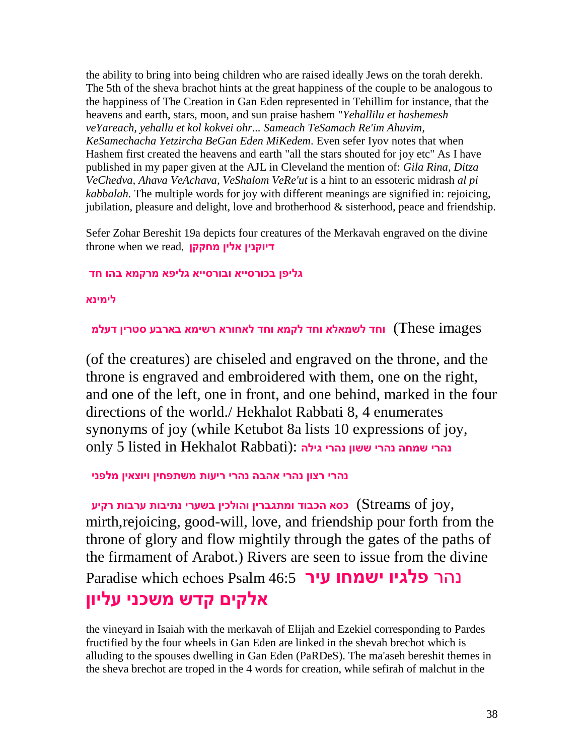the ability to bring into being children who are raised ideally Jews on the torah derekh. The 5th of the sheva brachot hints at the great happiness of the couple to be analogous to the happiness of The Creation in Gan Eden represented in Tehillim for instance, that the heavens and earth, stars, moon, and sun praise hashem "*Yehallilu et hashemesh veYareach, yehallu et kol kokvei ohr... Sameach TeSamach Re'im Ahuvim, KeSamechacha Yetzircha BeGan Eden MiKedem*. Even sefer Iyov notes that when Hashem first created the heavens and earth "all the stars shouted for joy etc" As I have published in my paper given at the AJL in Cleveland the mention of: *Gila Rina, Ditza VeChedva, Ahava VeAchava, VeShalom VeRe'ut* is a hint to an essoteric midrash *al pi kabbalah.* The multiple words for joy with different meanings are signified in: rejoicing, jubilation, pleasure and delight, love and brotherhood & sisterhood, peace and friendship.

Sefer Zohar Bereshit 19a depicts four creatures of the Merkavah engraved on the divine throne when we read, **דיוקנין אלין מחקקן**

**גליפן בכורסייא ובורסייא גליפא מרקמא בהו חד**

**לימינא**

**וחד לשמאלא וחד לקמא וחד לאחורא רשימא בארבע סטרין דעלמ** (These images (of the creatures) are chiseled and engraved on the throne, and the throne is engraved and embroidered with them, one on the right, and one of the left, one in front, and one behind, marked in the four directions of the world./ Hekhalot Rabbati 8, 4 enumerates synonyms of joy (while Ketubot 8a lists 10 expressions of joy, only 5 listed in Hekhalot Rabbati): **נהרי שמחה נהרי ששון נהרי גילה**

**נהרי רצון נהרי אהבה נהרי ריעות משתפחין ויוצאין מלפני**

**כסא הכבוד ומתגברין והולכין בשערי נתיבות ערבות רקיע** (Streams of joy, mirth,rejoicing, good-will, love, and friendship pour forth from the throne of glory and flow mightily through the gates of the paths of the firmament of Arabot.) Rivers are seen to issue from the divine Paradise which echoes Psalm 46:5 **נהר פלגיו ישמחו עיר אלקים קדש משכני עליון**

the vineyard in Isaiah with the merkavah of Elijah and Ezekiel corresponding to Pardes fructified by the four wheels in Gan Eden are linked in the shevah brechot which is alluding to the spouses dwelling in Gan Eden (PaRDeS). The ma'aseh bereshit themes in the sheva brechot are troped in the 4 words for creation, while sefirah of malchut in the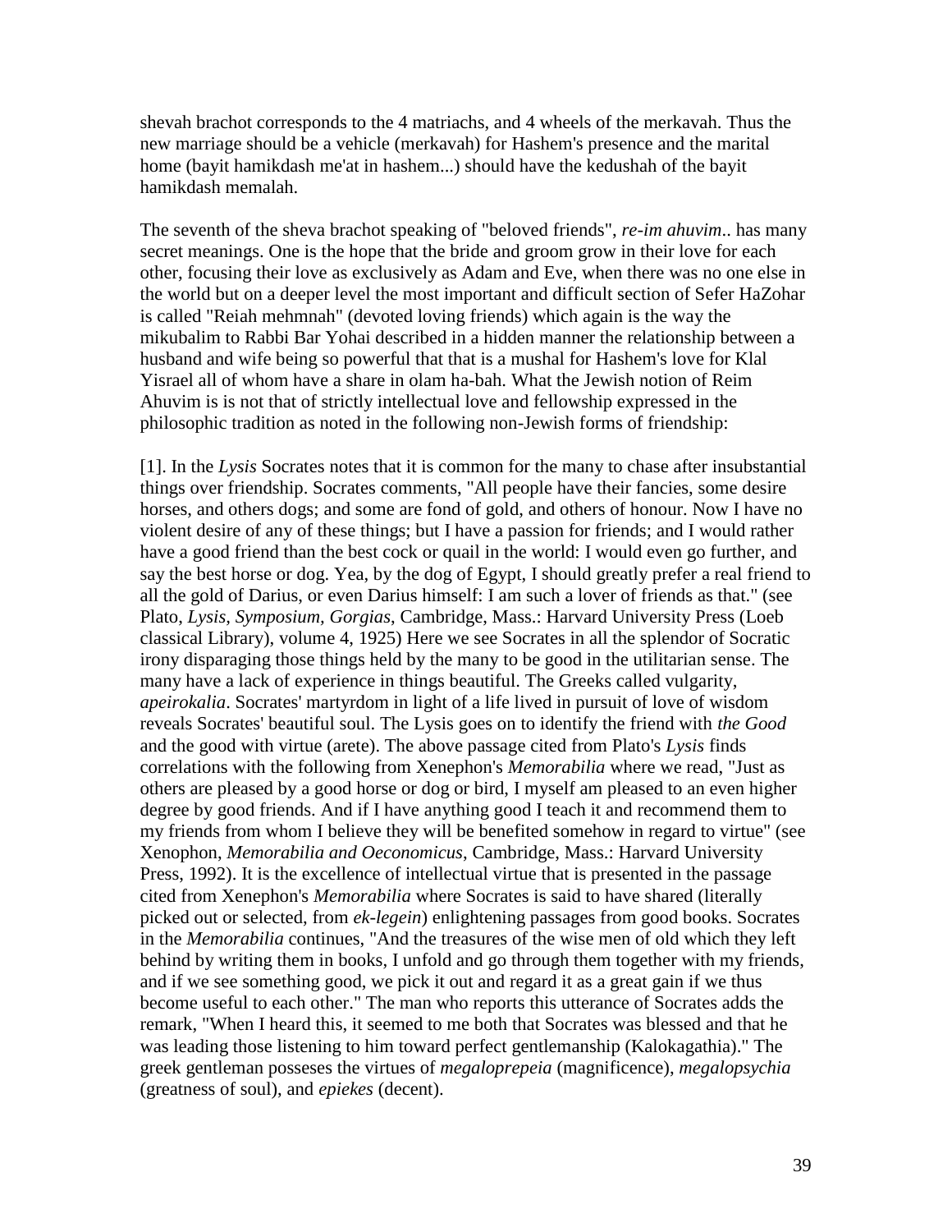shevah brachot corresponds to the 4 matriachs, and 4 wheels of the merkavah. Thus the new marriage should be a vehicle (merkavah) for Hashem's presence and the marital home (bayit hamikdash me'at in hashem...) should have the kedushah of the bayit hamikdash memalah.

The seventh of the sheva brachot speaking of "beloved friends", *re-im ahuvim*.. has many secret meanings. One is the hope that the bride and groom grow in their love for each other, focusing their love as exclusively as Adam and Eve, when there was no one else in the world but on a deeper level the most important and difficult section of Sefer HaZohar is called "Reiah mehmnah" (devoted loving friends) which again is the way the mikubalim to Rabbi Bar Yohai described in a hidden manner the relationship between a husband and wife being so powerful that that is a mushal for Hashem's love for Klal Yisrael all of whom have a share in olam ha-bah. What the Jewish notion of Reim Ahuvim is is not that of strictly intellectual love and fellowship expressed in the philosophic tradition as noted in the following non-Jewish forms of friendship:

[1]. In the *Lysis* Socrates notes that it is common for the many to chase after insubstantial things over friendship. Socrates comments, "All people have their fancies, some desire horses, and others dogs; and some are fond of gold, and others of honour. Now I have no violent desire of any of these things; but I have a passion for friends; and I would rather have a good friend than the best cock or quail in the world: I would even go further, and say the best horse or dog. Yea, by the dog of Egypt, I should greatly prefer a real friend to all the gold of Darius, or even Darius himself: I am such a lover of friends as that." (see Plato, *Lysis, Symposium, Gorgias*, Cambridge, Mass.: Harvard University Press (Loeb classical Library), volume 4, 1925) Here we see Socrates in all the splendor of Socratic irony disparaging those things held by the many to be good in the utilitarian sense. The many have a lack of experience in things beautiful. The Greeks called vulgarity, *apeirokalia*. Socrates' martyrdom in light of a life lived in pursuit of love of wisdom reveals Socrates' beautiful soul. The Lysis goes on to identify the friend with *the Good* and the good with virtue (arete). The above passage cited from Plato's *Lysis* finds correlations with the following from Xenephon's *Memorabilia* where we read, "Just as others are pleased by a good horse or dog or bird, I myself am pleased to an even higher degree by good friends. And if I have anything good I teach it and recommend them to my friends from whom I believe they will be benefited somehow in regard to virtue" (see Xenophon, *Memorabilia and Oeconomicus*, Cambridge, Mass.: Harvard University Press, 1992). It is the excellence of intellectual virtue that is presented in the passage cited from Xenephon's *Memorabilia* where Socrates is said to have shared (literally picked out or selected, from *ek-legein*) enlightening passages from good books. Socrates in the *Memorabilia* continues, "And the treasures of the wise men of old which they left behind by writing them in books, I unfold and go through them together with my friends, and if we see something good, we pick it out and regard it as a great gain if we thus become useful to each other." The man who reports this utterance of Socrates adds the remark, "When I heard this, it seemed to me both that Socrates was blessed and that he was leading those listening to him toward perfect gentlemanship (Kalokagathia)." The greek gentleman posseses the virtues of *megaloprepeia* (magnificence), *megalopsychia* (greatness of soul), and *epiekes* (decent).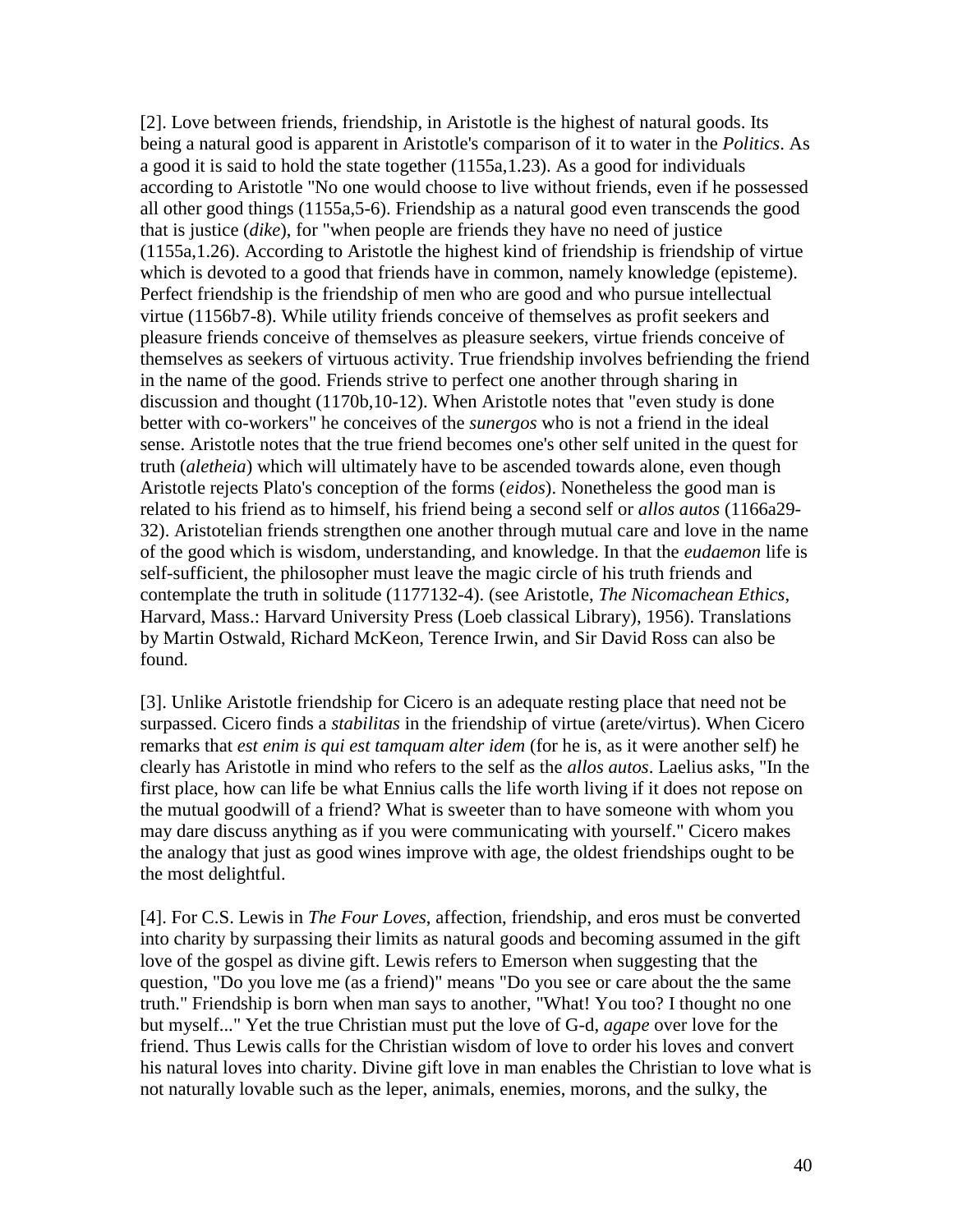[2]. Love between friends, friendship, in Aristotle is the highest of natural goods. Its being a natural good is apparent in Aristotle's comparison of it to water in the *Politics*. As a good it is said to hold the state together (1155a,1.23). As a good for individuals according to Aristotle "No one would choose to live without friends, even if he possessed all other good things (1155a,5-6). Friendship as a natural good even transcends the good that is justice (*dike*), for "when people are friends they have no need of justice (1155a,1.26). According to Aristotle the highest kind of friendship is friendship of virtue which is devoted to a good that friends have in common, namely knowledge (episteme). Perfect friendship is the friendship of men who are good and who pursue intellectual virtue (1156b7-8). While utility friends conceive of themselves as profit seekers and pleasure friends conceive of themselves as pleasure seekers, virtue friends conceive of themselves as seekers of virtuous activity. True friendship involves befriending the friend in the name of the good. Friends strive to perfect one another through sharing in discussion and thought (1170b,10-12). When Aristotle notes that "even study is done better with co-workers" he conceives of the *sunergos* who is not a friend in the ideal sense. Aristotle notes that the true friend becomes one's other self united in the quest for truth (*aletheia*) which will ultimately have to be ascended towards alone, even though Aristotle rejects Plato's conception of the forms (*eidos*). Nonetheless the good man is related to his friend as to himself, his friend being a second self or *allos autos* (1166a29-32). Aristotelian friends strengthen one another through mutual care and love in the name of the good which is wisdom, understanding, and knowledge. In that the *eudaemon* life is self-sufficient, the philosopher must leave the magic circle of his truth friends and contemplate the truth in solitude (1177132-4). (see Aristotle, *The Nicomachean Ethics*, Harvard, Mass.: Harvard University Press (Loeb classical Library), 1956). Translations by Martin Ostwald, Richard McKeon, Terence Irwin, and Sir David Ross can also be found.

[3]. Unlike Aristotle friendship for Cicero is an adequate resting place that need not be surpassed. Cicero finds a *stabilitas* in the friendship of virtue (arete/virtus). When Cicero remarks that *est enim is qui est tamquam alter idem* (for he is, as it were another self) he clearly has Aristotle in mind who refers to the self as the *allos autos*. Laelius asks, "In the first place, how can life be what Ennius calls the life worth living if it does not repose on the mutual goodwill of a friend? What is sweeter than to have someone with whom you may dare discuss anything as if you were communicating with yourself." Cicero makes the analogy that just as good wines improve with age, the oldest friendships ought to be the most delightful.

[4]. For C.S. Lewis in *The Four Loves*, affection, friendship, and eros must be converted into charity by surpassing their limits as natural goods and becoming assumed in the gift love of the gospel as divine gift. Lewis refers to Emerson when suggesting that the question, "Do you love me (as a friend)" means "Do you see or care about the the same truth." Friendship is born when man says to another, "What! You too? I thought no one but myself..." Yet the true Christian must put the love of G-d, *agape* over love for the friend. Thus Lewis calls for the Christian wisdom of love to order his loves and convert his natural loves into charity. Divine gift love in man enables the Christian to love what is not naturally lovable such as the leper, animals, enemies, morons, and the sulky, the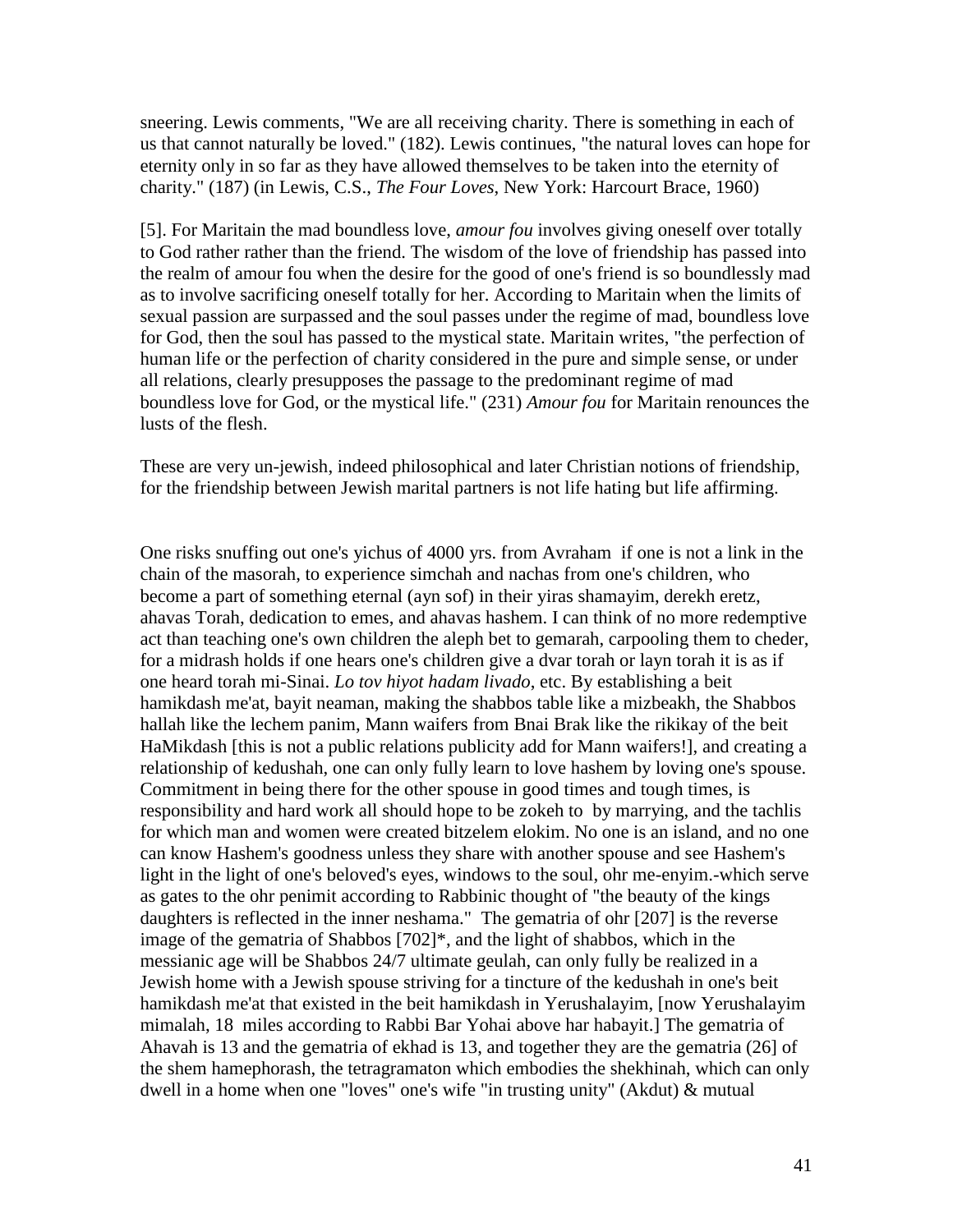sneering. Lewis comments, "We are all receiving charity. There is something in each of us that cannot naturally be loved." (182). Lewis continues, "the natural loves can hope for eternity only in so far as they have allowed themselves to be taken into the eternity of charity." (187) (in Lewis, C.S., *The Four Loves*, New York: Harcourt Brace, 1960)

[5]. For Maritain the mad boundless love, *amour fou* involves giving oneself over totally to God rather rather than the friend. The wisdom of the love of friendship has passed into the realm of amour fou when the desire for the good of one's friend is so boundlessly mad as to involve sacrificing oneself totally for her. According to Maritain when the limits of sexual passion are surpassed and the soul passes under the regime of mad, boundless love for God, then the soul has passed to the mystical state. Maritain writes, "the perfection of human life or the perfection of charity considered in the pure and simple sense, or under all relations, clearly presupposes the passage to the predominant regime of mad boundless love for God, or the mystical life." (231) *Amour fou* for Maritain renounces the lusts of the flesh.

These are very un-jewish, indeed philosophical and later Christian notions of friendship, for the friendship between Jewish marital partners is not life hating but life affirming.

One risks snuffing out one's yichus of 4000 yrs. from Avraham if one is not a link in the chain of the masorah, to experience simchah and nachas from one's children, who become a part of something eternal (ayn sof) in their yiras shamayim, derekh eretz, ahavas Torah, dedication to emes, and ahavas hashem. I can think of no more redemptive act than teaching one's own children the aleph bet to gemarah, carpooling them to cheder, for a midrash holds if one hears one's children give a dvar torah or layn torah it is as if one heard torah mi-Sinai. *Lo tov hiyot hadam livado*, etc. By establishing a beit hamikdash me'at, bayit neaman, making the shabbos table like a mizbeakh, the Shabbos hallah like the lechem panim, Mann waifers from Bnai Brak like the rikikay of the beit HaMikdash [this is not a public relations publicity add for Mann waifers!], and creating a relationship of kedushah, one can only fully learn to love hashem by loving one's spouse. Commitment in being there for the other spouse in good times and tough times, is responsibility and hard work all should hope to be zokeh to by marrying, and the tachlis for which man and women were created bitzelem elokim. No one is an island, and no one can know Hashem's goodness unless they share with another spouse and see Hashem's light in the light of one's beloved's eyes, windows to the soul, ohr me-enyim.-which serve as gates to the ohr penimit according to Rabbinic thought of "the beauty of the kings daughters is reflected in the inner neshama." The gematria of ohr [207] is the reverse image of the gematria of Shabbos [702]*, and the light of shabbos, which in the messianic age will be Shabbos 24/7 ultimate geulah, can only fully be realized in a Jewish home with a Jewish spouse striving for a tincture of the kedushah in one's beit hamikdash me'at that existed in the beit hamikdash in Yerushalayim, [now Yerushalayim mimalah, 18 miles according to Rabbi Bar Yohai above har habayit.] The gematria of Ahavah is 13 and the gematria of ekhad is 13, and together they are the gematria (26) of the shem hamephorash, the tetragramaton which embodies the shekhinah, which can only dwell in a home when one "loves" one's wife "in trusting unity" (Akdut) & mutual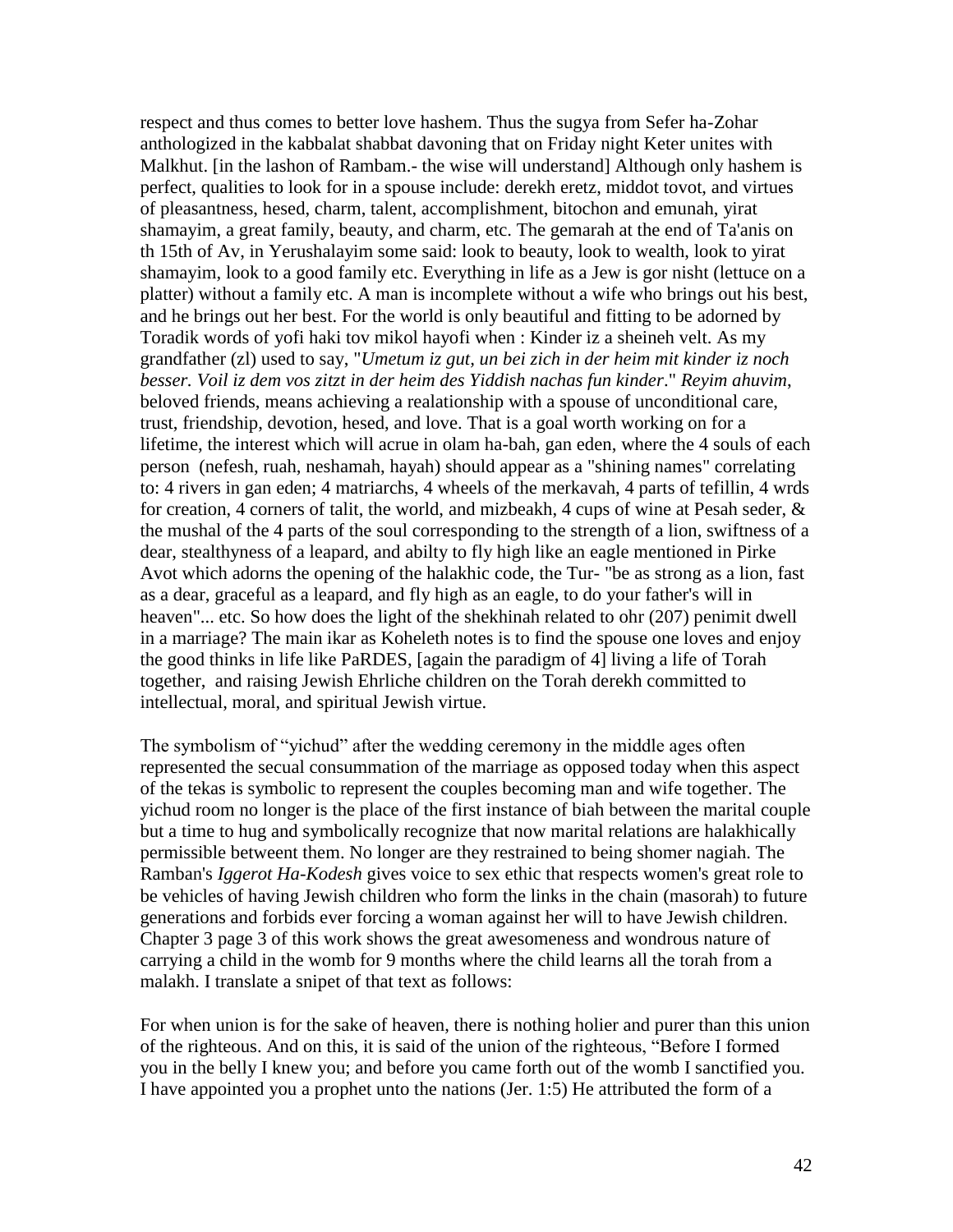respect and thus comes to better love hashem. Thus the sugya from Sefer ha-Zohar anthologized in the kabbalat shabbat davoning that on Friday night Keter unites with Malkhut. [in the lashon of Rambam.- the wise will understand] Although only hashem is perfect, qualities to look for in a spouse include: derekh eretz, middot tovot, and virtues of pleasantness, hesed, charm, talent, accomplishment, bitochon and emunah, yirat shamayim, a great family, beauty, and charm, etc. The gemarah at the end of Ta'anis on th 15th of Av, in Yerushalayim some said: look to beauty, look to wealth, look to yirat shamayim, look to a good family etc. Everything in life as a Jew is gor nisht (lettuce on a platter) without a family etc. A man is incomplete without a wife who brings out his best, and he brings out her best. For the world is only beautiful and fitting to be adorned by Toradik words of yofi haki tov mikol hayofi when : Kinder iz a sheineh velt. As my grandfather (zl) used to say, "*Umetum iz gut, un bei zich in der heim mit kinder iz noch besser. Voil iz dem vos zitzt in der heim des Yiddish nachas fun kinder*." *Reyim ahuvim*, beloved friends, means achieving a realationship with a spouse of unconditional care, trust, friendship, devotion, hesed, and love. That is a goal worth working on for a lifetime, the interest which will acrue in olam ha-bah, gan eden, where the 4 souls of each person (nefesh, ruah, neshamah, hayah) should appear as a "shining names" correlating to: 4 rivers in gan eden; 4 matriarchs, 4 wheels of the merkavah, 4 parts of tefillin, 4 wrds for creation, 4 corners of talit, the world, and mizbeakh, 4 cups of wine at Pesah seder, & the mushal of the 4 parts of the soul corresponding to the strength of a lion, swiftness of a dear, stealthyness of a leapard, and abilty to fly high like an eagle mentioned in Pirke Avot which adorns the opening of the halakhic code, the Tur- "be as strong as a lion, fast as a dear, graceful as a leapard, and fly high as an eagle, to do your father's will in heaven"... etc. So how does the light of the shekhinah related to ohr (207) penimit dwell in a marriage? The main ikar as Koheleth notes is to find the spouse one loves and enjoy the good thinks in life like PaRDES, [again the paradigm of 4] living a life of Torah together, and raising Jewish Ehrliche children on the Torah derekh committed to intellectual, moral, and spiritual Jewish virtue.

The symbolism of "yichud" after the wedding ceremony in the middle ages often represented the secual consummation of the marriage as opposed today when this aspect of the tekas is symbolic to represent the couples becoming man and wife together. The yichud room no longer is the place of the first instance of biah between the marital couple but a time to hug and symbolically recognize that now marital relations are halakhically permissible betweent them. No longer are they restrained to being shomer nagiah. The Ramban's *Iggerot Ha-Kodesh* gives voice to sex ethic that respects women's great role to be vehicles of having Jewish children who form the links in the chain (masorah) to future generations and forbids ever forcing a woman against her will to have Jewish children. Chapter 3 page 3 of this work shows the great awesomeness and wondrous nature of carrying a child in the womb for 9 months where the child learns all the torah from a malakh. I translate a snipet of that text as follows:

For when union is for the sake of heaven, there is nothing holier and purer than this union of the righteous. And on this, it is said of the union of the righteous, "Before I formed you in the belly I knew you; and before you came forth out of the womb I sanctified you. I have appointed you a prophet unto the nations (Jer. 1:5) He attributed the form of a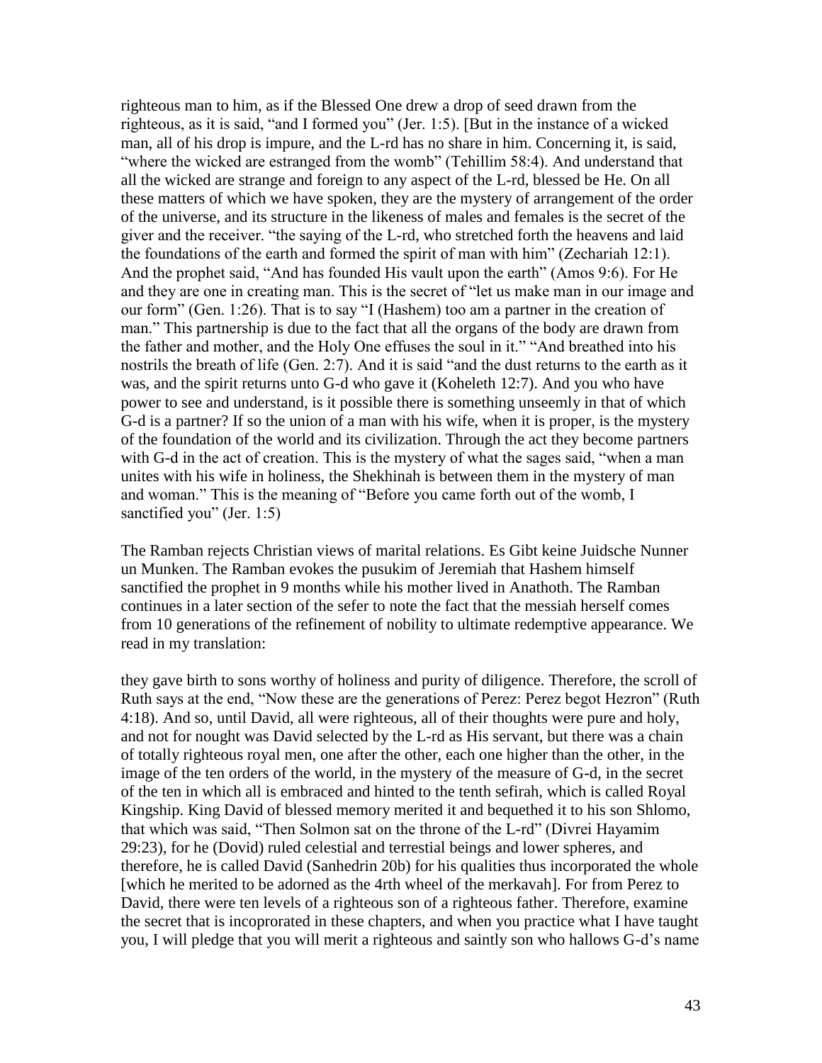righteous man to him, as if the Blessed One drew a drop of seed drawn from the righteous, as it is said, "and I formed you" (Jer. 1:5). [But in the instance of a wicked man, all of his drop is impure, and the L-rd has no share in him. Concerning it, is said, "where the wicked are estranged from the womb" (Tehillim 58:4). And understand that all the wicked are strange and foreign to any aspect of the L-rd, blessed be He. On all these matters of which we have spoken, they are the mystery of arrangement of the order of the universe, and its structure in the likeness of males and females is the secret of the giver and the receiver. "the saying of the L-rd, who stretched forth the heavens and laid the foundations of the earth and formed the spirit of man with him" (Zechariah 12:1). And the prophet said, "And has founded His vault upon the earth" (Amos 9:6). For He and they are one in creating man. This is the secret of "let us make man in our image and our form" (Gen. 1:26). That is to say "I (Hashem) too am a partner in the creation of man." This partnership is due to the fact that all the organs of the body are drawn from the father and mother, and the Holy One effuses the soul in it." "And breathed into his nostrils the breath of life (Gen. 2:7). And it is said "and the dust returns to the earth as it was, and the spirit returns unto G-d who gave it (Koheleth 12:7). And you who have power to see and understand, is it possible there is something unseemly in that of which G-d is a partner? If so the union of a man with his wife, when it is proper, is the mystery of the foundation of the world and its civilization. Through the act they become partners with G-d in the act of creation. This is the mystery of what the sages said, "when a man unites with his wife in holiness, the Shekhinah is between them in the mystery of man and woman." This is the meaning of "Before you came forth out of the womb, I sanctified you" (Jer. 1:5)

The Ramban rejects Christian views of marital relations. Es Gibt keine Juidsche Nunner un Munken. The Ramban evokes the pusukim of Jeremiah that Hashem himself sanctified the prophet in 9 months while his mother lived in Anathoth. The Ramban continues in a later section of the sefer to note the fact that the messiah herself comes from 10 generations of the refinement of nobility to ultimate redemptive appearance. We read in my translation:

they gave birth to sons worthy of holiness and purity of diligence. Therefore, the scroll of Ruth says at the end, "Now these are the generations of Perez: Perez begot Hezron" (Ruth 4:18). And so, until David, all were righteous, all of their thoughts were pure and holy, and not for nought was David selected by the L-rd as His servant, but there was a chain of totally righteous royal men, one after the other, each one higher than the other, in the image of the ten orders of the world, in the mystery of the measure of G-d, in the secret of the ten in which all is embraced and hinted to the tenth sefirah, which is called Royal Kingship. King David of blessed memory merited it and bequethed it to his son Shlomo, that which was said, "Then Solmon sat on the throne of the L-rd" (Divrei Hayamim 29:23), for he (Dovid) ruled celestial and terrestial beings and lower spheres, and therefore, he is called David (Sanhedrin 20b) for his qualities thus incorporated the whole [which he merited to be adorned as the 4rth wheel of the merkavah]. For from Perez to David, there were ten levels of a righteous son of a righteous father. Therefore, examine the secret that is incoprorated in these chapters, and when you practice what I have taught you, I will pledge that you will merit a righteous and saintly son who hallows G-d's name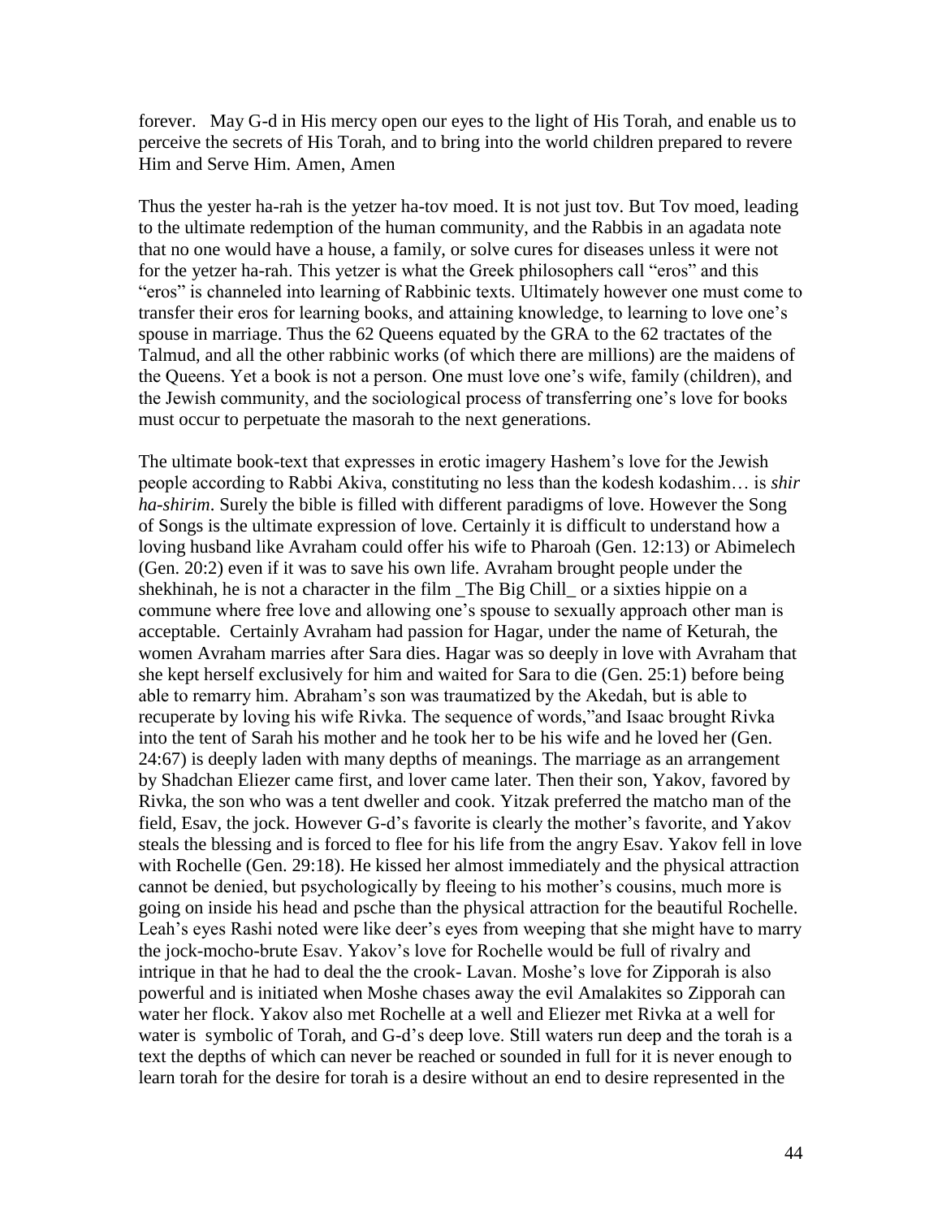forever. May G-d in His mercy open our eyes to the light of His Torah, and enable us to perceive the secrets of His Torah, and to bring into the world children prepared to revere Him and Serve Him. Amen, Amen

Thus the yester ha-rah is the yetzer ha-tov moed. It is not just tov. But Tov moed, leading to the ultimate redemption of the human community, and the Rabbis in an agadata note that no one would have a house, a family, or solve cures for diseases unless it were not for the yetzer ha-rah. This yetzer is what the Greek philosophers call "eros" and this "eros" is channeled into learning of Rabbinic texts. Ultimately however one must come to transfer their eros for learning books, and attaining knowledge, to learning to love one's spouse in marriage. Thus the 62 Queens equated by the GRA to the 62 tractates of the Talmud, and all the other rabbinic works (of which there are millions) are the maidens of the Queens. Yet a book is not a person. One must love one's wife, family (children), and the Jewish community, and the sociological process of transferring one's love for books must occur to perpetuate the masorah to the next generations.

The ultimate book-text that expresses in erotic imagery Hashem's love for the Jewish people according to Rabbi Akiva, constituting no less than the kodesh kodashim… is *shir ha-shirim*. Surely the bible is filled with different paradigms of love. However the Song of Songs is the ultimate expression of love. Certainly it is difficult to understand how a loving husband like Avraham could offer his wife to Pharoah (Gen. 12:13) or Abimelech (Gen. 20:2) even if it was to save his own life. Avraham brought people under the shekhinah, he is not a character in the film _The Big Chill_ or a sixties hippie on a commune where free love and allowing one's spouse to sexually approach other man is acceptable. Certainly Avraham had passion for Hagar, under the name of Keturah, the women Avraham marries after Sara dies. Hagar was so deeply in love with Avraham that she kept herself exclusively for him and waited for Sara to die (Gen. 25:1) before being able to remarry him. Abraham's son was traumatized by the Akedah, but is able to recuperate by loving his wife Rivka. The sequence of words,"and Isaac brought Rivka into the tent of Sarah his mother and he took her to be his wife and he loved her (Gen. 24:67) is deeply laden with many depths of meanings. The marriage as an arrangement by Shadchan Eliezer came first, and lover came later. Then their son, Yakov, favored by Rivka, the son who was a tent dweller and cook. Yitzak preferred the matcho man of the field, Esav, the jock. However G-d's favorite is clearly the mother's favorite, and Yakov steals the blessing and is forced to flee for his life from the angry Esav. Yakov fell in love with Rochelle (Gen. 29:18). He kissed her almost immediately and the physical attraction cannot be denied, but psychologically by fleeing to his mother's cousins, much more is going on inside his head and psche than the physical attraction for the beautiful Rochelle. Leah's eyes Rashi noted were like deer's eyes from weeping that she might have to marry the jock-mocho-brute Esav. Yakov's love for Rochelle would be full of rivalry and intrique in that he had to deal the the crook- Lavan. Moshe's love for Zipporah is also powerful and is initiated when Moshe chases away the evil Amalakites so Zipporah can water her flock. Yakov also met Rochelle at a well and Eliezer met Rivka at a well for water is symbolic of Torah, and G-d's deep love. Still waters run deep and the torah is a text the depths of which can never be reached or sounded in full for it is never enough to learn torah for the desire for torah is a desire without an end to desire represented in the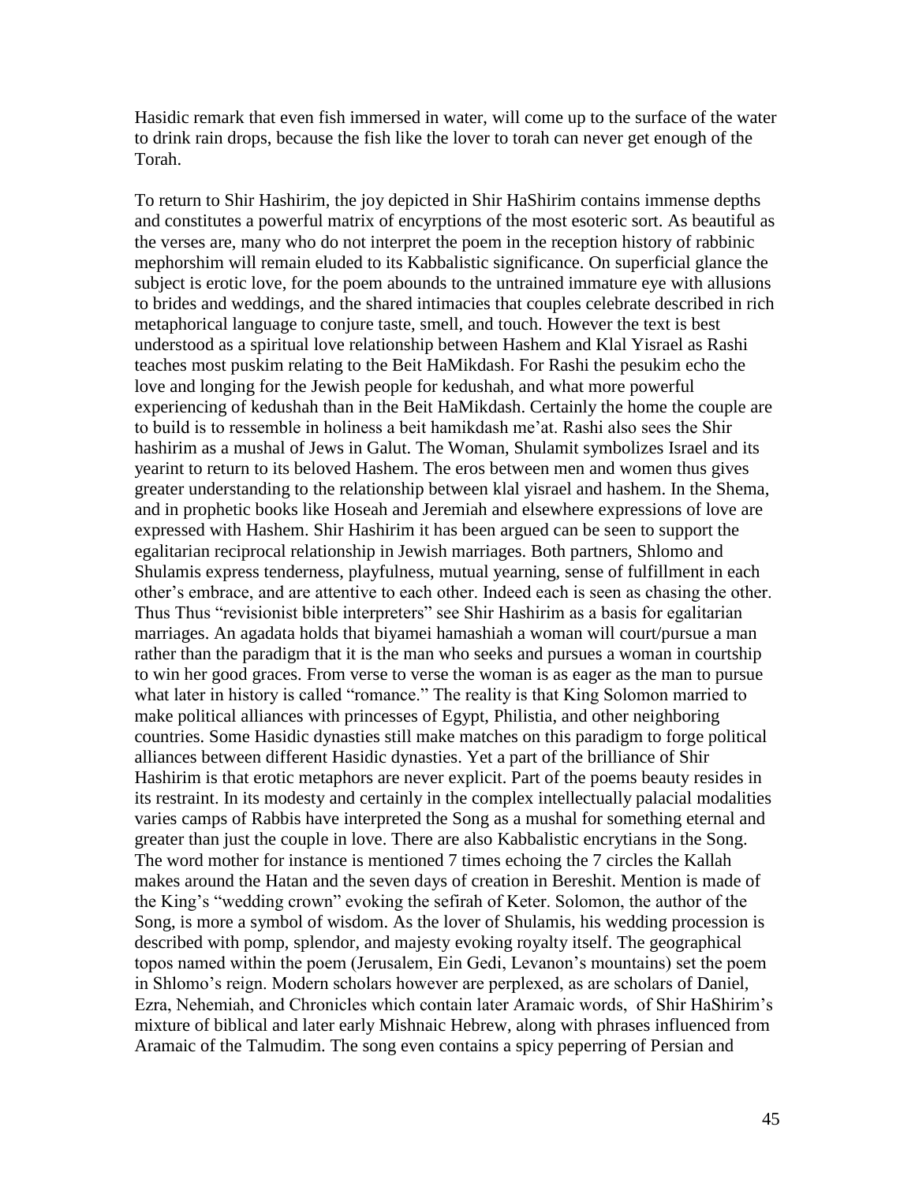Hasidic remark that even fish immersed in water, will come up to the surface of the water to drink rain drops, because the fish like the lover to torah can never get enough of the Torah.

To return to Shir Hashirim, the joy depicted in Shir HaShirim contains immense depths and constitutes a powerful matrix of encyrptions of the most esoteric sort. As beautiful as the verses are, many who do not interpret the poem in the reception history of rabbinic mephorshim will remain eluded to its Kabbalistic significance. On superficial glance the subject is erotic love, for the poem abounds to the untrained immature eye with allusions to brides and weddings, and the shared intimacies that couples celebrate described in rich metaphorical language to conjure taste, smell, and touch. However the text is best understood as a spiritual love relationship between Hashem and Klal Yisrael as Rashi teaches most puskim relating to the Beit HaMikdash. For Rashi the pesukim echo the love and longing for the Jewish people for kedushah, and what more powerful experiencing of kedushah than in the Beit HaMikdash. Certainly the home the couple are to build is to ressemble in holiness a beit hamikdash me'at. Rashi also sees the Shir hashirim as a mushal of Jews in Galut. The Woman, Shulamit symbolizes Israel and its yearint to return to its beloved Hashem. The eros between men and women thus gives greater understanding to the relationship between klal yisrael and hashem. In the Shema, and in prophetic books like Hoseah and Jeremiah and elsewhere expressions of love are expressed with Hashem. Shir Hashirim it has been argued can be seen to support the egalitarian reciprocal relationship in Jewish marriages. Both partners, Shlomo and Shulamis express tenderness, playfulness, mutual yearning, sense of fulfillment in each other's embrace, and are attentive to each other. Indeed each is seen as chasing the other. Thus Thus "revisionist bible interpreters" see Shir Hashirim as a basis for egalitarian marriages. An agadata holds that biyamei hamashiah a woman will court/pursue a man rather than the paradigm that it is the man who seeks and pursues a woman in courtship to win her good graces. From verse to verse the woman is as eager as the man to pursue what later in history is called "romance." The reality is that King Solomon married to make political alliances with princesses of Egypt, Philistia, and other neighboring countries. Some Hasidic dynasties still make matches on this paradigm to forge political alliances between different Hasidic dynasties. Yet a part of the brilliance of Shir Hashirim is that erotic metaphors are never explicit. Part of the poems beauty resides in its restraint. In its modesty and certainly in the complex intellectually palacial modalities varies camps of Rabbis have interpreted the Song as a mushal for something eternal and greater than just the couple in love. There are also Kabbalistic encrytians in the Song. The word mother for instance is mentioned 7 times echoing the 7 circles the Kallah makes around the Hatan and the seven days of creation in Bereshit. Mention is made of the King's "wedding crown" evoking the sefirah of Keter. Solomon, the author of the Song, is more a symbol of wisdom. As the lover of Shulamis, his wedding procession is described with pomp, splendor, and majesty evoking royalty itself. The geographical topos named within the poem (Jerusalem, Ein Gedi, Levanon's mountains) set the poem in Shlomo's reign. Modern scholars however are perplexed, as are scholars of Daniel, Ezra, Nehemiah, and Chronicles which contain later Aramaic words, of Shir HaShirim's mixture of biblical and later early Mishnaic Hebrew, along with phrases influenced from Aramaic of the Talmudim. The song even contains a spicy peperring of Persian and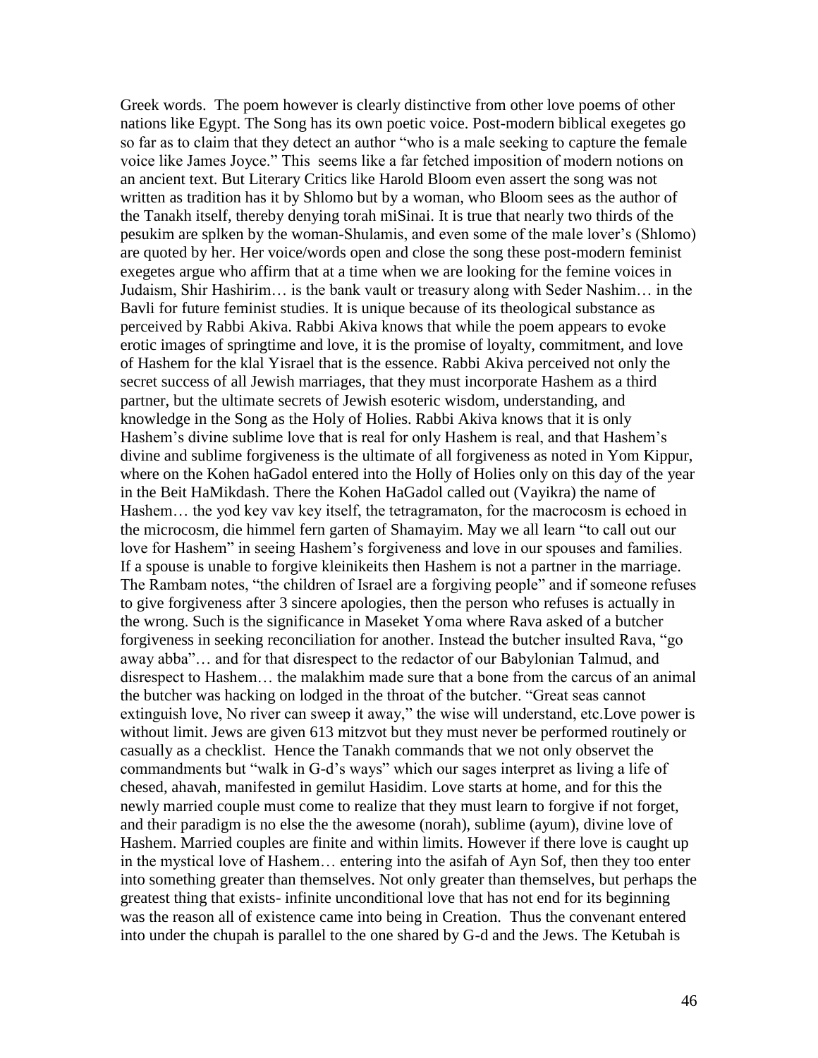Greek words. The poem however is clearly distinctive from other love poems of other nations like Egypt. The Song has its own poetic voice. Post-modern biblical exegetes go so far as to claim that they detect an author "who is a male seeking to capture the female voice like James Joyce." This seems like a far fetched imposition of modern notions on an ancient text. But Literary Critics like Harold Bloom even assert the song was not written as tradition has it by Shlomo but by a woman, who Bloom sees as the author of the Tanakh itself, thereby denying torah miSinai. It is true that nearly two thirds of the pesukim are splken by the woman-Shulamis, and even some of the male lover's (Shlomo) are quoted by her. Her voice/words open and close the song these post-modern feminist exegetes argue who affirm that at a time when we are looking for the femine voices in Judaism, Shir Hashirim… is the bank vault or treasury along with Seder Nashim… in the Bavli for future feminist studies. It is unique because of its theological substance as perceived by Rabbi Akiva. Rabbi Akiva knows that while the poem appears to evoke erotic images of springtime and love, it is the promise of loyalty, commitment, and love of Hashem for the klal Yisrael that is the essence. Rabbi Akiva perceived not only the secret success of all Jewish marriages, that they must incorporate Hashem as a third partner, but the ultimate secrets of Jewish esoteric wisdom, understanding, and knowledge in the Song as the Holy of Holies. Rabbi Akiva knows that it is only Hashem's divine sublime love that is real for only Hashem is real, and that Hashem's divine and sublime forgiveness is the ultimate of all forgiveness as noted in Yom Kippur, where on the Kohen haGadol entered into the Holly of Holies only on this day of the year in the Beit HaMikdash. There the Kohen HaGadol called out (Vayikra) the name of Hashem… the yod key vav key itself, the tetragramaton, for the macrocosm is echoed in the microcosm, die himmel fern garten of Shamayim. May we all learn "to call out our love for Hashem" in seeing Hashem's forgiveness and love in our spouses and families. If a spouse is unable to forgive kleinikeits then Hashem is not a partner in the marriage. The Rambam notes, "the children of Israel are a forgiving people" and if someone refuses to give forgiveness after 3 sincere apologies, then the person who refuses is actually in the wrong. Such is the significance in Maseket Yoma where Rava asked of a butcher forgiveness in seeking reconciliation for another. Instead the butcher insulted Rava, "go away abba"… and for that disrespect to the redactor of our Babylonian Talmud, and disrespect to Hashem… the malakhim made sure that a bone from the carcus of an animal the butcher was hacking on lodged in the throat of the butcher. "Great seas cannot extinguish love, No river can sweep it away," the wise will understand, etc.Love power is without limit. Jews are given 613 mitzvot but they must never be performed routinely or casually as a checklist. Hence the Tanakh commands that we not only observet the commandments but "walk in G-d's ways" which our sages interpret as living a life of chesed, ahavah, manifested in gemilut Hasidim. Love starts at home, and for this the newly married couple must come to realize that they must learn to forgive if not forget, and their paradigm is no else the the awesome (norah), sublime (ayum), divine love of Hashem. Married couples are finite and within limits. However if there love is caught up in the mystical love of Hashem… entering into the asifah of Ayn Sof, then they too enter into something greater than themselves. Not only greater than themselves, but perhaps the greatest thing that exists- infinite unconditional love that has not end for its beginning was the reason all of existence came into being in Creation. Thus the convenant entered into under the chupah is parallel to the one shared by G-d and the Jews. The Ketubah is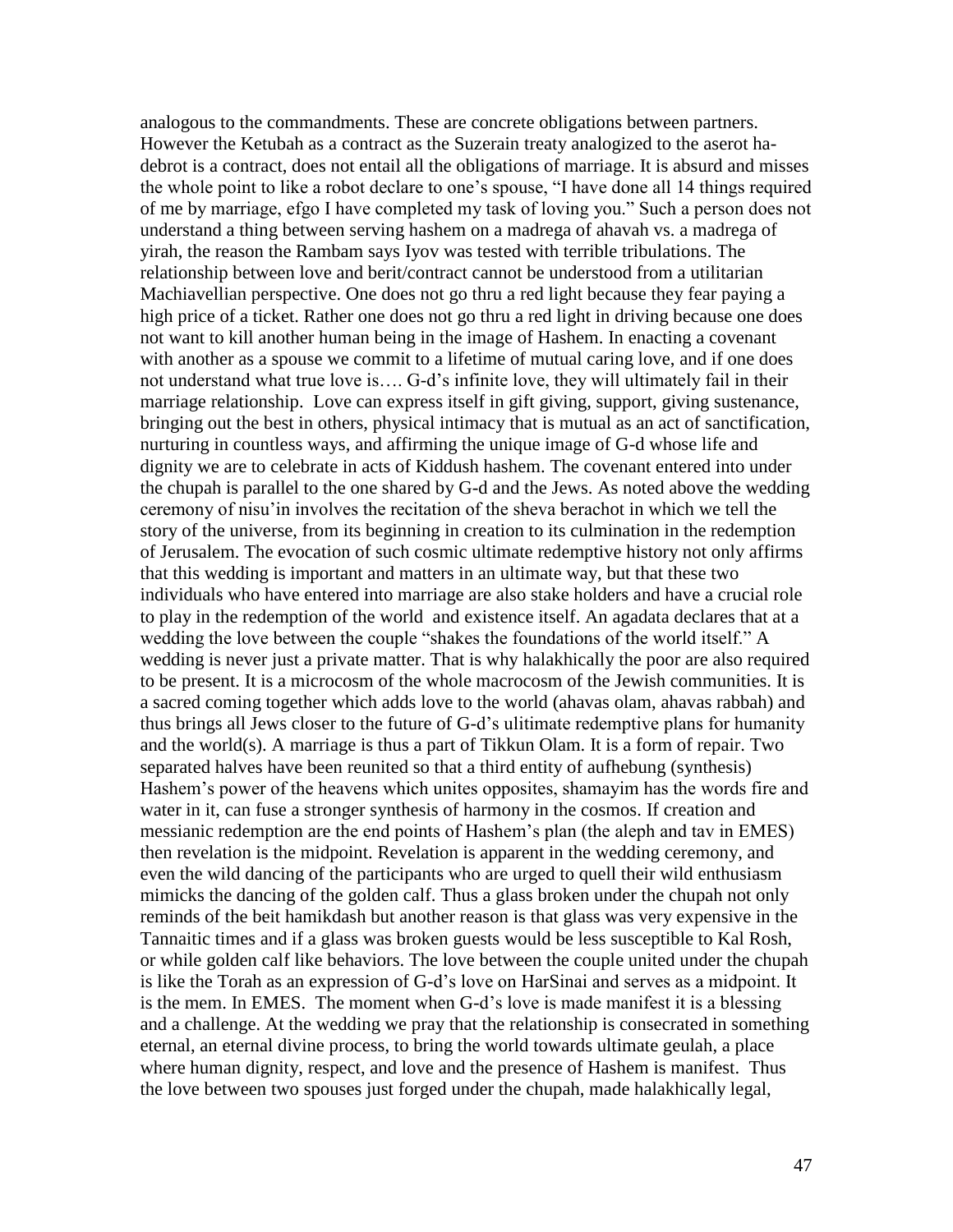analogous to the commandments. These are concrete obligations between partners. However the Ketubah as a contract as the Suzerain treaty analogized to the aserot ha-debrot is a contract, does not entail all the obligations of marriage. It is absurd and misses the whole point to like a robot declare to one's spouse, "I have done all 14 things required of me by marriage, efgo I have completed my task of loving you." Such a person does not understand a thing between serving hashem on a madrega of ahavah vs. a madrega of yirah, the reason the Rambam says Iyov was tested with terrible tribulations. The relationship between love and berit/contract cannot be understood from a utilitarian Machiavellian perspective. One does not go thru a red light because they fear paying a high price of a ticket. Rather one does not go thru a red light in driving because one does not want to kill another human being in the image of Hashem. In enacting a covenant with another as a spouse we commit to a lifetime of mutual caring love, and if one does not understand what true love is…. G-d's infinite love, they will ultimately fail in their marriage relationship. Love can express itself in gift giving, support, giving sustenance, bringing out the best in others, physical intimacy that is mutual as an act of sanctification, nurturing in countless ways, and affirming the unique image of G-d whose life and dignity we are to celebrate in acts of Kiddush hashem. The covenant entered into under the chupah is parallel to the one shared by G-d and the Jews. As noted above the wedding ceremony of nisu'in involves the recitation of the sheva berachot in which we tell the story of the universe, from its beginning in creation to its culmination in the redemption of Jerusalem. The evocation of such cosmic ultimate redemptive history not only affirms that this wedding is important and matters in an ultimate way, but that these two individuals who have entered into marriage are also stake holders and have a crucial role to play in the redemption of the world and existence itself. An agadata declares that at a wedding the love between the couple "shakes the foundations of the world itself." A wedding is never just a private matter. That is why halakhically the poor are also required to be present. It is a microcosm of the whole macrocosm of the Jewish communities. It is a sacred coming together which adds love to the world (ahavas olam, ahavas rabbah) and thus brings all Jews closer to the future of G-d's ulitimate redemptive plans for humanity and the world(s). A marriage is thus a part of Tikkun Olam. It is a form of repair. Two separated halves have been reunited so that a third entity of aufhebung (synthesis) Hashem's power of the heavens which unites opposites, shamayim has the words fire and water in it, can fuse a stronger synthesis of harmony in the cosmos. If creation and messianic redemption are the end points of Hashem's plan (the aleph and tav in EMES) then revelation is the midpoint. Revelation is apparent in the wedding ceremony, and even the wild dancing of the participants who are urged to quell their wild enthusiasm mimicks the dancing of the golden calf. Thus a glass broken under the chupah not only reminds of the beit hamikdash but another reason is that glass was very expensive in the Tannaitic times and if a glass was broken guests would be less susceptible to Kal Rosh, or while golden calf like behaviors. The love between the couple united under the chupah is like the Torah as an expression of G-d's love on HarSinai and serves as a midpoint. It is the mem. In EMES. The moment when G-d's love is made manifest it is a blessing and a challenge. At the wedding we pray that the relationship is consecrated in something eternal, an eternal divine process, to bring the world towards ultimate geulah, a place where human dignity, respect, and love and the presence of Hashem is manifest. Thus the love between two spouses just forged under the chupah, made halakhically legal,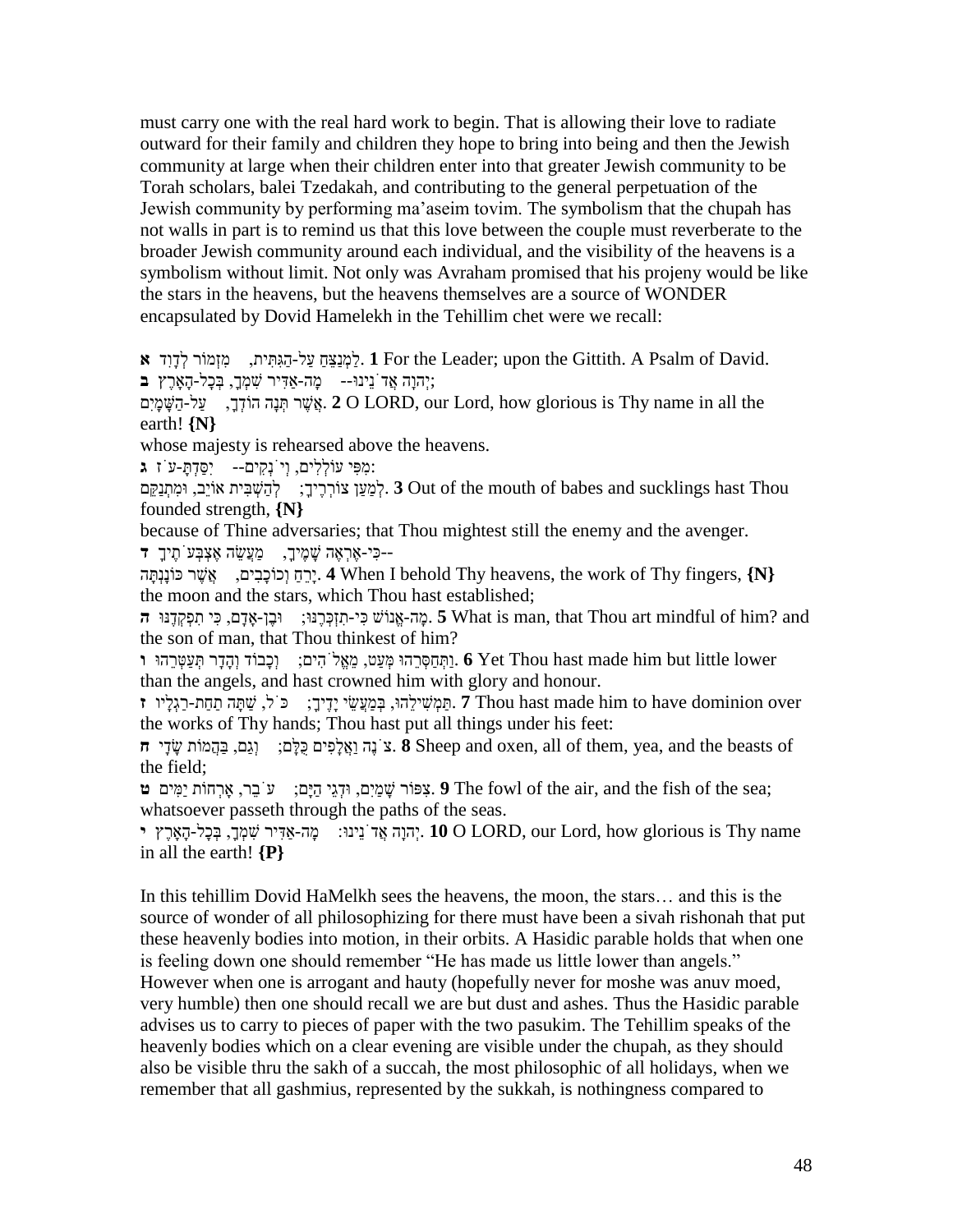must carry one with the real hard work to begin. That is allowing their love to radiate outward for their family and children they hope to bring into being and then the Jewish community at large when their children enter into that greater Jewish community to be Torah scholars, balei Tzedakah, and contributing to the general perpetuation of the Jewish community by performing ma'aseim tovim. The symbolism that the chupah has not walls in part is to remind us that this love between the couple must reverberate to the broader Jewish community around each individual, and the visibility of the heavens is a symbolism without limit. Not only was Avraham promised that his projeny would be like the stars in the heavens, but the heavens themselves are a source of WONDER encapsulated by Dovid Hamelekh in the Tehillim chet were we recall:

**א** לַמְנַצֵּחַ עַל-הַגִּתִּית, מִזְמוֹר לְדָוִד. **1** For the Leader; upon the Gittith. A Psalm of David.
**ב** יְהוָה אֲדֹנֵינוּ-- מָה-אַדִּיר שִׁמְךָ, בְּכָל-הָאָרֶץ;
אֲשֶׁר תְּנָה הוֹדְךָ, עַל-הַשָּׁמָיִם. **2** O LORD, our Lord, how glorious is Thy name in all the earth! **{N}**
whose majesty is rehearsed above the heavens.
**ג** מִפִּי עוֹלְלִים, וְיֹנְקִים-- יִסַּדְתָּ-עֹז:
לְמַעַן צוֹרְרֶיךָ; לְהַשְׁבִּית אוֹיֵב, וּמִתְנַקֵּם. **3** Out of the mouth of babes and sucklings hast Thou founded strength, **{N}**
because of Thine adversaries; that Thou mightest still the enemy and the avenger.
**ד** כִּי-אֶרְאֶה שָׁמֶיךָ, מַעֲשֵׂה אֶצְבְּעֹתֶיךָ--
יָרֵחַ וְכוֹכָבִים, אֲשֶׁר כּוֹנָנְתָּה. **4** When I behold Thy heavens, the work of Thy fingers, **{N}**
the moon and the stars, which Thou hast established;
**ה** מָה-אֱנוֹשׁ כִּי-תִזְכְּרֶנּוּ; וּבֶן-אָדָם, כִּי תִפְקְדֶנּוּ. **5** What is man, that Thou art mindful of him? and the son of man, that Thou thinkest of him?
**ו** וַתְּחַסְּרֵהוּ מְּעַט, מֵאֱלֹהִים; וְכָבוֹד וְהָדָר תְּעַטְּרֵהוּ. **6** Yet Thou hast made him but little lower than the angels, and hast crowned him with glory and honour.
**ז** תַּמְשִׁילֵהוּ, בְּמַעֲשֵׂי יָדֶיךָ; כֹּל, שַׁתָּה תַחַת-רַגְלָיו. **7** Thou hast made him to have dominion over the works of Thy hands; Thou hast put all things under his feet:
**ח** צֹנֶה וַאֲלָפִים כֻּלָּם; וְגַם, בַּהֲמוֹת שָׂדָי. **8** Sheep and oxen, all of them, yea, and the beasts of the field;
**ט** צִפּוֹר שָׁמַיִם, וּדְגֵי הַיָּם; עֹבֵר, אָרְחוֹת יַמִּים. **9** The fowl of the air, and the fish of the sea; whatsoever passeth through the paths of the seas.
**י** יְהוָה אֲדֹנֵינוּ: מָה-אַדִּיר שִׁמְךָ, בְּכָל-הָאָרֶץ. **10** O LORD, our Lord, how glorious is Thy name in all the earth! **{P}**

In this tehillim Dovid HaMelkh sees the heavens, the moon, the stars… and this is the source of wonder of all philosophizing for there must have been a sivah rishonah that put these heavenly bodies into motion, in their orbits. A Hasidic parable holds that when one is feeling down one should remember "He has made us little lower than angels." However when one is arrogant and hauty (hopefully never for moshe was anuv moed, very humble) then one should recall we are but dust and ashes. Thus the Hasidic parable advises us to carry to pieces of paper with the two pasukim. The Tehillim speaks of the heavenly bodies which on a clear evening are visible under the chupah, as they should also be visible thru the sakh of a succah, the most philosophic of all holidays, when we remember that all gashmius, represented by the sukkah, is nothingness compared to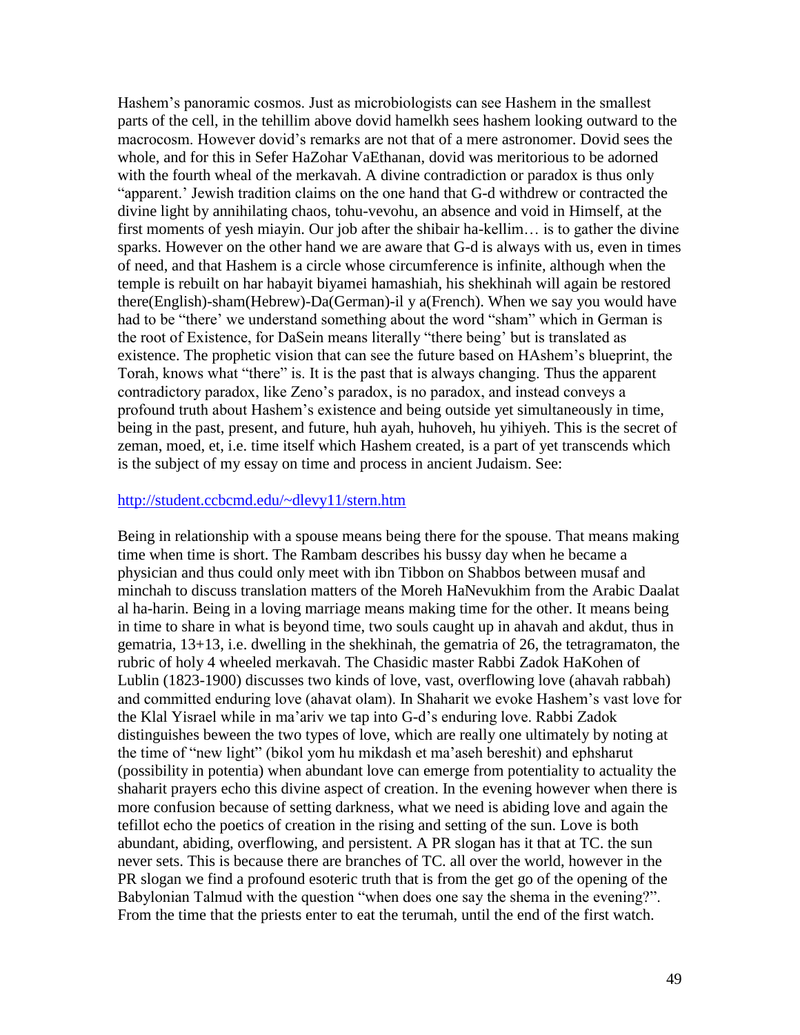Hashem's panoramic cosmos. Just as microbiologists can see Hashem in the smallest parts of the cell, in the tehillim above dovid hamelkh sees hashem looking outward to the macrocosm. However dovid's remarks are not that of a mere astronomer. Dovid sees the whole, and for this in Sefer HaZohar VaEthanan, dovid was meritorious to be adorned with the fourth wheal of the merkavah. A divine contradiction or paradox is thus only "apparent.' Jewish tradition claims on the one hand that G-d withdrew or contracted the divine light by annihilating chaos, tohu-vevohu, an absence and void in Himself, at the first moments of yesh miayin. Our job after the shibair ha-kellim… is to gather the divine sparks. However on the other hand we are aware that G-d is always with us, even in times of need, and that Hashem is a circle whose circumference is infinite, although when the temple is rebuilt on har habayit biyamei hamashiah, his shekhinah will again be restored there(English)-sham(Hebrew)-Da(German)-il y a(French). When we say you would have had to be "there' we understand something about the word "sham" which in German is the root of Existence, for DaSein means literally "there being' but is translated as existence. The prophetic vision that can see the future based on HAshem's blueprint, the Torah, knows what "there" is. It is the past that is always changing. Thus the apparent contradictory paradox, like Zeno's paradox, is no paradox, and instead conveys a profound truth about Hashem's existence and being outside yet simultaneously in time, being in the past, present, and future, huh ayah, huhoveh, hu yihiyeh. This is the secret of zeman, moed, et, i.e. time itself which Hashem created, is a part of yet transcends which is the subject of my essay on time and process in ancient Judaism. See:

http://student.ccbcmd.edu/~dlevy11/stern.htm

Being in relationship with a spouse means being there for the spouse. That means making time when time is short. The Rambam describes his bussy day when he became a physician and thus could only meet with ibn Tibbon on Shabbos between musaf and minchah to discuss translation matters of the Moreh HaNevukhim from the Arabic Daalat al ha-harin. Being in a loving marriage means making time for the other. It means being in time to share in what is beyond time, two souls caught up in ahavah and akdut, thus in gematria, 13+13, i.e. dwelling in the shekhinah, the gematria of 26, the tetragramaton, the rubric of holy 4 wheeled merkavah. The Chasidic master Rabbi Zadok HaKohen of Lublin (1823-1900) discusses two kinds of love, vast, overflowing love (ahavah rabbah) and committed enduring love (ahavat olam). In Shaharit we evoke Hashem's vast love for the Klal Yisrael while in ma'ariv we tap into G-d's enduring love. Rabbi Zadok distinguishes beween the two types of love, which are really one ultimately by noting at the time of "new light" (bikol yom hu mikdash et ma'aseh bereshit) and ephsharut (possibility in potentia) when abundant love can emerge from potentiality to actuality the shaharit prayers echo this divine aspect of creation. In the evening however when there is more confusion because of setting darkness, what we need is abiding love and again the tefillot echo the poetics of creation in the rising and setting of the sun. Love is both abundant, abiding, overflowing, and persistent. A PR slogan has it that at TC. the sun never sets. This is because there are branches of TC. all over the world, however in the PR slogan we find a profound esoteric truth that is from the get go of the opening of the Babylonian Talmud with the question "when does one say the shema in the evening?". From the time that the priests enter to eat the terumah, until the end of the first watch.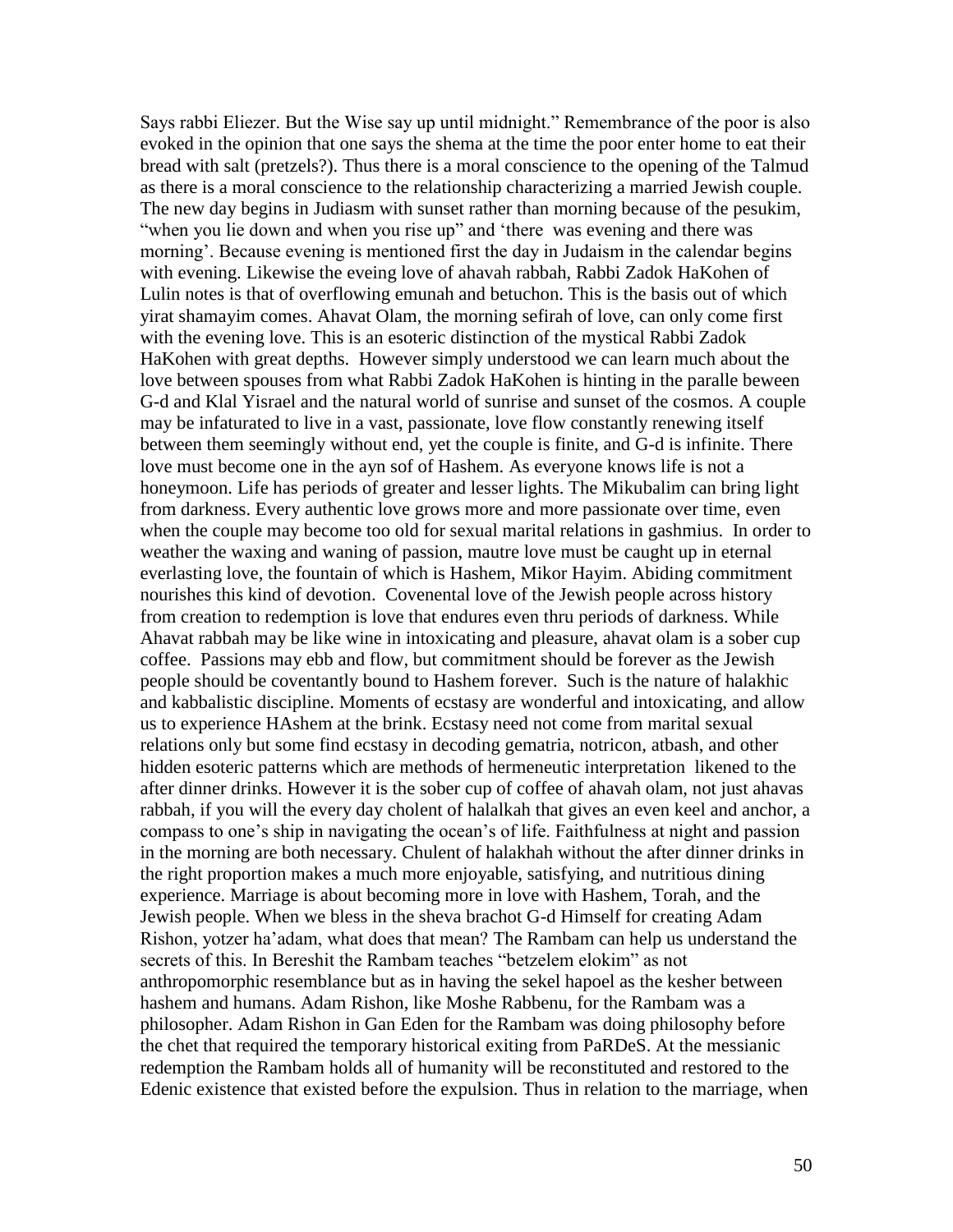Says rabbi Eliezer. But the Wise say up until midnight." Remembrance of the poor is also evoked in the opinion that one says the shema at the time the poor enter home to eat their bread with salt (pretzels?). Thus there is a moral conscience to the opening of the Talmud as there is a moral conscience to the relationship characterizing a married Jewish couple. The new day begins in Judiasm with sunset rather than morning because of the pesukim, "when you lie down and when you rise up" and 'there was evening and there was morning'. Because evening is mentioned first the day in Judaism in the calendar begins with evening. Likewise the eveing love of ahavah rabbah, Rabbi Zadok HaKohen of Lulin notes is that of overflowing emunah and betuchon. This is the basis out of which yirat shamayim comes. Ahavat Olam, the morning sefirah of love, can only come first with the evening love. This is an esoteric distinction of the mystical Rabbi Zadok HaKohen with great depths. However simply understood we can learn much about the love between spouses from what Rabbi Zadok HaKohen is hinting in the paralle beween G-d and Klal Yisrael and the natural world of sunrise and sunset of the cosmos. A couple may be infaturated to live in a vast, passionate, love flow constantly renewing itself between them seemingly without end, yet the couple is finite, and G-d is infinite. There love must become one in the ayn sof of Hashem. As everyone knows life is not a honeymoon. Life has periods of greater and lesser lights. The Mikubalim can bring light from darkness. Every authentic love grows more and more passionate over time, even when the couple may become too old for sexual marital relations in gashmius. In order to weather the waxing and waning of passion, mautre love must be caught up in eternal everlasting love, the fountain of which is Hashem, Mikor Hayim. Abiding commitment nourishes this kind of devotion. Covenental love of the Jewish people across history from creation to redemption is love that endures even thru periods of darkness. While Ahavat rabbah may be like wine in intoxicating and pleasure, ahavat olam is a sober cup coffee. Passions may ebb and flow, but commitment should be forever as the Jewish people should be coventantly bound to Hashem forever. Such is the nature of halakhic and kabbalistic discipline. Moments of ecstasy are wonderful and intoxicating, and allow us to experience HAshem at the brink. Ecstasy need not come from marital sexual relations only but some find ecstasy in decoding gematria, notricon, atbash, and other hidden esoteric patterns which are methods of hermeneutic interpretation likened to the after dinner drinks. However it is the sober cup of coffee of ahavah olam, not just ahavas rabbah, if you will the every day cholent of halalkah that gives an even keel and anchor, a compass to one's ship in navigating the ocean's of life. Faithfulness at night and passion in the morning are both necessary. Chulent of halakhah without the after dinner drinks in the right proportion makes a much more enjoyable, satisfying, and nutritious dining experience. Marriage is about becoming more in love with Hashem, Torah, and the Jewish people. When we bless in the sheva brachot G-d Himself for creating Adam Rishon, yotzer ha'adam, what does that mean? The Rambam can help us understand the secrets of this. In Bereshit the Rambam teaches "betzelem elokim" as not anthropomorphic resemblance but as in having the sekel hapoel as the kesher between hashem and humans. Adam Rishon, like Moshe Rabbenu, for the Rambam was a philosopher. Adam Rishon in Gan Eden for the Rambam was doing philosophy before the chet that required the temporary historical exiting from PaRDeS. At the messianic redemption the Rambam holds all of humanity will be reconstituted and restored to the Edenic existence that existed before the expulsion. Thus in relation to the marriage, when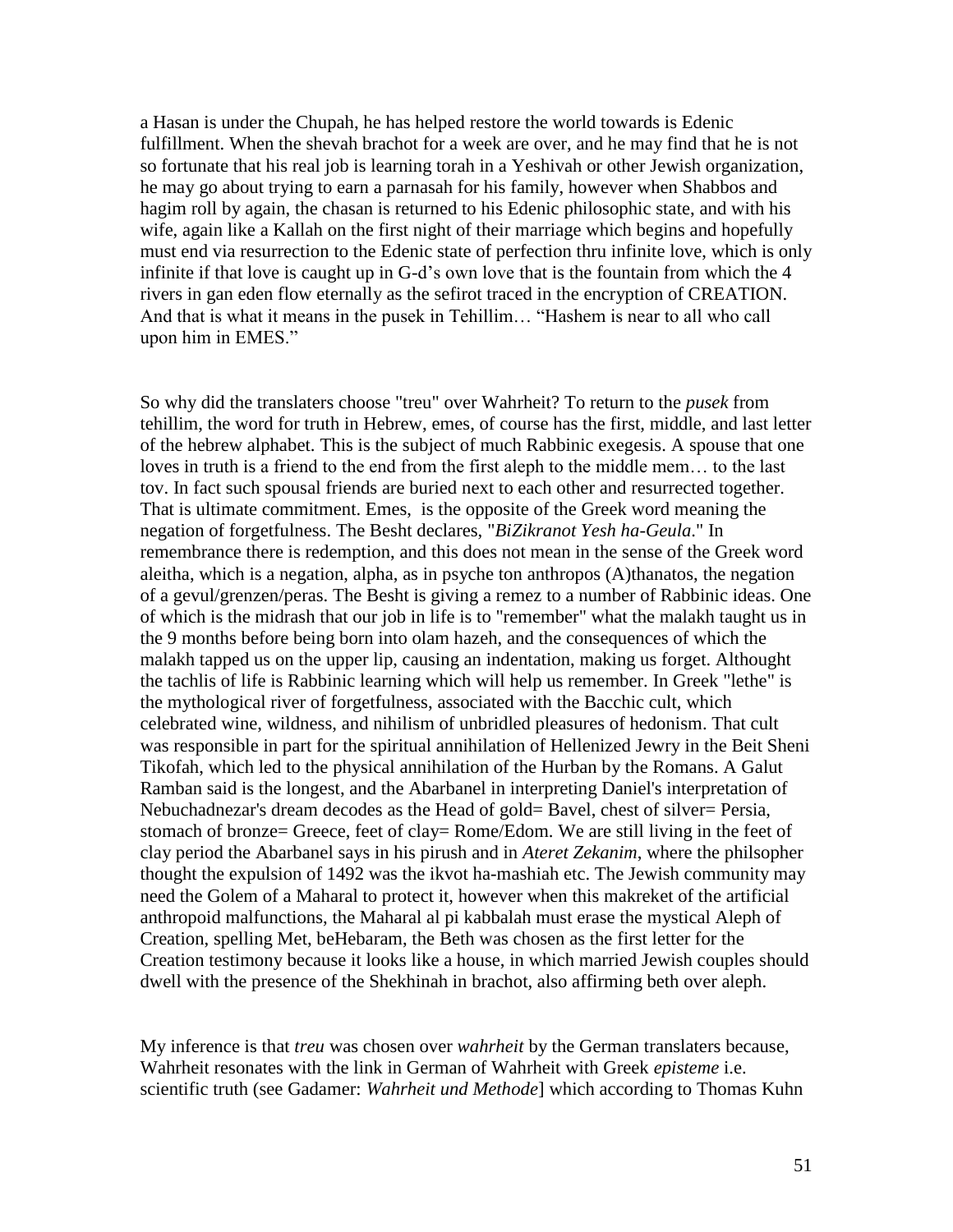a Hasan is under the Chupah, he has helped restore the world towards is Edenic fulfillment. When the shevah brachot for a week are over, and he may find that he is not so fortunate that his real job is learning torah in a Yeshivah or other Jewish organization, he may go about trying to earn a parnasah for his family, however when Shabbos and hagim roll by again, the chasan is returned to his Edenic philosophic state, and with his wife, again like a Kallah on the first night of their marriage which begins and hopefully must end via resurrection to the Edenic state of perfection thru infinite love, which is only infinite if that love is caught up in G-d's own love that is the fountain from which the 4 rivers in gan eden flow eternally as the sefirot traced in the encryption of CREATION. And that is what it means in the pusek in Tehillim… "Hashem is near to all who call upon him in EMES."

So why did the translaters choose "treu" over Wahrheit? To return to the *pusek* from tehillim, the word for truth in Hebrew, emes, of course has the first, middle, and last letter of the hebrew alphabet. This is the subject of much Rabbinic exegesis. A spouse that one loves in truth is a friend to the end from the first aleph to the middle mem… to the last tov. In fact such spousal friends are buried next to each other and resurrected together. That is ultimate commitment. Emes, is the opposite of the Greek word meaning the negation of forgetfulness. The Besht declares, "*BiZikranot Yesh ha-Geula*." In remembrance there is redemption, and this does not mean in the sense of the Greek word aleitha, which is a negation, alpha, as in psyche ton anthropos (A)thanatos, the negation of a gevul/grenzen/peras. The Besht is giving a remez to a number of Rabbinic ideas. One of which is the midrash that our job in life is to "remember" what the malakh taught us in the 9 months before being born into olam hazeh, and the consequences of which the malakh tapped us on the upper lip, causing an indentation, making us forget. Althought the tachlis of life is Rabbinic learning which will help us remember. In Greek "lethe" is the mythological river of forgetfulness, associated with the Bacchic cult, which celebrated wine, wildness, and nihilism of unbridled pleasures of hedonism. That cult was responsible in part for the spiritual annihilation of Hellenized Jewry in the Beit Sheni Tikofah, which led to the physical annihilation of the Hurban by the Romans. A Galut Ramban said is the longest, and the Abarbanel in interpreting Daniel's interpretation of Nebuchadnezar's dream decodes as the Head of gold= Bavel, chest of silver= Persia, stomach of bronze= Greece, feet of clay= Rome/Edom. We are still living in the feet of clay period the Abarbanel says in his pirush and in *Ateret Zekanim*, where the philsopher thought the expulsion of 1492 was the ikvot ha-mashiah etc. The Jewish community may need the Golem of a Maharal to protect it, however when this makreket of the artificial anthropoid malfunctions, the Maharal al pi kabbalah must erase the mystical Aleph of Creation, spelling Met, beHebaram, the Beth was chosen as the first letter for the Creation testimony because it looks like a house, in which married Jewish couples should dwell with the presence of the Shekhinah in brachot, also affirming beth over aleph.

My inference is that *treu* was chosen over *wahrheit* by the German translaters because, Wahrheit resonates with the link in German of Wahrheit with Greek *episteme* i.e. scientific truth (see Gadamer: *Wahrheit und Methode*] which according to Thomas Kuhn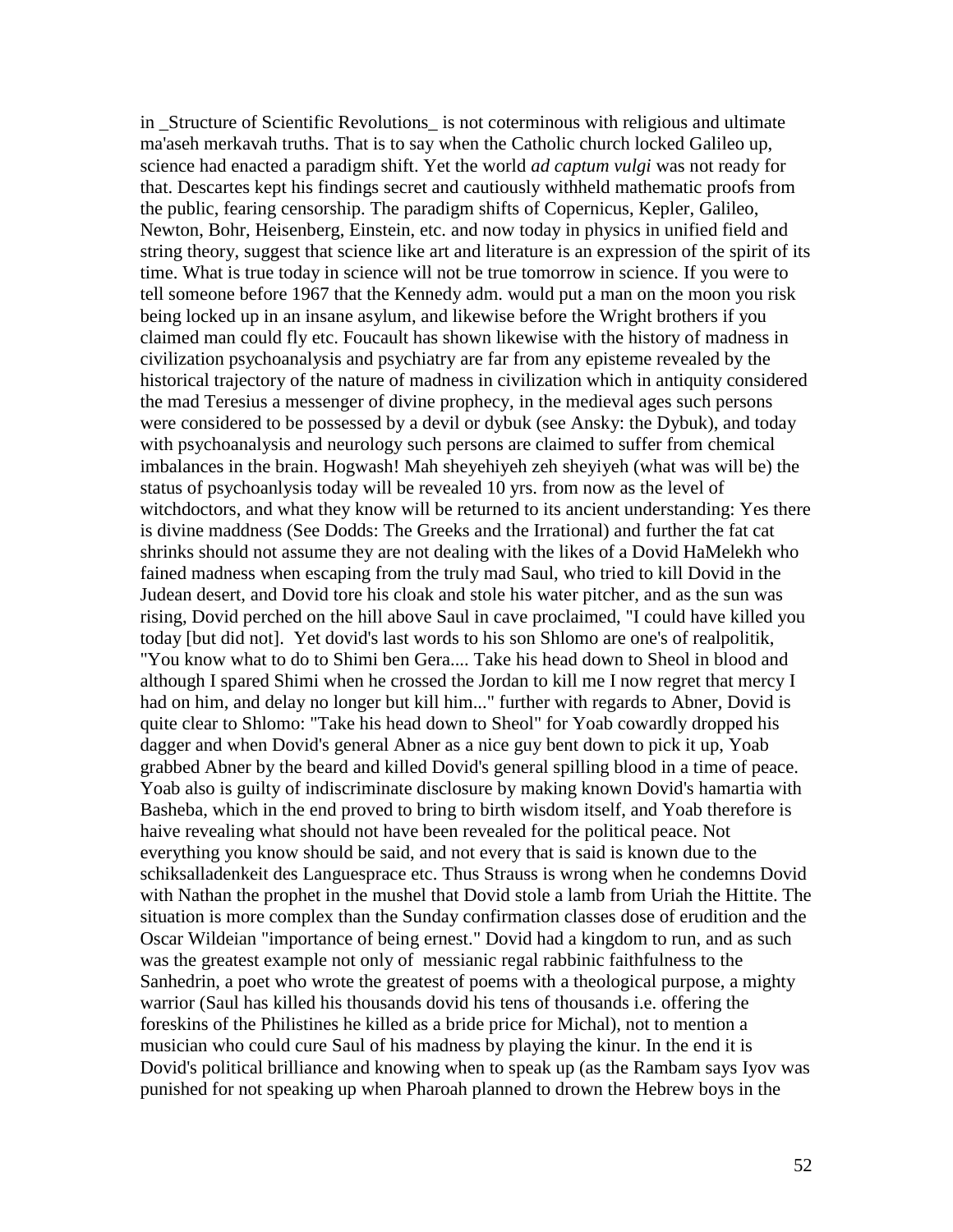in _Structure of Scientific Revolutions_ is not coterminous with religious and ultimate ma'aseh merkavah truths. That is to say when the Catholic church locked Galileo up, science had enacted a paradigm shift. Yet the world *ad captum vulgi* was not ready for that. Descartes kept his findings secret and cautiously withheld mathematic proofs from the public, fearing censorship. The paradigm shifts of Copernicus, Kepler, Galileo, Newton, Bohr, Heisenberg, Einstein, etc. and now today in physics in unified field and string theory, suggest that science like art and literature is an expression of the spirit of its time. What is true today in science will not be true tomorrow in science. If you were to tell someone before 1967 that the Kennedy adm. would put a man on the moon you risk being locked up in an insane asylum, and likewise before the Wright brothers if you claimed man could fly etc. Foucault has shown likewise with the history of madness in civilization psychoanalysis and psychiatry are far from any episteme revealed by the historical trajectory of the nature of madness in civilization which in antiquity considered the mad Teresius a messenger of divine prophecy, in the medieval ages such persons were considered to be possessed by a devil or dybuk (see Ansky: the Dybuk), and today with psychoanalysis and neurology such persons are claimed to suffer from chemical imbalances in the brain. Hogwash! Mah sheyehiyeh zeh sheyiyeh (what was will be) the status of psychoanlysis today will be revealed 10 yrs. from now as the level of witchdoctors, and what they know will be returned to its ancient understanding: Yes there is divine maddness (See Dodds: The Greeks and the Irrational) and further the fat cat shrinks should not assume they are not dealing with the likes of a Dovid HaMelekh who fained madness when escaping from the truly mad Saul, who tried to kill Dovid in the Judean desert, and Dovid tore his cloak and stole his water pitcher, and as the sun was rising, Dovid perched on the hill above Saul in cave proclaimed, "I could have killed you today [but did not]. Yet dovid's last words to his son Shlomo are one's of realpolitik, "You know what to do to Shimi ben Gera.... Take his head down to Sheol in blood and although I spared Shimi when he crossed the Jordan to kill me I now regret that mercy I had on him, and delay no longer but kill him..." further with regards to Abner, Dovid is quite clear to Shlomo: "Take his head down to Sheol" for Yoab cowardly dropped his dagger and when Dovid's general Abner as a nice guy bent down to pick it up, Yoab grabbed Abner by the beard and killed Dovid's general spilling blood in a time of peace. Yoab also is guilty of indiscriminate disclosure by making known Dovid's hamartia with Basheba, which in the end proved to bring to birth wisdom itself, and Yoab therefore is haive revealing what should not have been revealed for the political peace. Not everything you know should be said, and not every that is said is known due to the schiksalladenkeit des Languesprace etc. Thus Strauss is wrong when he condemns Dovid with Nathan the prophet in the mushel that Dovid stole a lamb from Uriah the Hittite. The situation is more complex than the Sunday confirmation classes dose of erudition and the Oscar Wildeian "importance of being ernest." Dovid had a kingdom to run, and as such was the greatest example not only of messianic regal rabbinic faithfulness to the Sanhedrin, a poet who wrote the greatest of poems with a theological purpose, a mighty warrior (Saul has killed his thousands dovid his tens of thousands i.e. offering the foreskins of the Philistines he killed as a bride price for Michal), not to mention a musician who could cure Saul of his madness by playing the kinur. In the end it is Dovid's political brilliance and knowing when to speak up (as the Rambam says Iyov was punished for not speaking up when Pharoah planned to drown the Hebrew boys in the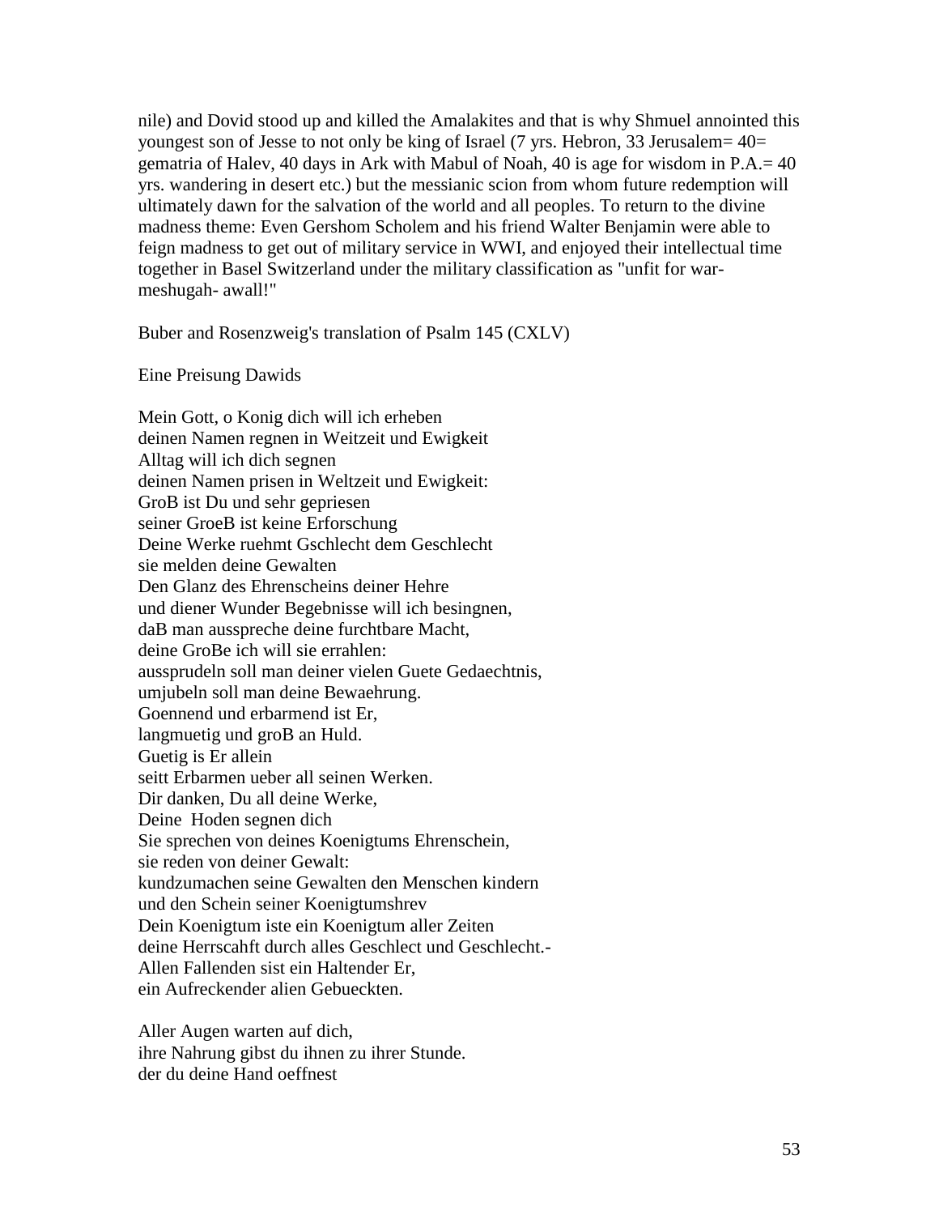nile) and Dovid stood up and killed the Amalakites and that is why Shmuel annointed this youngest son of Jesse to not only be king of Israel (7 yrs. Hebron, 33 Jerusalem= 40= gematria of Halev, 40 days in Ark with Mabul of Noah, 40 is age for wisdom in P.A.= 40 yrs. wandering in desert etc.) but the messianic scion from whom future redemption will ultimately dawn for the salvation of the world and all peoples. To return to the divine madness theme: Even Gershom Scholem and his friend Walter Benjamin were able to feign madness to get out of military service in WWI, and enjoyed their intellectual time together in Basel Switzerland under the military classification as "unfit for war-meshugah- awall!"

Buber and Rosenzweig's translation of Psalm 145 (CXLV)

Eine Preisung Dawids

Mein Gott, o Konig dich will ich erheben
deinen Namen regnen in Weitzeit und Ewigkeit
Alltag will ich dich segnen
deinen Namen prisen in Weltzeit und Ewigkeit:
GroB ist Du und sehr gepriesen
seiner GroeB ist keine Erforschung
Deine Werke ruehmt Gschlecht dem Geschlecht
sie melden deine Gewalten
Den Glanz des Ehrenscheins deiner Hehre
und diener Wunder Begebnisse will ich besingnen,
daB man ausspreche deine furchtbare Macht,
deine GroBe ich will sie errahlen:
aussprudeln soll man deiner vielen Guete Gedaechtnis,
umjubeln soll man deine Bewaehrung.
Goennend und erbarmend ist Er,
langmuetig und groB an Huld.
Guetig is Er allein
seitt Erbarmen ueber all seinen Werken.
Dir danken, Du all deine Werke,
Deine Hoden segnen dich
Sie sprechen von deines Koenigtums Ehrenschein,
sie reden von deiner Gewalt:
kundzumachen seine Gewalten den Menschen kindern
und den Schein seiner Koenigtumshrev
Dein Koenigtum iste ein Koenigtum aller Zeiten
deine Herrscahft durch alles Geschlect und Geschlecht.-
Allen Fallenden sist ein Haltender Er,
ein Aufreckender alien Gebueckten.

Aller Augen warten auf dich,
ihre Nahrung gibst du ihnen zu ihrer Stunde.
der du deine Hand oeffnest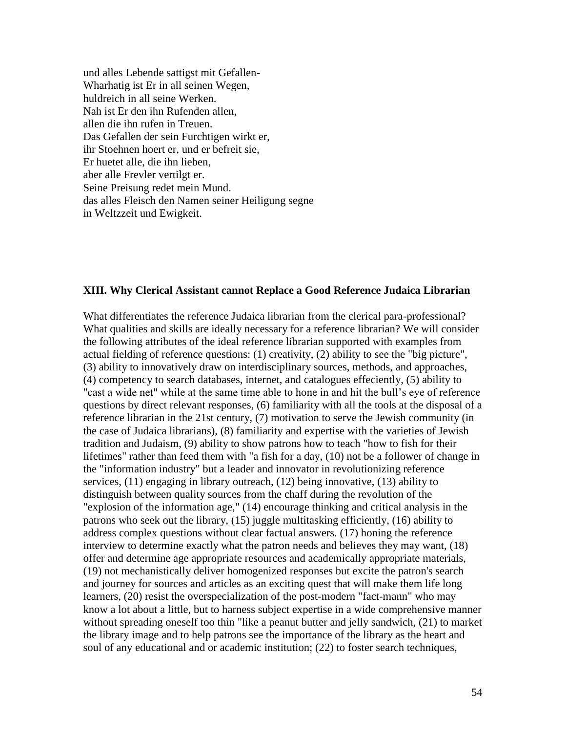und alles Lebende sattigst mit Gefallen-  
Wharhatig ist Er in all seinen Wegen,  
huldreich in all seine Werken.  
Nah ist Er den ihn Rufenden allen,  
allen die ihn rufen in Treuen.  
Das Gefallen der sein Furchtigen wirkt er,  
ihr Stoehnen hoert er, und er befreit sie,  
Er huetet alle, die ihn lieben,  
aber alle Frevler vertilgt er.  
Seine Preisung redet mein Mund.  
das alles Fleisch den Namen seiner Heiligung segne  
in Weltzzeit und Ewigkeit.

### XIII. Why Clerical Assistant cannot Replace a Good Reference Judaica Librarian

What differentiates the reference Judaica librarian from the clerical para-professional? What qualities and skills are ideally necessary for a reference librarian? We will consider the following attributes of the ideal reference librarian supported with examples from actual fielding of reference questions: (1) creativity, (2) ability to see the "big picture", (3) ability to innovatively draw on interdisciplinary sources, methods, and approaches, (4) competency to search databases, internet, and catalogues effeciently, (5) ability to "cast a wide net" while at the same time able to hone in and hit the bull's eye of reference questions by direct relevant responses, (6) familiarity with all the tools at the disposal of a reference librarian in the 21st century, (7) motivation to serve the Jewish community (in the case of Judaica librarians), (8) familiarity and expertise with the varieties of Jewish tradition and Judaism, (9) ability to show patrons how to teach "how to fish for their lifetimes" rather than feed them with "a fish for a day, (10) not be a follower of change in the "information industry" but a leader and innovator in revolutionizing reference services, (11) engaging in library outreach, (12) being innovative, (13) ability to distinguish between quality sources from the chaff during the revolution of the "explosion of the information age," (14) encourage thinking and critical analysis in the patrons who seek out the library, (15) juggle multitasking efficiently, (16) ability to address complex questions without clear factual answers. (17) honing the reference interview to determine exactly what the patron needs and believes they may want, (18) offer and determine age appropriate resources and academically appropriate materials, (19) not mechanistically deliver homogenized responses but excite the patron's search and journey for sources and articles as an exciting quest that will make them life long learners, (20) resist the overspecialization of the post-modern "fact-mann" who may know a lot about a little, but to harness subject expertise in a wide comprehensive manner without spreading oneself too thin "like a peanut butter and jelly sandwich, (21) to market the library image and to help patrons see the importance of the library as the heart and soul of any educational and or academic institution; (22) to foster search techniques,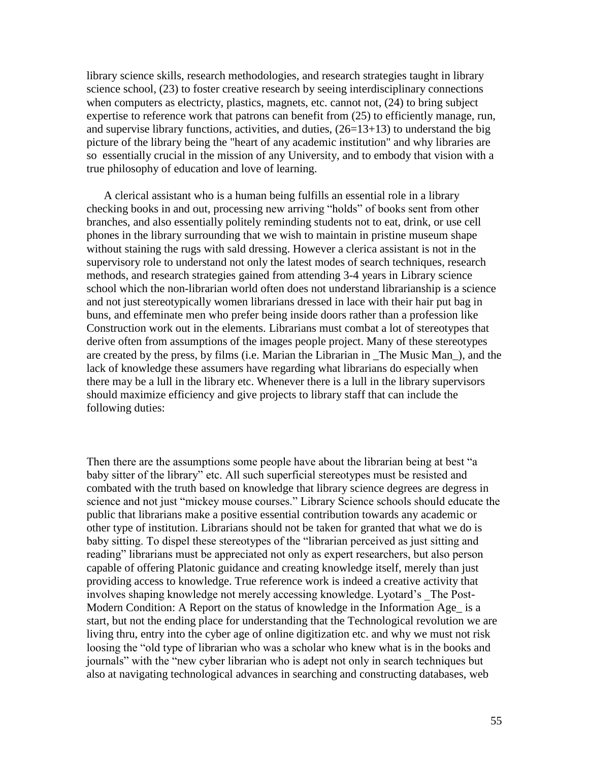library science skills, research methodologies, and research strategies taught in library science school, (23) to foster creative research by seeing interdisciplinary connections when computers as electricty, plastics, magnets, etc. cannot not, (24) to bring subject expertise to reference work that patrons can benefit from (25) to efficiently manage, run, and supervise library functions, activities, and duties, (26=13+13) to understand the big picture of the library being the "heart of any academic institution" and why libraries are so essentially crucial in the mission of any University, and to embody that vision with a true philosophy of education and love of learning.

A clerical assistant who is a human being fulfills an essential role in a library checking books in and out, processing new arriving "holds" of books sent from other branches, and also essentially politely reminding students not to eat, drink, or use cell phones in the library surrounding that we wish to maintain in pristine museum shape without staining the rugs with sald dressing. However a clerica assistant is not in the supervisory role to understand not only the latest modes of search techniques, research methods, and research strategies gained from attending 3-4 years in Library science school which the non-librarian world often does not understand librarianship is a science and not just stereotypically women librarians dressed in lace with their hair put bag in buns, and effeminate men who prefer being inside doors rather than a profession like Construction work out in the elements. Librarians must combat a lot of stereotypes that derive often from assumptions of the images people project. Many of these stereotypes are created by the press, by films (i.e. Marian the Librarian in _The Music Man_), and the lack of knowledge these assumers have regarding what librarians do especially when there may be a lull in the library etc. Whenever there is a lull in the library supervisors should maximize efficiency and give projects to library staff that can include the following duties:

Then there are the assumptions some people have about the librarian being at best "a baby sitter of the library" etc. All such superficial stereotypes must be resisted and combated with the truth based on knowledge that library science degrees are degress in science and not just "mickey mouse courses." Library Science schools should educate the public that librarians make a positive essential contribution towards any academic or other type of institution. Librarians should not be taken for granted that what we do is baby sitting. To dispel these stereotypes of the "librarian perceived as just sitting and reading" librarians must be appreciated not only as expert researchers, but also person capable of offering Platonic guidance and creating knowledge itself, merely than just providing access to knowledge. True reference work is indeed a creative activity that involves shaping knowledge not merely accessing knowledge. Lyotard's _The Post-Modern Condition: A Report on the status of knowledge in the Information Age_ is a start, but not the ending place for understanding that the Technological revolution we are living thru, entry into the cyber age of online digitization etc. and why we must not risk loosing the "old type of librarian who was a scholar who knew what is in the books and journals" with the "new cyber librarian who is adept not only in search techniques but also at navigating technological advances in searching and constructing databases, web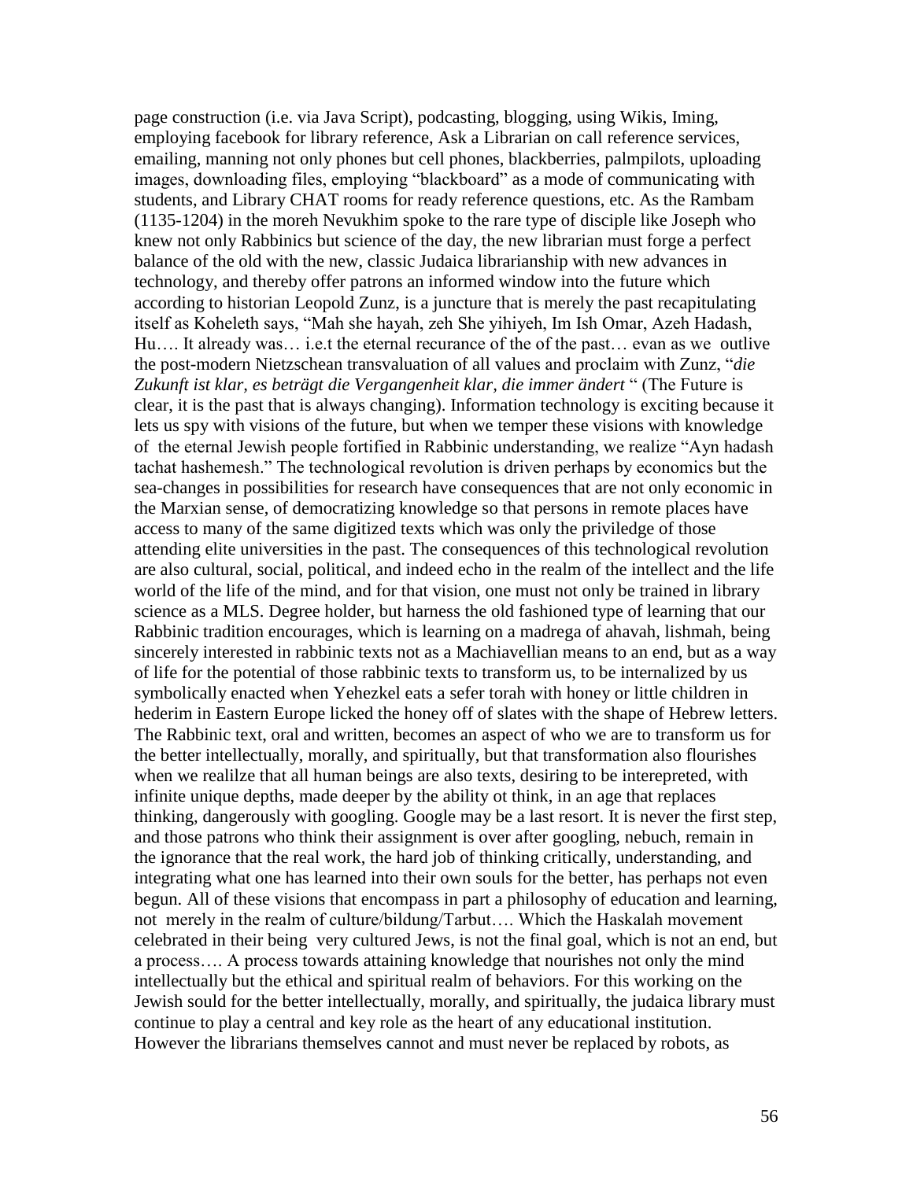page construction (i.e. via Java Script), podcasting, blogging, using Wikis, Iming, employing facebook for library reference, Ask a Librarian on call reference services, emailing, manning not only phones but cell phones, blackberries, palmpilots, uploading images, downloading files, employing "blackboard" as a mode of communicating with students, and Library CHAT rooms for ready reference questions, etc. As the Rambam (1135-1204) in the moreh Nevukhim spoke to the rare type of disciple like Joseph who knew not only Rabbinics but science of the day, the new librarian must forge a perfect balance of the old with the new, classic Judaica librarianship with new advances in technology, and thereby offer patrons an informed window into the future which according to historian Leopold Zunz, is a juncture that is merely the past recapitulating itself as Koheleth says, "Mah she hayah, zeh She yihiyeh, Im Ish Omar, Azeh Hadash, Hu…. It already was… i.e.t the eternal recurance of the of the past… evan as we outlive the post-modern Nietzschean transvaluation of all values and proclaim with Zunz, "*die Zukunft ist klar, es beträgt die Vergangenheit klar, die immer ändert* " (The Future is clear, it is the past that is always changing). Information technology is exciting because it lets us spy with visions of the future, but when we temper these visions with knowledge of the eternal Jewish people fortified in Rabbinic understanding, we realize "Ayn hadash tachat hashemesh." The technological revolution is driven perhaps by economics but the sea-changes in possibilities for research have consequences that are not only economic in the Marxian sense, of democratizing knowledge so that persons in remote places have access to many of the same digitized texts which was only the priviledge of those attending elite universities in the past. The consequences of this technological revolution are also cultural, social, political, and indeed echo in the realm of the intellect and the life world of the life of the mind, and for that vision, one must not only be trained in library science as a MLS. Degree holder, but harness the old fashioned type of learning that our Rabbinic tradition encourages, which is learning on a madrega of ahavah, lishmah, being sincerely interested in rabbinic texts not as a Machiavellian means to an end, but as a way of life for the potential of those rabbinic texts to transform us, to be internalized by us symbolically enacted when Yehezkel eats a sefer torah with honey or little children in hederim in Eastern Europe licked the honey off of slates with the shape of Hebrew letters. The Rabbinic text, oral and written, becomes an aspect of who we are to transform us for the better intellectually, morally, and spiritually, but that transformation also flourishes when we realilze that all human beings are also texts, desiring to be interepreted, with infinite unique depths, made deeper by the ability ot think, in an age that replaces thinking, dangerously with googling. Google may be a last resort. It is never the first step, and those patrons who think their assignment is over after googling, nebuch, remain in the ignorance that the real work, the hard job of thinking critically, understanding, and integrating what one has learned into their own souls for the better, has perhaps not even begun. All of these visions that encompass in part a philosophy of education and learning, not merely in the realm of culture/bildung/Tarbut…. Which the Haskalah movement celebrated in their being very cultured Jews, is not the final goal, which is not an end, but a process…. A process towards attaining knowledge that nourishes not only the mind intellectually but the ethical and spiritual realm of behaviors. For this working on the Jewish sould for the better intellectually, morally, and spiritually, the judaica library must continue to play a central and key role as the heart of any educational institution. However the librarians themselves cannot and must never be replaced by robots, as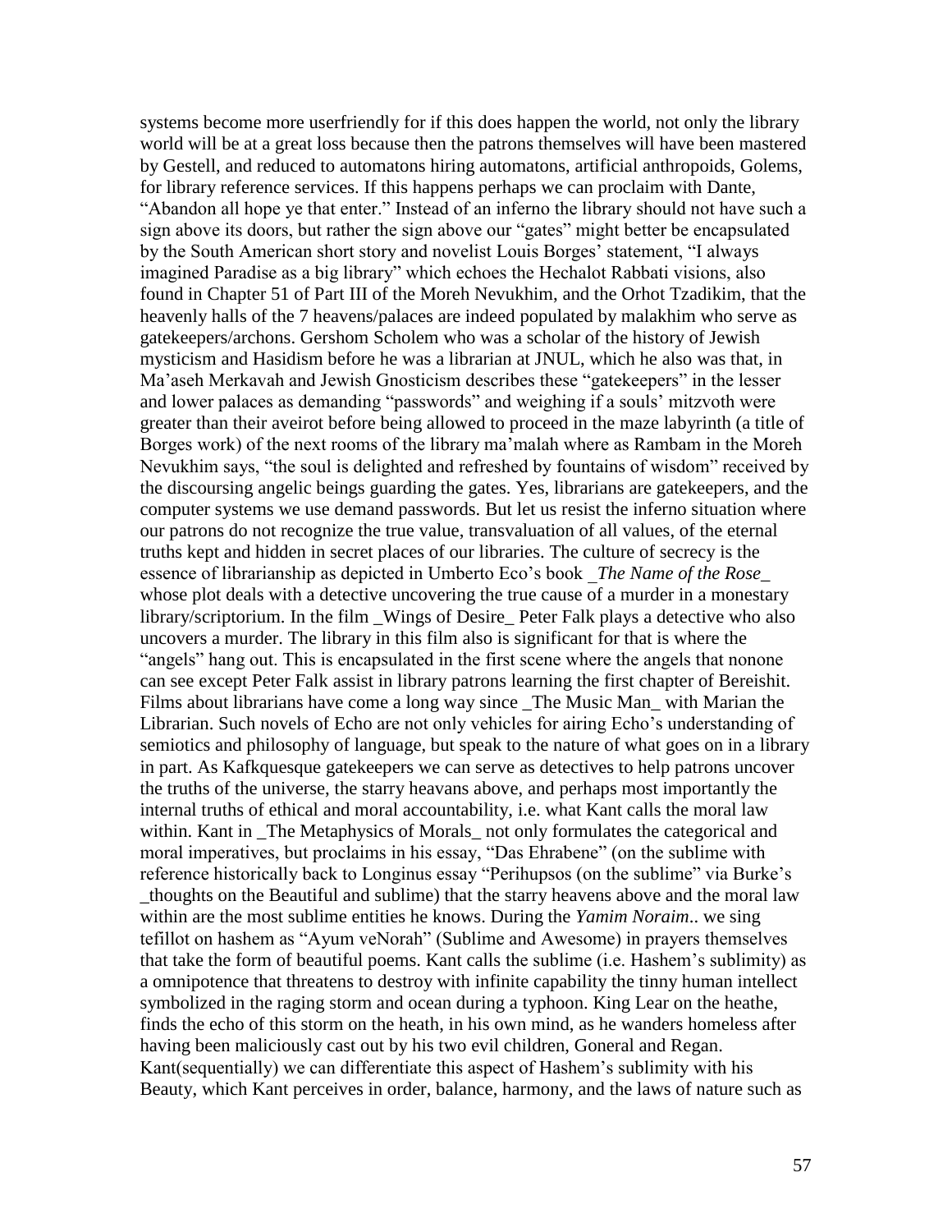systems become more userfriendly for if this does happen the world, not only the library world will be at a great loss because then the patrons themselves will have been mastered by Gestell, and reduced to automatons hiring automatons, artificial anthropoids, Golems, for library reference services. If this happens perhaps we can proclaim with Dante, "Abandon all hope ye that enter." Instead of an inferno the library should not have such a sign above its doors, but rather the sign above our "gates" might better be encapsulated by the South American short story and novelist Louis Borges' statement, "I always imagined Paradise as a big library" which echoes the Hechalot Rabbati visions, also found in Chapter 51 of Part III of the Moreh Nevukhim, and the Orhot Tzadikim, that the heavenly halls of the 7 heavens/palaces are indeed populated by malakhim who serve as gatekeepers/archons. Gershom Scholem who was a scholar of the history of Jewish mysticism and Hasidism before he was a librarian at JNUL, which he also was that, in Ma'aseh Merkavah and Jewish Gnosticism describes these "gatekeepers" in the lesser and lower palaces as demanding "passwords" and weighing if a souls' mitzvoth were greater than their aveirot before being allowed to proceed in the maze labyrinth (a title of Borges work) of the next rooms of the library ma'malah where as Rambam in the Moreh Nevukhim says, "the soul is delighted and refreshed by fountains of wisdom" received by the discoursing angelic beings guarding the gates. Yes, librarians are gatekeepers, and the computer systems we use demand passwords. But let us resist the inferno situation where our patrons do not recognize the true value, transvaluation of all values, of the eternal truths kept and hidden in secret places of our libraries. The culture of secrecy is the essence of librarianship as depicted in Umberto Eco's book _*The Name of the Rose*_ whose plot deals with a detective uncovering the true cause of a murder in a monestary library/scriptorium. In the film _Wings of Desire_ Peter Falk plays a detective who also uncovers a murder. The library in this film also is significant for that is where the "angels" hang out. This is encapsulated in the first scene where the angels that nonone can see except Peter Falk assist in library patrons learning the first chapter of Bereishit. Films about librarians have come a long way since _The Music Man_ with Marian the Librarian. Such novels of Echo are not only vehicles for airing Echo's understanding of semiotics and philosophy of language, but speak to the nature of what goes on in a library in part. As Kafkquesque gatekeepers we can serve as detectives to help patrons uncover the truths of the universe, the starry heavans above, and perhaps most importantly the internal truths of ethical and moral accountability, i.e. what Kant calls the moral law within. Kant in _The Metaphysics of Morals_ not only formulates the categorical and moral imperatives, but proclaims in his essay, "Das Ehrabene" (on the sublime with reference historically back to Longinus essay "Perihupsos (on the sublime" via Burke's _thoughts on the Beautiful and sublime) that the starry heavens above and the moral law within are the most sublime entities he knows. During the *Yamim Noraim*.. we sing tefillot on hashem as "Ayum veNorah" (Sublime and Awesome) in prayers themselves that take the form of beautiful poems. Kant calls the sublime (i.e. Hashem's sublimity) as a omnipotence that threatens to destroy with infinite capability the tinny human intellect symbolized in the raging storm and ocean during a typhoon. King Lear on the heathe, finds the echo of this storm on the heath, in his own mind, as he wanders homeless after having been maliciously cast out by his two evil children, Goneral and Regan. Kant(sequentially) we can differentiate this aspect of Hashem's sublimity with his Beauty, which Kant perceives in order, balance, harmony, and the laws of nature such as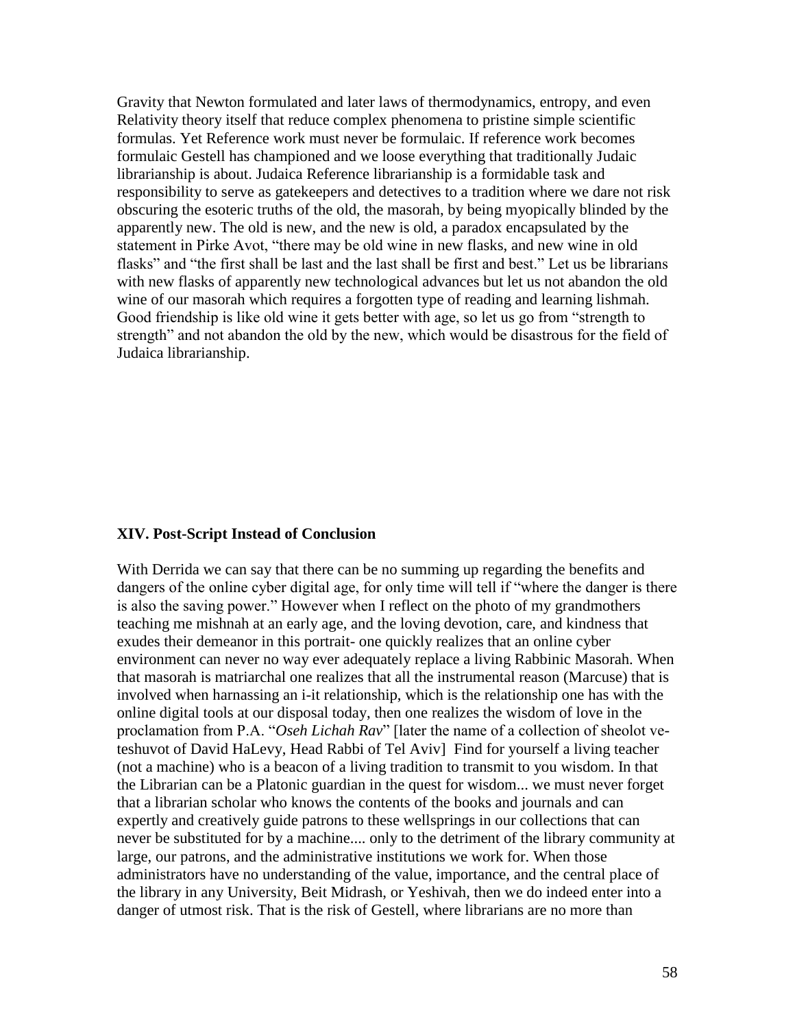Gravity that Newton formulated and later laws of thermodynamics, entropy, and even Relativity theory itself that reduce complex phenomena to pristine simple scientific formulas. Yet Reference work must never be formulaic. If reference work becomes formulaic Gestell has championed and we loose everything that traditionally Judaic librarianship is about. Judaica Reference librarianship is a formidable task and responsibility to serve as gatekeepers and detectives to a tradition where we dare not risk obscuring the esoteric truths of the old, the masorah, by being myopically blinded by the apparently new. The old is new, and the new is old, a paradox encapsulated by the statement in Pirke Avot, "there may be old wine in new flasks, and new wine in old flasks" and "the first shall be last and the last shall be first and best." Let us be librarians with new flasks of apparently new technological advances but let us not abandon the old wine of our masorah which requires a forgotten type of reading and learning lishmah. Good friendship is like old wine it gets better with age, so let us go from "strength to strength" and not abandon the old by the new, which would be disastrous for the field of Judaica librarianship.

### XIV. Post-Script Instead of Conclusion

With Derrida we can say that there can be no summing up regarding the benefits and dangers of the online cyber digital age, for only time will tell if "where the danger is there is also the saving power." However when I reflect on the photo of my grandmothers teaching me mishnah at an early age, and the loving devotion, care, and kindness that exudes their demeanor in this portrait- one quickly realizes that an online cyber environment can never no way ever adequately replace a living Rabbinic Masorah. When that masorah is matriarchal one realizes that all the instrumental reason (Marcuse) that is involved when harnassing an i-it relationship, which is the relationship one has with the online digital tools at our disposal today, then one realizes the wisdom of love in the proclamation from P.A. "*Oseh Lichah Rav*" [later the name of a collection of sheolot ve-teshuvot of David HaLevy, Head Rabbi of Tel Aviv] Find for yourself a living teacher (not a machine) who is a beacon of a living tradition to transmit to you wisdom. In that the Librarian can be a Platonic guardian in the quest for wisdom... we must never forget that a librarian scholar who knows the contents of the books and journals and can expertly and creatively guide patrons to these wellsprings in our collections that can never be substituted for by a machine.... only to the detriment of the library community at large, our patrons, and the administrative institutions we work for. When those administrators have no understanding of the value, importance, and the central place of the library in any University, Beit Midrash, or Yeshivah, then we do indeed enter into a danger of utmost risk. That is the risk of Gestell, where librarians are no more than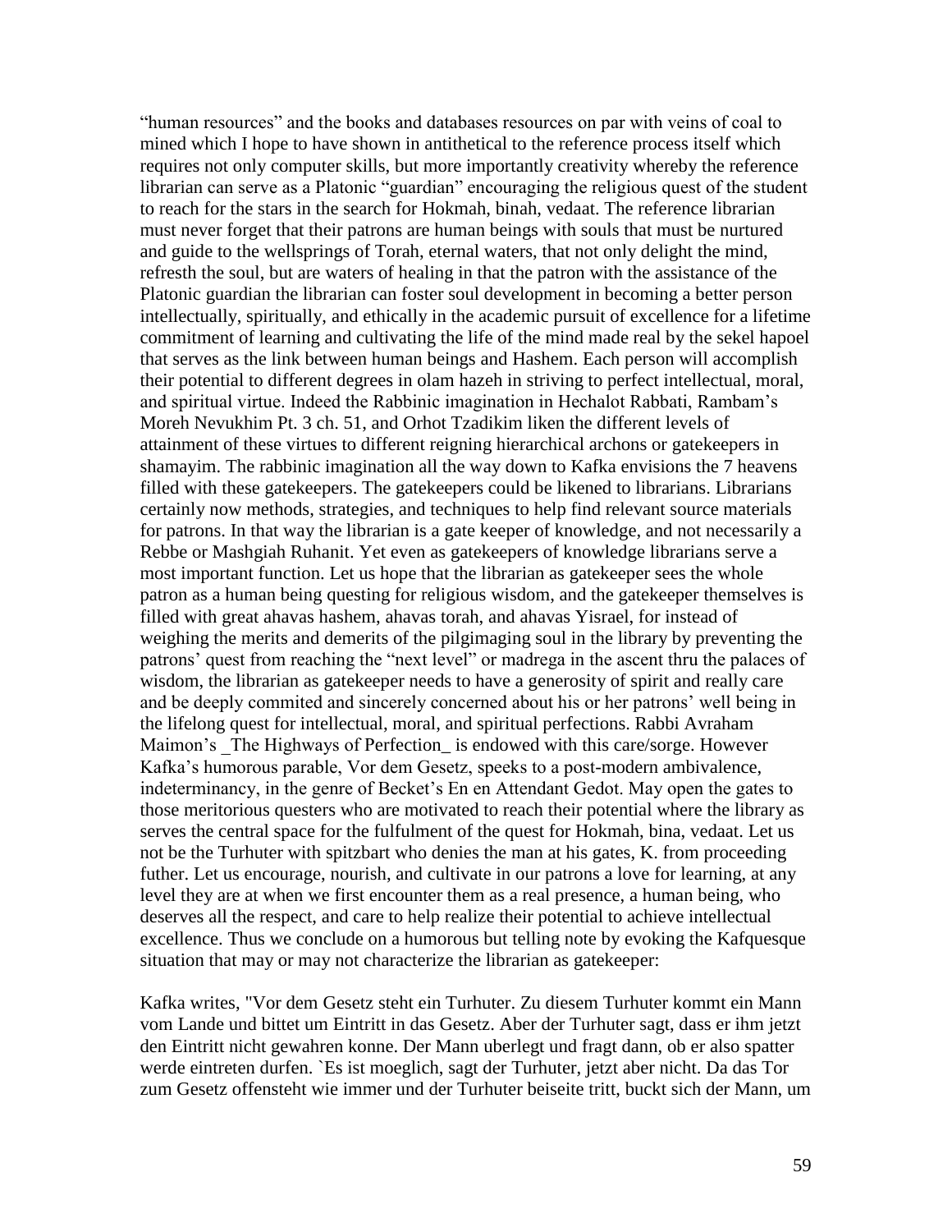"human resources" and the books and databases resources on par with veins of coal to mined which I hope to have shown in antithetical to the reference process itself which requires not only computer skills, but more importantly creativity whereby the reference librarian can serve as a Platonic "guardian" encouraging the religious quest of the student to reach for the stars in the search for Hokmah, binah, vedaat. The reference librarian must never forget that their patrons are human beings with souls that must be nurtured and guide to the wellsprings of Torah, eternal waters, that not only delight the mind, refresth the soul, but are waters of healing in that the patron with the assistance of the Platonic guardian the librarian can foster soul development in becoming a better person intellectually, spiritually, and ethically in the academic pursuit of excellence for a lifetime commitment of learning and cultivating the life of the mind made real by the sekel hapoel that serves as the link between human beings and Hashem. Each person will accomplish their potential to different degrees in olam hazeh in striving to perfect intellectual, moral, and spiritual virtue. Indeed the Rabbinic imagination in Hechalot Rabbati, Rambam's Moreh Nevukhim Pt. 3 ch. 51, and Orhot Tzadikim liken the different levels of attainment of these virtues to different reigning hierarchical archons or gatekeepers in shamayim. The rabbinic imagination all the way down to Kafka envisions the 7 heavens filled with these gatekeepers. The gatekeepers could be likened to librarians. Librarians certainly now methods, strategies, and techniques to help find relevant source materials for patrons. In that way the librarian is a gate keeper of knowledge, and not necessarily a Rebbe or Mashgiah Ruhanit. Yet even as gatekeepers of knowledge librarians serve a most important function. Let us hope that the librarian as gatekeeper sees the whole patron as a human being questing for religious wisdom, and the gatekeeper themselves is filled with great ahavas hashem, ahavas torah, and ahavas Yisrael, for instead of weighing the merits and demerits of the pilgimaging soul in the library by preventing the patrons' quest from reaching the "next level" or madrega in the ascent thru the palaces of wisdom, the librarian as gatekeeper needs to have a generosity of spirit and really care and be deeply commited and sincerely concerned about his or her patrons' well being in the lifelong quest for intellectual, moral, and spiritual perfections. Rabbi Avraham Maimon's _The Highways of Perfection_ is endowed with this care/sorge. However Kafka's humorous parable, Vor dem Gesetz, speeks to a post-modern ambivalence, indeterminancy, in the genre of Becket's En en Attendant Gedot. May open the gates to those meritorious questers who are motivated to reach their potential where the library as serves the central space for the fulfulment of the quest for Hokmah, bina, vedaat. Let us not be the Turhuter with spitzbart who denies the man at his gates, K. from proceeding futher. Let us encourage, nourish, and cultivate in our patrons a love for learning, at any level they are at when we first encounter them as a real presence, a human being, who deserves all the respect, and care to help realize their potential to achieve intellectual excellence. Thus we conclude on a humorous but telling note by evoking the Kafquesque situation that may or may not characterize the librarian as gatekeeper:

Kafka writes, "Vor dem Gesetz steht ein Turhuter. Zu diesem Turhuter kommt ein Mann vom Lande und bittet um Eintritt in das Gesetz. Aber der Turhuter sagt, dass er ihm jetzt den Eintritt nicht gewahren konne. Der Mann uberlegt und fragt dann, ob er also spatter werde eintreten durfen. `Es ist moeglich, sagt der Turhuter, jetzt aber nicht. Da das Tor zum Gesetz offensteht wie immer und der Turhuter beiseite tritt, buckt sich der Mann, um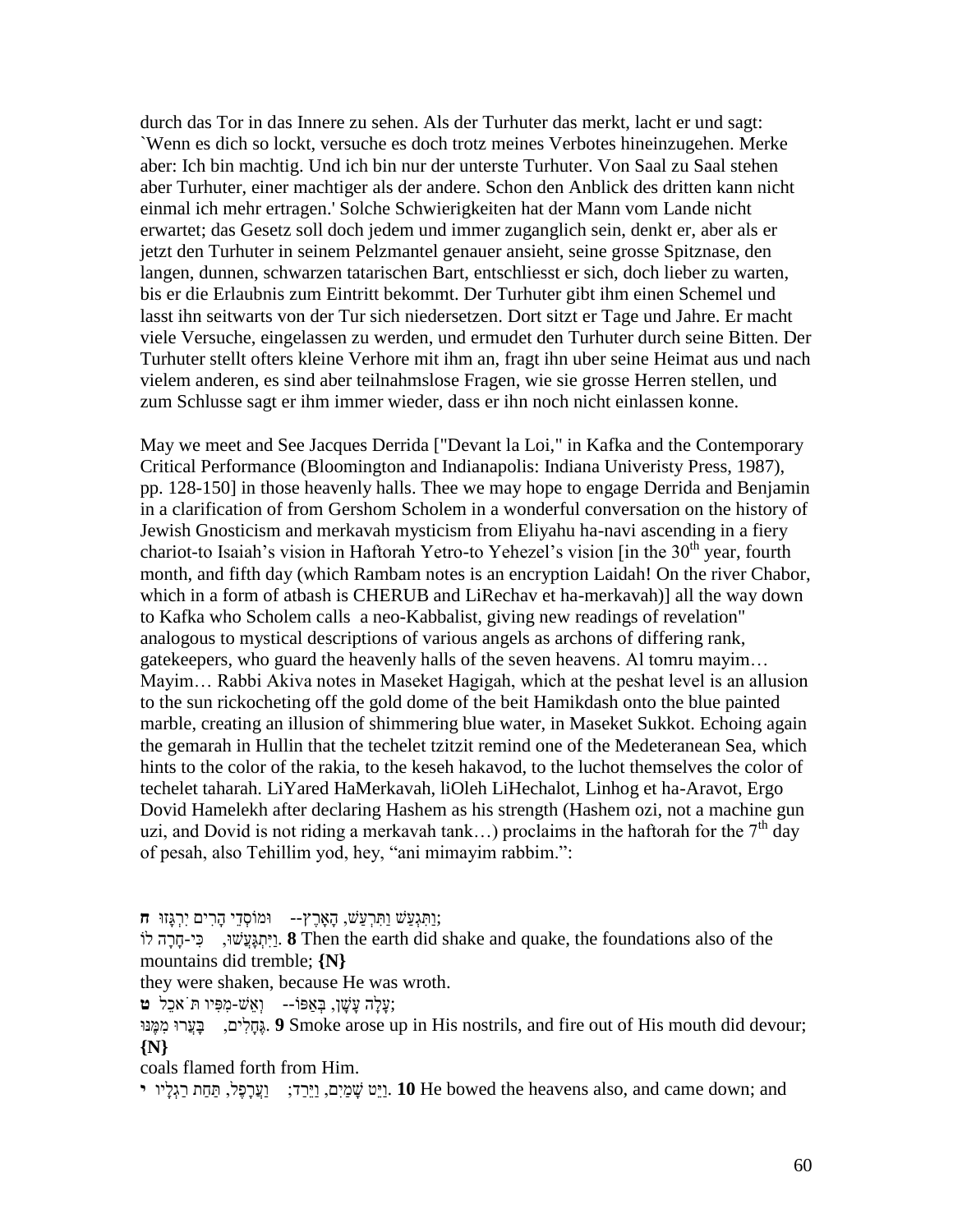durch das Tor in das Innere zu sehen. Als der Turhuter das merkt, lacht er und sagt: `Wenn es dich so lockt, versuche es doch trotz meines Verbotes hineinzugehen. Merke aber: Ich bin machtig. Und ich bin nur der unterste Turhuter. Von Saal zu Saal stehen aber Turhuter, einer machtiger als der andere. Schon den Anblick des dritten kann nicht einmal ich mehr ertragen.' Solche Schwierigkeiten hat der Mann vom Lande nicht erwartet; das Gesetz soll doch jedem und immer zuganglich sein, denkt er, aber als er jetzt den Turhuter in seinem Pelzmantel genauer ansieht, seine grosse Spitznase, den langen, dunnen, schwarzen tatarischen Bart, entschliesst er sich, doch lieber zu warten, bis er die Erlaubnis zum Eintritt bekommt. Der Turhuter gibt ihm einen Schemel und lasst ihn seitwarts von der Tur sich niedersetzen. Dort sitzt er Tage und Jahre. Er macht viele Versuche, eingelassen zu werden, und ermudet den Turhuter durch seine Bitten. Der Turhuter stellt ofters kleine Verhore mit ihm an, fragt ihn uber seine Heimat aus und nach vielem anderen, es sind aber teilnahmslose Fragen, wie sie grosse Herren stellen, und zum Schlusse sagt er ihm immer wieder, dass er ihn noch nicht einlassen konne.

May we meet and See Jacques Derrida ["Devant la Loi," in Kafka and the Contemporary Critical Performance (Bloomington and Indianapolis: Indiana Univeristy Press, 1987), pp. 128-150] in those heavenly halls. Thee we may hope to engage Derrida and Benjamin in a clarification of from Gershom Scholem in a wonderful conversation on the history of Jewish Gnosticism and merkavah mysticism from Eliyahu ha-navi ascending in a fiery chariot-to Isaiah's vision in Haftorah Yetro-to Yehezel's vision [in the 30th year, fourth month, and fifth day (which Rambam notes is an encryption Laidah! On the river Chabor, which in a form of atbash is CHERUB and LiRechav et ha-merkavah)] all the way down to Kafka who Scholem calls a neo-Kabbalist, giving new readings of revelation" analogous to mystical descriptions of various angels as archons of differing rank, gatekeepers, who guard the heavenly halls of the seven heavens. Al tomru mayim… Mayim… Rabbi Akiva notes in Maseket Hagigah, which at the peshat level is an allusion to the sun rickocheting off the gold dome of the beit Hamikdash onto the blue painted marble, creating an illusion of shimmering blue water, in Maseket Sukkot. Echoing again the gemarah in Hullin that the techelet tzitzit remind one of the Medeteranean Sea, which hints to the color of the rakia, to the keseh hakavod, to the luchot themselves the color of techelet taharah. LiYared HaMerkavah, liOleh LiHechalot, Linhog et ha-Aravot, Ergo Dovid Hamelekh after declaring Hashem as his strength (Hashem ozi, not a machine gun uzi, and Dovid is not riding a merkavah tank…) proclaims in the haftorah for the 7th day of pesah, also Tehillim yod, hey, "ani mimayim rabbim.":

**ח** וַתִּגְעַשׁ וַתִּרְעַשׁ, הָאָרֶץ-- וּמוֹסְדֵי הָרִים יִרְגָּזוּ;
וַיִּתְגָּעֲשׁוּ, כִּי-חָרָה לוֹ. **8** Then the earth did shake and quake, the foundations also of the mountains did tremble; **{N}**
they were shaken, because He was wroth.
**ט** עָלָה עָשָׁן, בְּאַפּוֹ-- וְאֵשׁ-מִפִּיו תֹּאכֵל;
גֶּחָלִים, בָּעֲרוּ מִמֶּנּוּ. **9** Smoke arose up in His nostrils, and fire out of His mouth did devour; **{N}**
coals flamed forth from Him.
**י** וַיֵּט שָׁמַיִם, וַיֵּרַד; וַעֲרָפֶל, תַּחַת רַגְלָיו. **10** He bowed the heavens also, and came down; and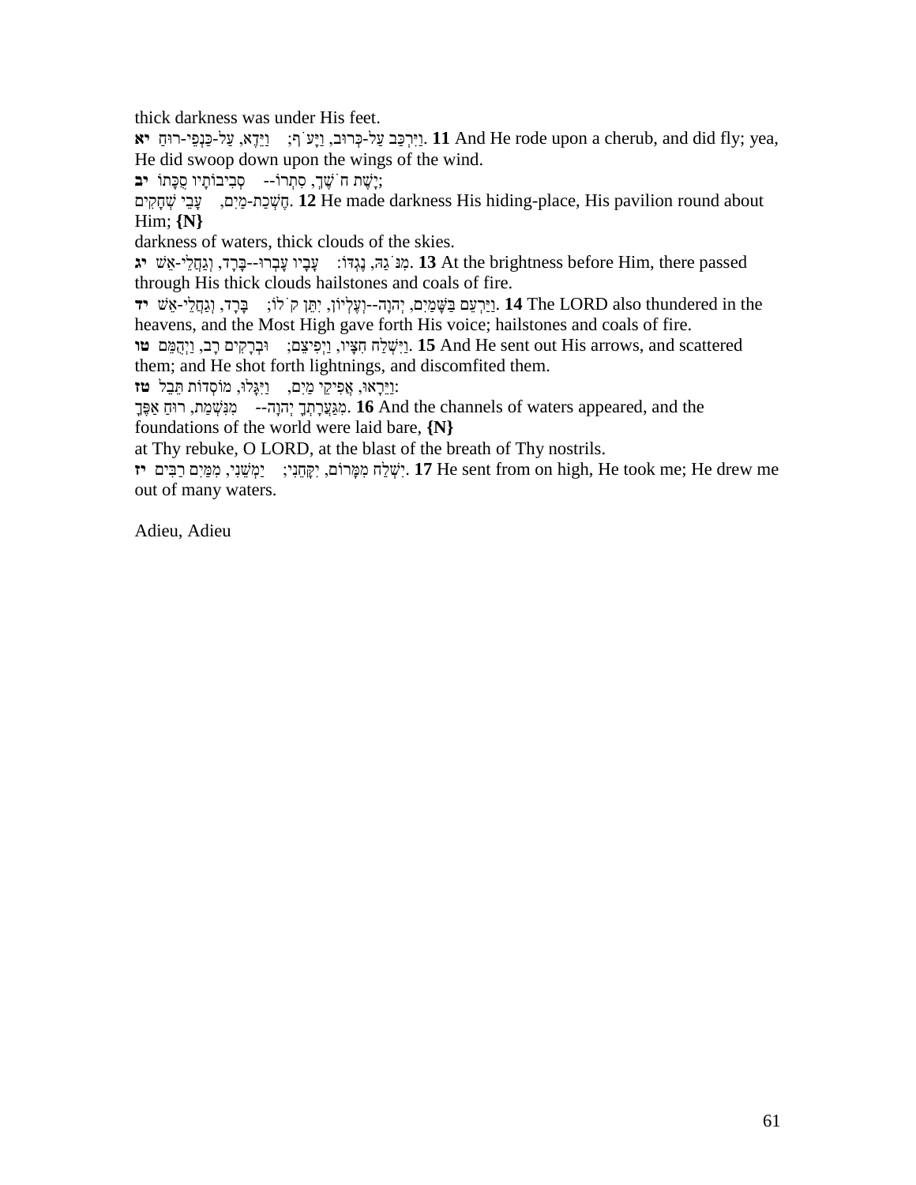thick darkness was under His feet.

**יא** וַיִּרְכַּב עַל-כְּרוּב, וַיָּעֹף; וַיֵּדֶא, עַל-כַּנְפֵי-רוּחַ. **11** And He rode upon a cherub, and did fly; yea, He did swoop down upon the wings of the wind.

**יב** יָשֶׁת חֹשֶׁךְ, סִתְרוֹ-- סְבִיבוֹתָיו סֻכָּתוֹ;

חֶשְׁכַת-מַיִם, עָבֵי שְׁחָקִים. **12** He made darkness His hiding-place, His pavilion round about Him; **{N}**

darkness of waters, thick clouds of the skies.

**יג** מִנֹּגַהּ, נֶגְדּוֹ: עָבָיו עָבְרוּ--בָּרָד, וְגַחֲלֵי-אֵשׁ. **13** At the brightness before Him, there passed through His thick clouds hailstones and coals of fire.

**יד** וַיַּרְעֵם בַּשָּׁמַיִם, יְהוָה--וְעֶלְיוֹן, יִתֵּן קֹלוֹ; בָּרָד, וְגַחֲלֵי-אֵשׁ. **14** The LORD also thundered in the heavens, and the Most High gave forth His voice; hailstones and coals of fire.

**טו** וַיִּשְׁלַח חִצָּיו, וַיְפִיצֵם; וּבְרָקִים רָב, וַיְהֻמֵּם. **15** And He sent out His arrows, and scattered them; and He shot forth lightnings, and discomfited them.

**טז** וַיֵּרָאוּ, אֲפִיקֵי מַיִם, וַיִּגָּלוּ, מוֹסְדוֹת תֵּבֵל:

מִגַּעֲרָתְךָ יְהוָה-- מִנִּשְׁמַת, רוּחַ אַפֶּךָ. **16** And the channels of waters appeared, and the foundations of the world were laid bare, **{N}**

at Thy rebuke, O LORD, at the blast of the breath of Thy nostrils.

**יז** יִשְׁלַח מִמָּרוֹם, יִקָּחֵנִי; יַמְשֵׁנִי, מִמַּיִם רַבִּים. **17** He sent from on high, He took me; He drew me out of many waters.

Adieu, Adieu